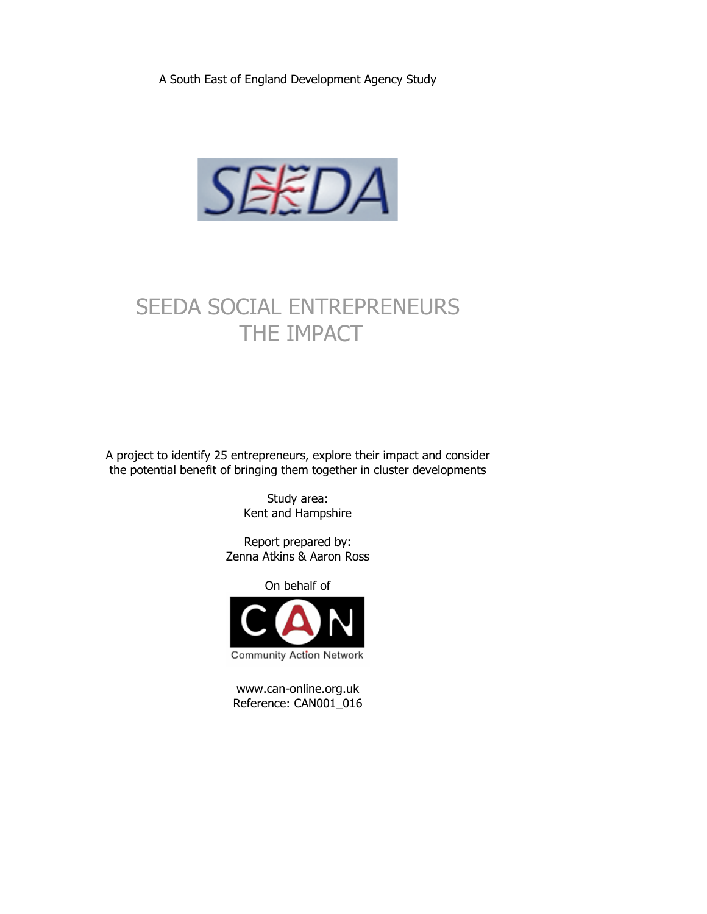A South East of England Development Agency Study

# SEEDA SOCIAL ENTREPRENEURS
# THE IMPACT

A project to identify 25 entrepreneurs, explore their impact and consider the potential benefit of bringing them together in cluster developments

Study area:
Kent and Hampshire

Report prepared by:
Zenna Atkins & Aaron Ross

On behalf of

Community Action Network

www.can-online.org.uk
Reference: CAN001_016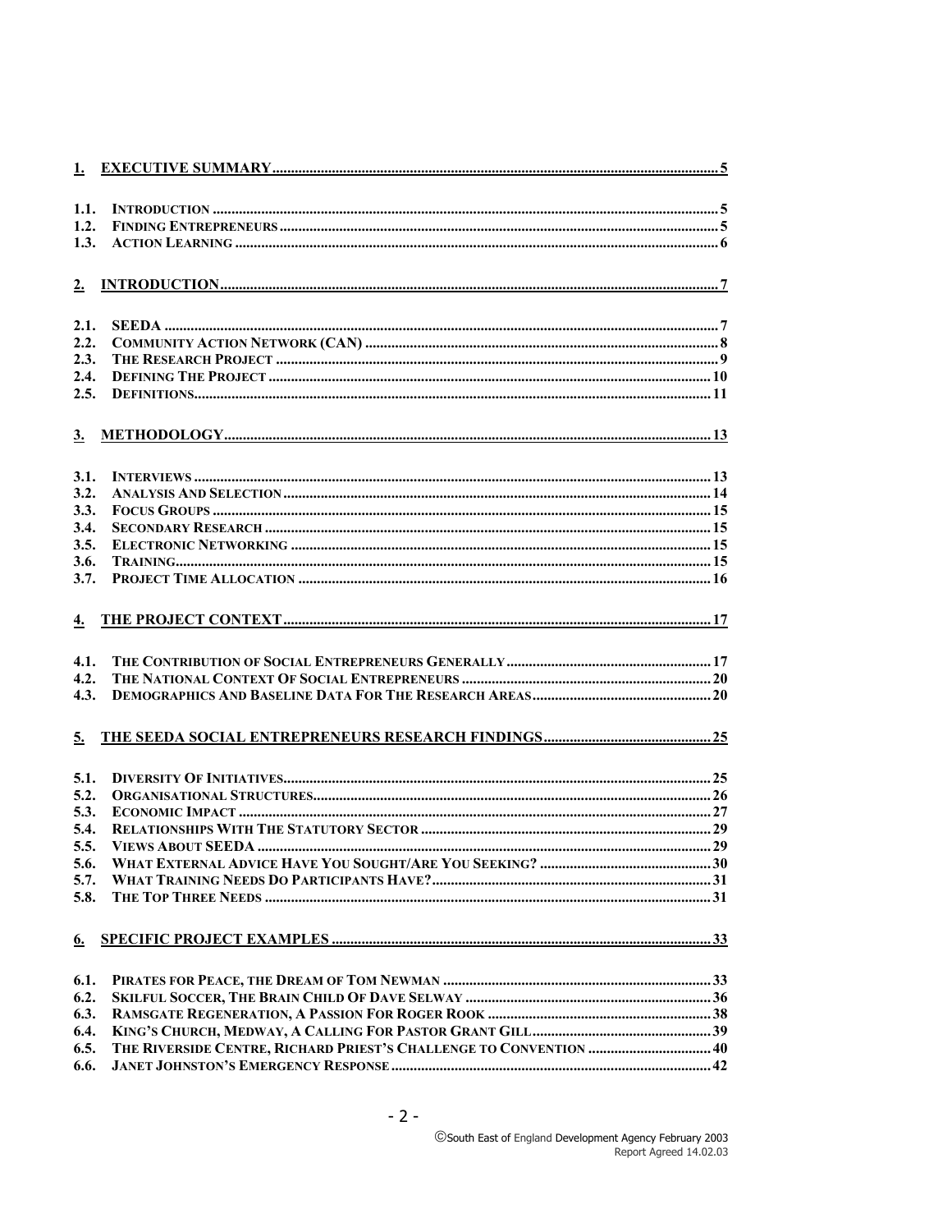1. EXECUTIVE SUMMARY ..... 5

1.1. INTRODUCTION ..... 5
1.2. FINDING ENTREPRENEURS ..... 5
1.3. ACTION LEARNING ..... 6

2. INTRODUCTION ..... 7

2.1. SEEDA ..... 7
2.2. COMMUNITY ACTION NETWORK (CAN) ..... 8
2.3. THE RESEARCH PROJECT ..... 9
2.4. DEFINING THE PROJECT ..... 10
2.5. DEFINITIONS ..... 11

3. METHODOLOGY ..... 13

3.1. INTERVIEWS ..... 13
3.2. ANALYSIS AND SELECTION ..... 14
3.3. FOCUS GROUPS ..... 15
3.4. SECONDARY RESEARCH ..... 15
3.5. ELECTRONIC NETWORKING ..... 15
3.6. TRAINING ..... 15
3.7. PROJECT TIME ALLOCATION ..... 16

4. THE PROJECT CONTEXT ..... 17

4.1. THE CONTRIBUTION OF SOCIAL ENTREPRENEURS GENERALLY ..... 17
4.2. THE NATIONAL CONTEXT OF SOCIAL ENTREPRENEURS ..... 20
4.3. DEMOGRAPHICS AND BASELINE DATA FOR THE RESEARCH AREAS ..... 20

5. THE SEEDA SOCIAL ENTREPRENEURS RESEARCH FINDINGS ..... 25

5.1. DIVERSITY OF INITIATIVES ..... 25
5.2. ORGANISATIONAL STRUCTURES ..... 26
5.3. ECONOMIC IMPACT ..... 27
5.4. RELATIONSHIPS WITH THE STATUTORY SECTOR ..... 29
5.5. VIEWS ABOUT SEEDA ..... 29
5.6. WHAT EXTERNAL ADVICE HAVE YOU SOUGHT/ARE YOU SEEKING? ..... 30
5.7. WHAT TRAINING NEEDS DO PARTICIPANTS HAVE? ..... 31
5.8. THE TOP THREE NEEDS ..... 31

6. SPECIFIC PROJECT EXAMPLES ..... 33

6.1. PIRATES FOR PEACE, THE DREAM OF TOM NEWMAN ..... 33
6.2. SKILFUL SOCCER, THE BRAIN CHILD OF DAVE SELWAY ..... 36
6.3. RAMSGATE REGENERATION, A PASSION FOR ROGER ROOK ..... 38
6.4. KING'S CHURCH, MEDWAY, A CALLING FOR PASTOR GRANT GILL ..... 39
6.5. THE RIVERSIDE CENTRE, RICHARD PRIEST'S CHALLENGE TO CONVENTION ..... 40
6.6. JANET JOHNSTON'S EMERGENCY RESPONSE ..... 42

©South East of England Development Agency February 2003
Report Agreed 14.02.03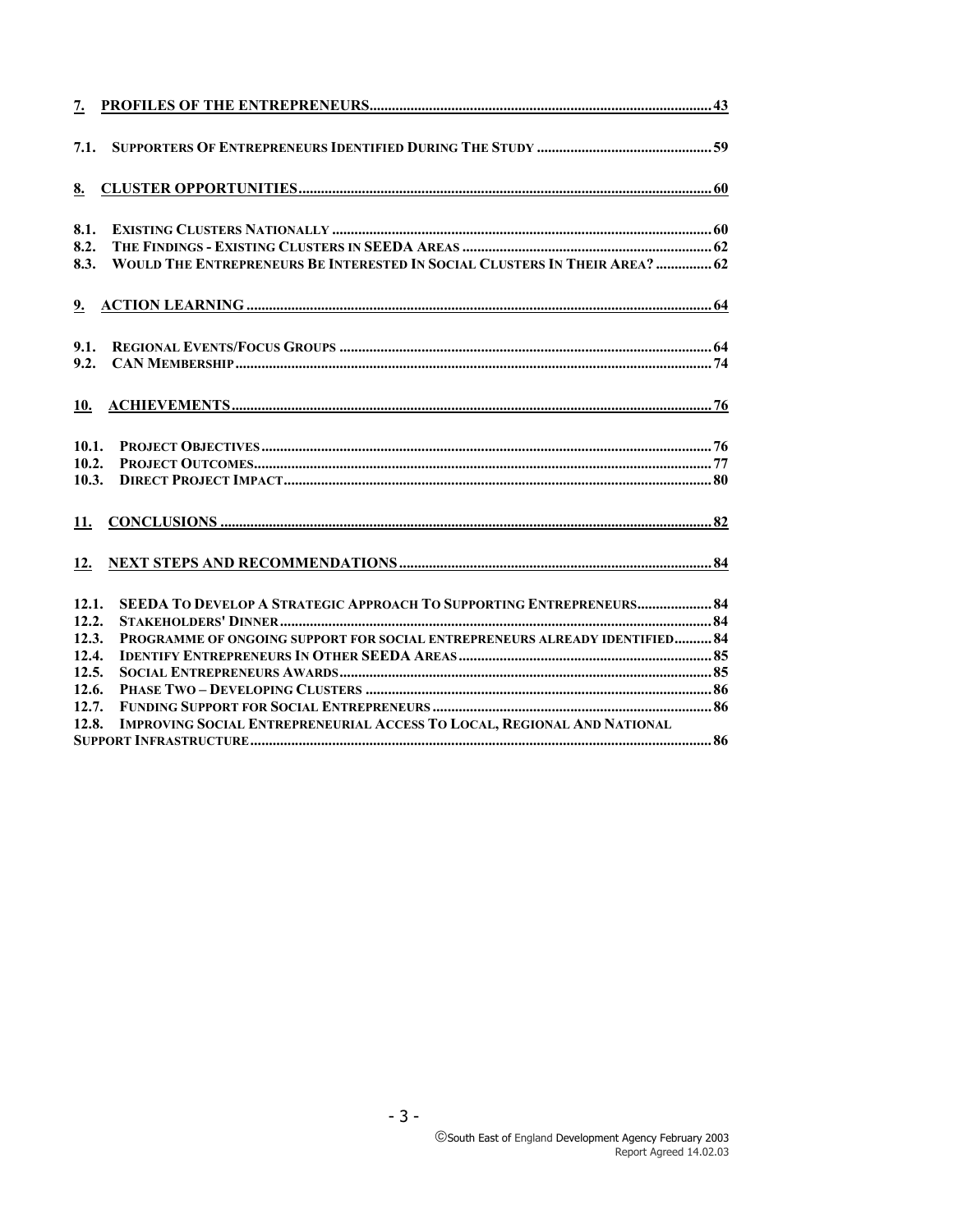**7. PROFILES OF THE ENTREPRENEURS .......... 43**

**7.1. SUPPORTERS OF ENTREPRENEURS IDENTIFIED DURING THE STUDY .......... 59**

**8. CLUSTER OPPORTUNITIES .......... 60**

**8.1. EXISTING CLUSTERS NATIONALLY .......... 60**
**8.2. THE FINDINGS - EXISTING CLUSTERS IN SEEDA AREAS .......... 62**
**8.3. WOULD THE ENTREPRENEURS BE INTERESTED IN SOCIAL CLUSTERS IN THEIR AREA? .......... 62**

**9. ACTION LEARNING .......... 64**

**9.1. REGIONAL EVENTS/FOCUS GROUPS .......... 64**
**9.2. CAN MEMBERSHIP .......... 74**

**10. ACHIEVEMENTS .......... 76**

**10.1. PROJECT OBJECTIVES .......... 76**
**10.2. PROJECT OUTCOMES .......... 77**
**10.3. DIRECT PROJECT IMPACT .......... 80**

**11. CONCLUSIONS .......... 82**

**12. NEXT STEPS AND RECOMMENDATIONS .......... 84**

**12.1. SEEDA TO DEVELOP A STRATEGIC APPROACH TO SUPPORTING ENTREPRENEURS .......... 84**
**12.2. STAKEHOLDERS' DINNER .......... 84**
**12.3. PROGRAMME OF ONGOING SUPPORT FOR SOCIAL ENTREPRENEURS ALREADY IDENTIFIED .......... 84**
**12.4. IDENTIFY ENTREPRENEURS IN OTHER SEEDA AREAS .......... 85**
**12.5. SOCIAL ENTREPRENEURS AWARDS .......... 85**
**12.6. PHASE TWO – DEVELOPING CLUSTERS .......... 86**
**12.7. FUNDING SUPPORT FOR SOCIAL ENTREPRENEURS .......... 86**
**12.8. IMPROVING SOCIAL ENTREPRENEURIAL ACCESS TO LOCAL, REGIONAL AND NATIONAL SUPPORT INFRASTRUCTURE .......... 86**

©South East of England Development Agency February 2003
Report Agreed 14.02.03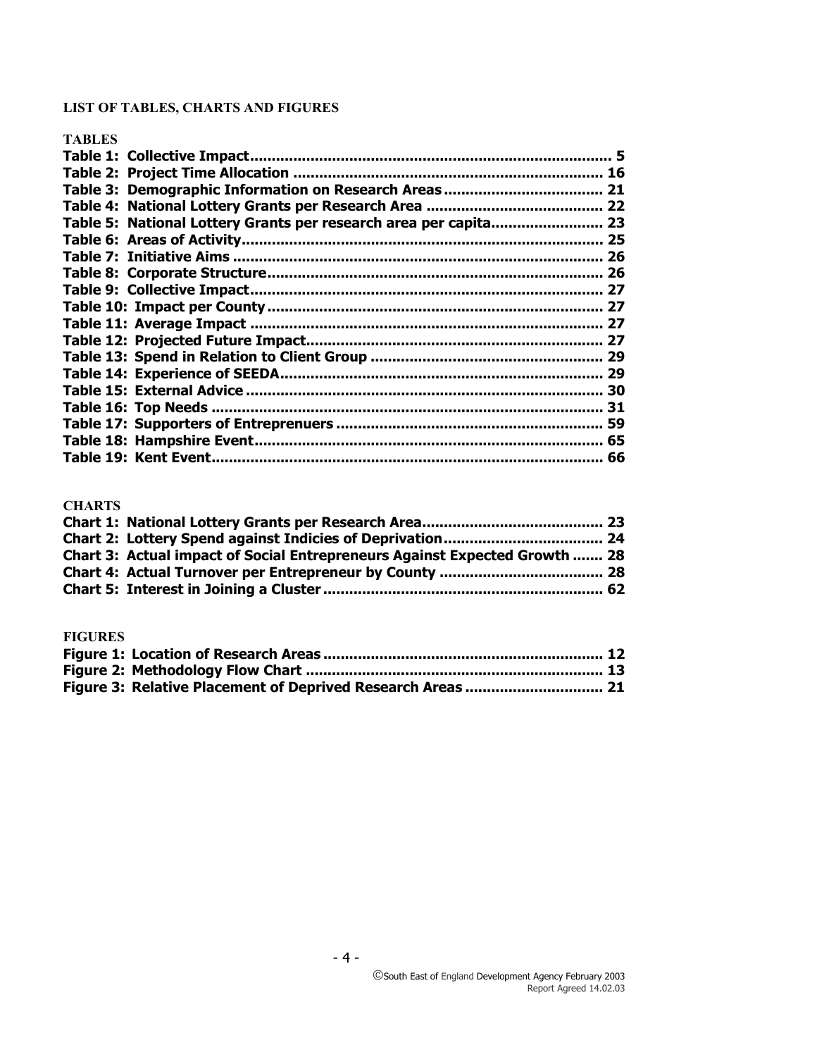# LIST OF TABLES, CHARTS AND FIGURES

## TABLES

**Table 1: Collective Impact.................................................................................... 5**
**Table 2: Project Time Allocation ....................................................................... 16**
**Table 3: Demographic Information on Research Areas ..................................... 21**
**Table 4: National Lottery Grants per Research Area ......................................... 22**
**Table 5: National Lottery Grants per research area per capita.......................... 23**
**Table 6: Areas of Activity.................................................................................. 25**
**Table 7: Initiative Aims .................................................................................... 26**
**Table 8: Corporate Structure............................................................................ 26**
**Table 9: Collective Impact................................................................................ 27**
**Table 10: Impact per County ............................................................................ 27**
**Table 11: Average Impact ................................................................................ 27**
**Table 12: Projected Future Impact.................................................................... 27**
**Table 13: Spend in Relation to Client Group ..................................................... 29**
**Table 14: Experience of SEEDA.......................................................................... 29**
**Table 15: External Advice .................................................................................. 30**
**Table 16: Top Needs ......................................................................................... 31**
**Table 17: Supporters of Entreprenuers ............................................................. 59**
**Table 18: Hampshire Event................................................................................ 65**
**Table 19: Kent Event......................................................................................... 66**

## CHARTS

**Chart 1: National Lottery Grants per Research Area.......................................... 23**
**Chart 2: Lottery Spend against Indicies of Deprivation..................................... 24**
**Chart 3: Actual impact of Social Entrepreneurs Against Expected Growth ....... 28**
**Chart 4: Actual Turnover per Entrepreneur by County ..................................... 28**
**Chart 5: Interest in Joining a Cluster ................................................................ 62**

## FIGURES

**Figure 1: Location of Research Areas ................................................................ 12**
**Figure 2: Methodology Flow Chart .................................................................... 13**
**Figure 3: Relative Placement of Deprived Research Areas ................................ 21**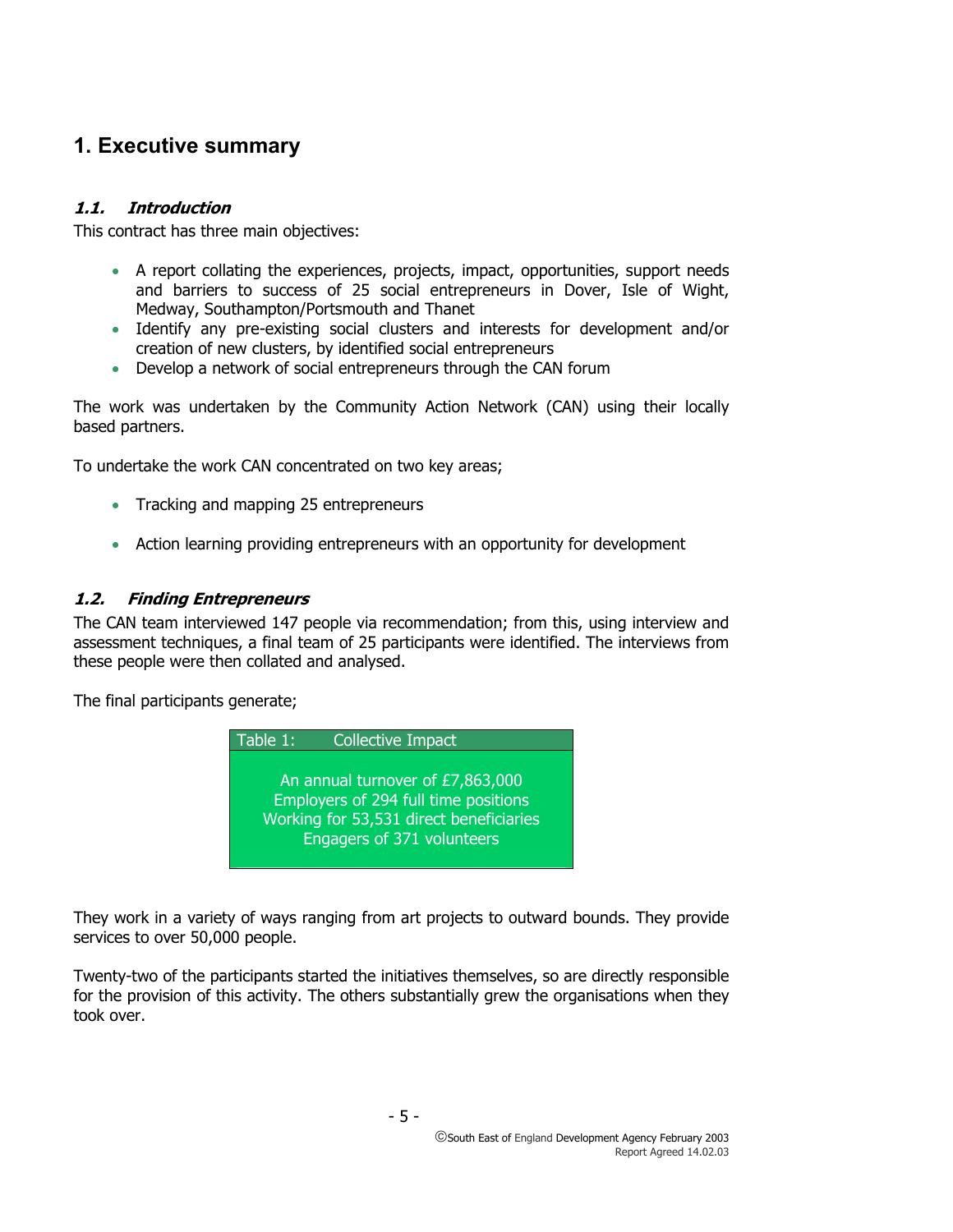# 1. Executive summary

### *1.1. Introduction*

This contract has three main objectives:

- A report collating the experiences, projects, impact, opportunities, support needs and barriers to success of 25 social entrepreneurs in Dover, Isle of Wight, Medway, Southampton/Portsmouth and Thanet
- Identify any pre-existing social clusters and interests for development and/or creation of new clusters, by identified social entrepreneurs
- Develop a network of social entrepreneurs through the CAN forum

The work was undertaken by the Community Action Network (CAN) using their locally based partners.

To undertake the work CAN concentrated on two key areas;

- Tracking and mapping 25 entrepreneurs
- Action learning providing entrepreneurs with an opportunity for development

### *1.2. Finding Entrepreneurs*

The CAN team interviewed 147 people via recommendation; from this, using interview and assessment techniques, a final team of 25 participants were identified. The interviews from these people were then collated and analysed.

The final participants generate;

| Table 1: Collective Impact |
|---|
| An annual turnover of £7,863,000<br>Employers of 294 full time positions<br>Working for 53,531 direct beneficiaries<br>Engagers of 371 volunteers |

They work in a variety of ways ranging from art projects to outward bounds. They provide services to over 50,000 people.

Twenty-two of the participants started the initiatives themselves, so are directly responsible for the provision of this activity. The others substantially grew the organisations when they took over.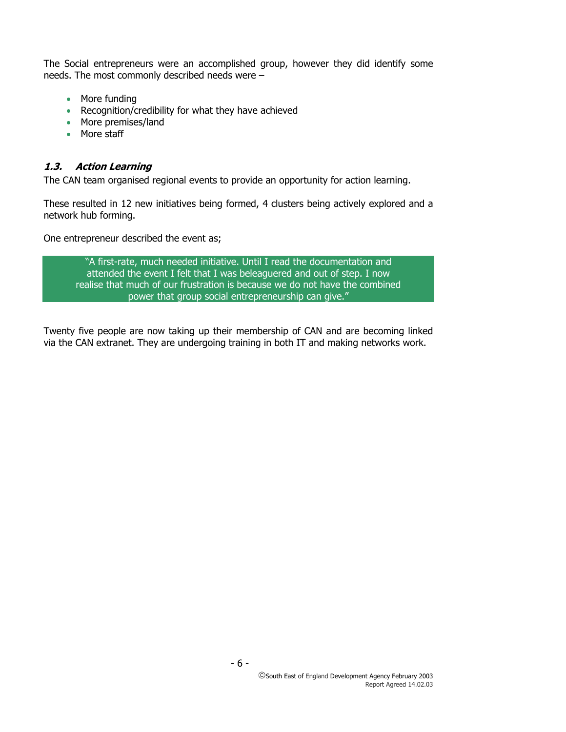The Social entrepreneurs were an accomplished group, however they did identify some needs. The most commonly described needs were –

- More funding
- Recognition/credibility for what they have achieved
- More premises/land
- More staff

### *1.3. Action Learning*

The CAN team organised regional events to provide an opportunity for action learning.

These resulted in 12 new initiatives being formed, 4 clusters being actively explored and a network hub forming.

One entrepreneur described the event as;

> "A first-rate, much needed initiative. Until I read the documentation and attended the event I felt that I was beleaguered and out of step. I now realise that much of our frustration is because we do not have the combined power that group social entrepreneurship can give."

Twenty five people are now taking up their membership of CAN and are becoming linked via the CAN extranet. They are undergoing training in both IT and making networks work.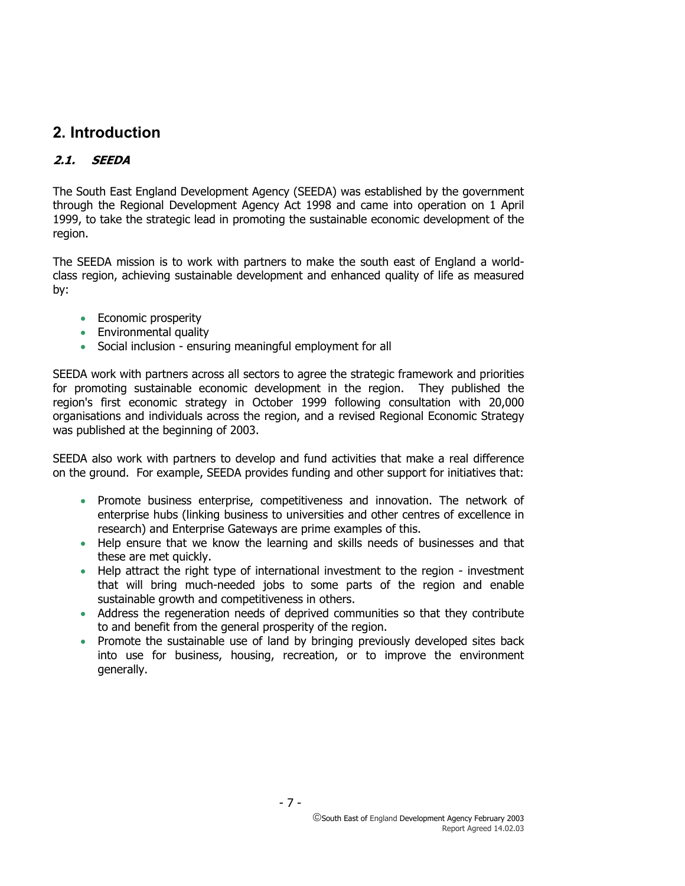## 2. Introduction

### *2.1. SEEDA*

The South East England Development Agency (SEEDA) was established by the government through the Regional Development Agency Act 1998 and came into operation on 1 April 1999, to take the strategic lead in promoting the sustainable economic development of the region.

The SEEDA mission is to work with partners to make the south east of England a world-class region, achieving sustainable development and enhanced quality of life as measured by:

- Economic prosperity
- Environmental quality
- Social inclusion - ensuring meaningful employment for all

SEEDA work with partners across all sectors to agree the strategic framework and priorities for promoting sustainable economic development in the region. They published the region's first economic strategy in October 1999 following consultation with 20,000 organisations and individuals across the region, and a revised Regional Economic Strategy was published at the beginning of 2003.

SEEDA also work with partners to develop and fund activities that make a real difference on the ground. For example, SEEDA provides funding and other support for initiatives that:

- Promote business enterprise, competitiveness and innovation. The network of enterprise hubs (linking business to universities and other centres of excellence in research) and Enterprise Gateways are prime examples of this.
- Help ensure that we know the learning and skills needs of businesses and that these are met quickly.
- Help attract the right type of international investment to the region - investment that will bring much-needed jobs to some parts of the region and enable sustainable growth and competitiveness in others.
- Address the regeneration needs of deprived communities so that they contribute to and benefit from the general prosperity of the region.
- Promote the sustainable use of land by bringing previously developed sites back into use for business, housing, recreation, or to improve the environment generally.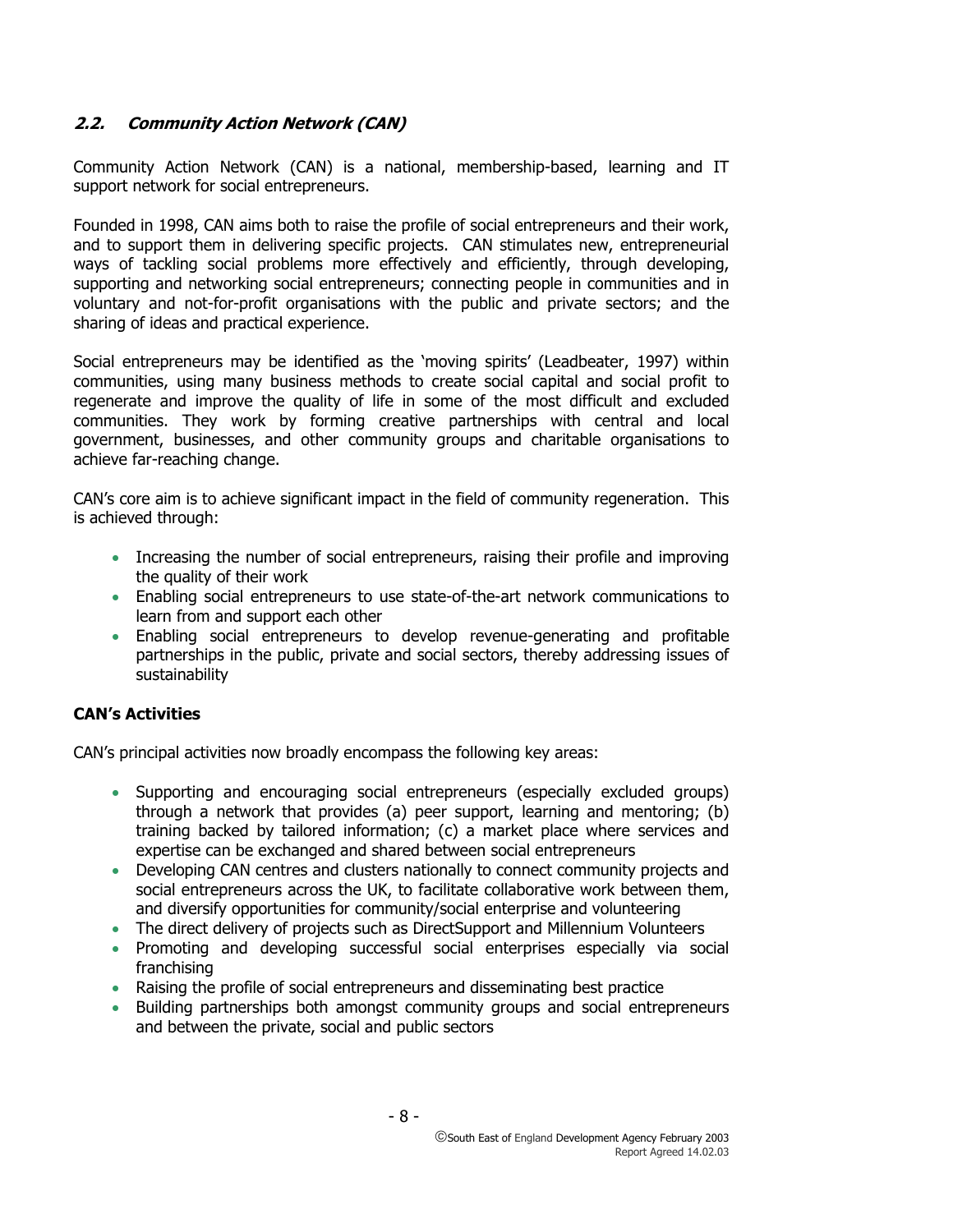## *2.2. Community Action Network (CAN)*

Community Action Network (CAN) is a national, membership-based, learning and IT support network for social entrepreneurs.

Founded in 1998, CAN aims both to raise the profile of social entrepreneurs and their work, and to support them in delivering specific projects. CAN stimulates new, entrepreneurial ways of tackling social problems more effectively and efficiently, through developing, supporting and networking social entrepreneurs; connecting people in communities and in voluntary and not-for-profit organisations with the public and private sectors; and the sharing of ideas and practical experience.

Social entrepreneurs may be identified as the 'moving spirits' (Leadbeater, 1997) within communities, using many business methods to create social capital and social profit to regenerate and improve the quality of life in some of the most difficult and excluded communities. They work by forming creative partnerships with central and local government, businesses, and other community groups and charitable organisations to achieve far-reaching change.

CAN's core aim is to achieve significant impact in the field of community regeneration. This is achieved through:

- Increasing the number of social entrepreneurs, raising their profile and improving the quality of their work
- Enabling social entrepreneurs to use state-of-the-art network communications to learn from and support each other
- Enabling social entrepreneurs to develop revenue-generating and profitable partnerships in the public, private and social sectors, thereby addressing issues of sustainability

**CAN's Activities**

CAN's principal activities now broadly encompass the following key areas:

- Supporting and encouraging social entrepreneurs (especially excluded groups) through a network that provides (a) peer support, learning and mentoring; (b) training backed by tailored information; (c) a market place where services and expertise can be exchanged and shared between social entrepreneurs
- Developing CAN centres and clusters nationally to connect community projects and social entrepreneurs across the UK, to facilitate collaborative work between them, and diversify opportunities for community/social enterprise and volunteering
- The direct delivery of projects such as DirectSupport and Millennium Volunteers
- Promoting and developing successful social enterprises especially via social franchising
- Raising the profile of social entrepreneurs and disseminating best practice
- Building partnerships both amongst community groups and social entrepreneurs and between the private, social and public sectors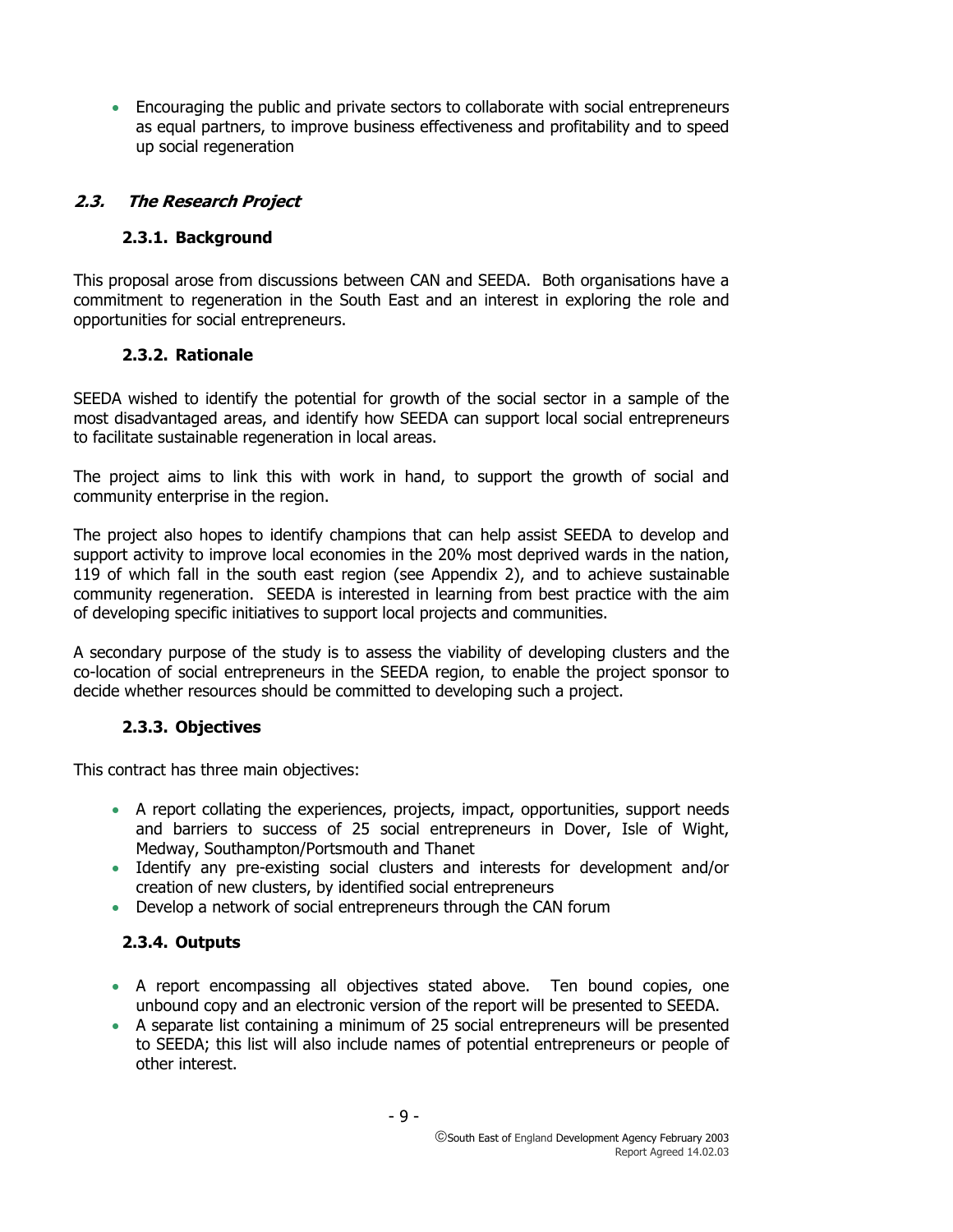- Encouraging the public and private sectors to collaborate with social entrepreneurs as equal partners, to improve business effectiveness and profitability and to speed up social regeneration

## *2.3. The Research Project*

### 2.3.1. Background

This proposal arose from discussions between CAN and SEEDA. Both organisations have a commitment to regeneration in the South East and an interest in exploring the role and opportunities for social entrepreneurs.

### 2.3.2. Rationale

SEEDA wished to identify the potential for growth of the social sector in a sample of the most disadvantaged areas, and identify how SEEDA can support local social entrepreneurs to facilitate sustainable regeneration in local areas.

The project aims to link this with work in hand, to support the growth of social and community enterprise in the region.

The project also hopes to identify champions that can help assist SEEDA to develop and support activity to improve local economies in the 20% most deprived wards in the nation, 119 of which fall in the south east region (see Appendix 2), and to achieve sustainable community regeneration. SEEDA is interested in learning from best practice with the aim of developing specific initiatives to support local projects and communities.

A secondary purpose of the study is to assess the viability of developing clusters and the co-location of social entrepreneurs in the SEEDA region, to enable the project sponsor to decide whether resources should be committed to developing such a project.

### 2.3.3. Objectives

This contract has three main objectives:

- A report collating the experiences, projects, impact, opportunities, support needs and barriers to success of 25 social entrepreneurs in Dover, Isle of Wight, Medway, Southampton/Portsmouth and Thanet
- Identify any pre-existing social clusters and interests for development and/or creation of new clusters, by identified social entrepreneurs
- Develop a network of social entrepreneurs through the CAN forum

### 2.3.4. Outputs

- A report encompassing all objectives stated above. Ten bound copies, one unbound copy and an electronic version of the report will be presented to SEEDA.
- A separate list containing a minimum of 25 social entrepreneurs will be presented to SEEDA; this list will also include names of potential entrepreneurs or people of other interest.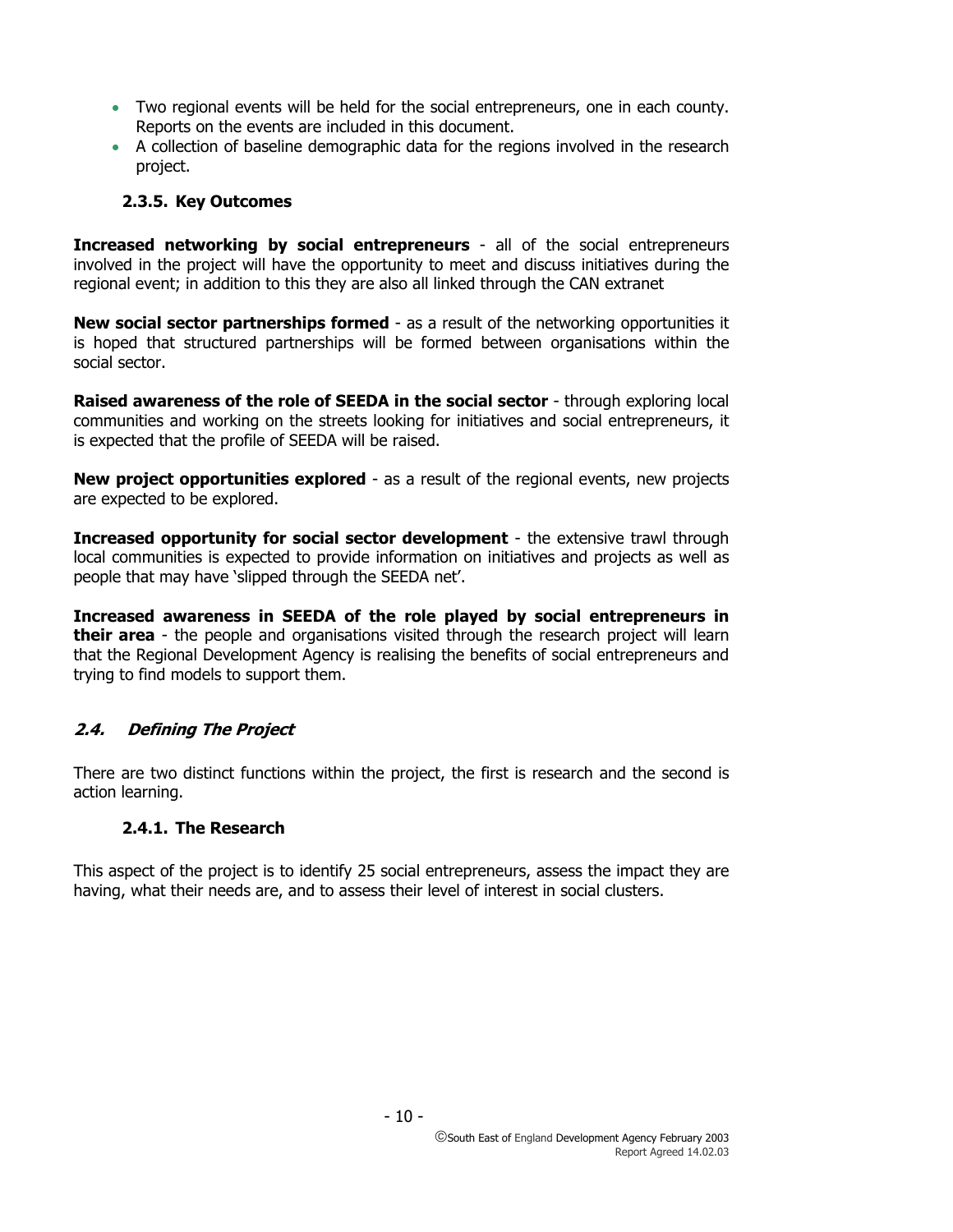- Two regional events will be held for the social entrepreneurs, one in each county. Reports on the events are included in this document.
- A collection of baseline demographic data for the regions involved in the research project.

### 2.3.5. Key Outcomes

**Increased networking by social entrepreneurs** - all of the social entrepreneurs involved in the project will have the opportunity to meet and discuss initiatives during the regional event; in addition to this they are also all linked through the CAN extranet

**New social sector partnerships formed** - as a result of the networking opportunities it is hoped that structured partnerships will be formed between organisations within the social sector.

**Raised awareness of the role of SEEDA in the social sector** - through exploring local communities and working on the streets looking for initiatives and social entrepreneurs, it is expected that the profile of SEEDA will be raised.

**New project opportunities explored** - as a result of the regional events, new projects are expected to be explored.

**Increased opportunity for social sector development** - the extensive trawl through local communities is expected to provide information on initiatives and projects as well as people that may have 'slipped through the SEEDA net'.

**Increased awareness in SEEDA of the role played by social entrepreneurs in their area** - the people and organisations visited through the research project will learn that the Regional Development Agency is realising the benefits of social entrepreneurs and trying to find models to support them.

## *2.4. Defining The Project*

There are two distinct functions within the project, the first is research and the second is action learning.

### 2.4.1. The Research

This aspect of the project is to identify 25 social entrepreneurs, assess the impact they are having, what their needs are, and to assess their level of interest in social clusters.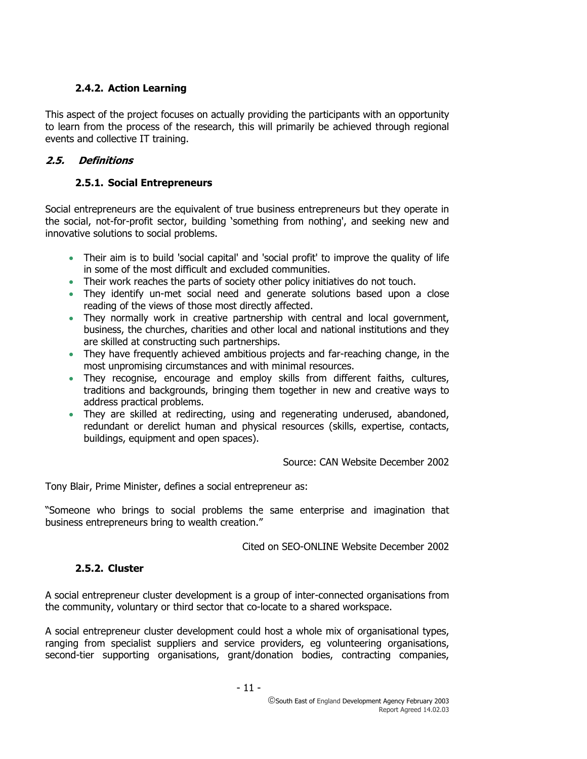#### 2.4.2. Action Learning

This aspect of the project focuses on actually providing the participants with an opportunity to learn from the process of the research, this will primarily be achieved through regional events and collective IT training.

### *2.5. Definitions*

#### 2.5.1. Social Entrepreneurs

Social entrepreneurs are the equivalent of true business entrepreneurs but they operate in the social, not-for-profit sector, building 'something from nothing', and seeking new and innovative solutions to social problems.

- Their aim is to build 'social capital' and 'social profit' to improve the quality of life in some of the most difficult and excluded communities.
- Their work reaches the parts of society other policy initiatives do not touch.
- They identify un-met social need and generate solutions based upon a close reading of the views of those most directly affected.
- They normally work in creative partnership with central and local government, business, the churches, charities and other local and national institutions and they are skilled at constructing such partnerships.
- They have frequently achieved ambitious projects and far-reaching change, in the most unpromising circumstances and with minimal resources.
- They recognise, encourage and employ skills from different faiths, cultures, traditions and backgrounds, bringing them together in new and creative ways to address practical problems.
- They are skilled at redirecting, using and regenerating underused, abandoned, redundant or derelict human and physical resources (skills, expertise, contacts, buildings, equipment and open spaces).

Source: CAN Website December 2002

Tony Blair, Prime Minister, defines a social entrepreneur as:

"Someone who brings to social problems the same enterprise and imagination that business entrepreneurs bring to wealth creation."

Cited on SEO-ONLINE Website December 2002

#### 2.5.2. Cluster

A social entrepreneur cluster development is a group of inter-connected organisations from the community, voluntary or third sector that co-locate to a shared workspace.

A social entrepreneur cluster development could host a whole mix of organisational types, ranging from specialist suppliers and service providers, eg volunteering organisations, second-tier supporting organisations, grant/donation bodies, contracting companies,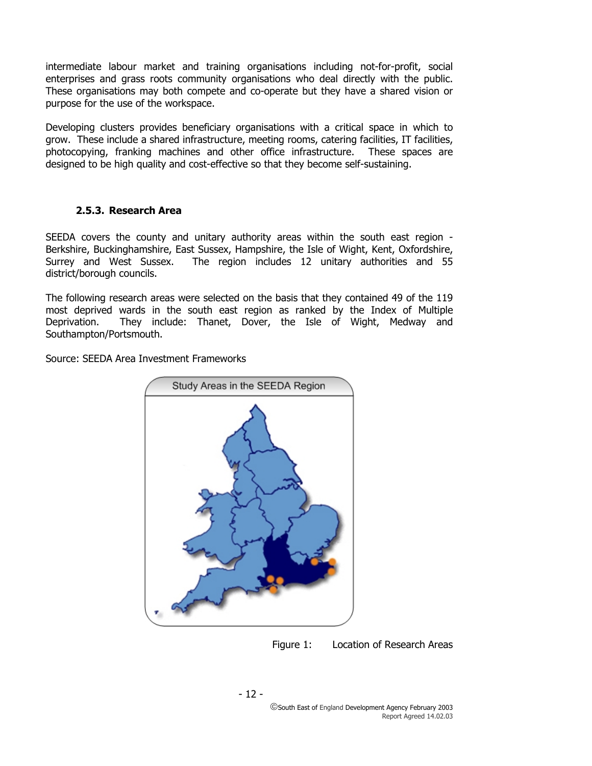intermediate labour market and training organisations including not-for-profit, social enterprises and grass roots community organisations who deal directly with the public. These organisations may both compete and co-operate but they have a shared vision or purpose for the use of the workspace.

Developing clusters provides beneficiary organisations with a critical space in which to grow. These include a shared infrastructure, meeting rooms, catering facilities, IT facilities, photocopying, franking machines and other office infrastructure. These spaces are designed to be high quality and cost-effective so that they become self-sustaining.

### 2.5.3. Research Area

SEEDA covers the county and unitary authority areas within the south east region - Berkshire, Buckinghamshire, East Sussex, Hampshire, the Isle of Wight, Kent, Oxfordshire, Surrey and West Sussex. The region includes 12 unitary authorities and 55 district/borough councils.

The following research areas were selected on the basis that they contained 49 of the 119 most deprived wards in the south east region as ranked by the Index of Multiple Deprivation. They include: Thanet, Dover, the Isle of Wight, Medway and Southampton/Portsmouth.

Source: SEEDA Area Investment Frameworks

Study Areas in the SEEDA Region

Figure 1: Location of Research Areas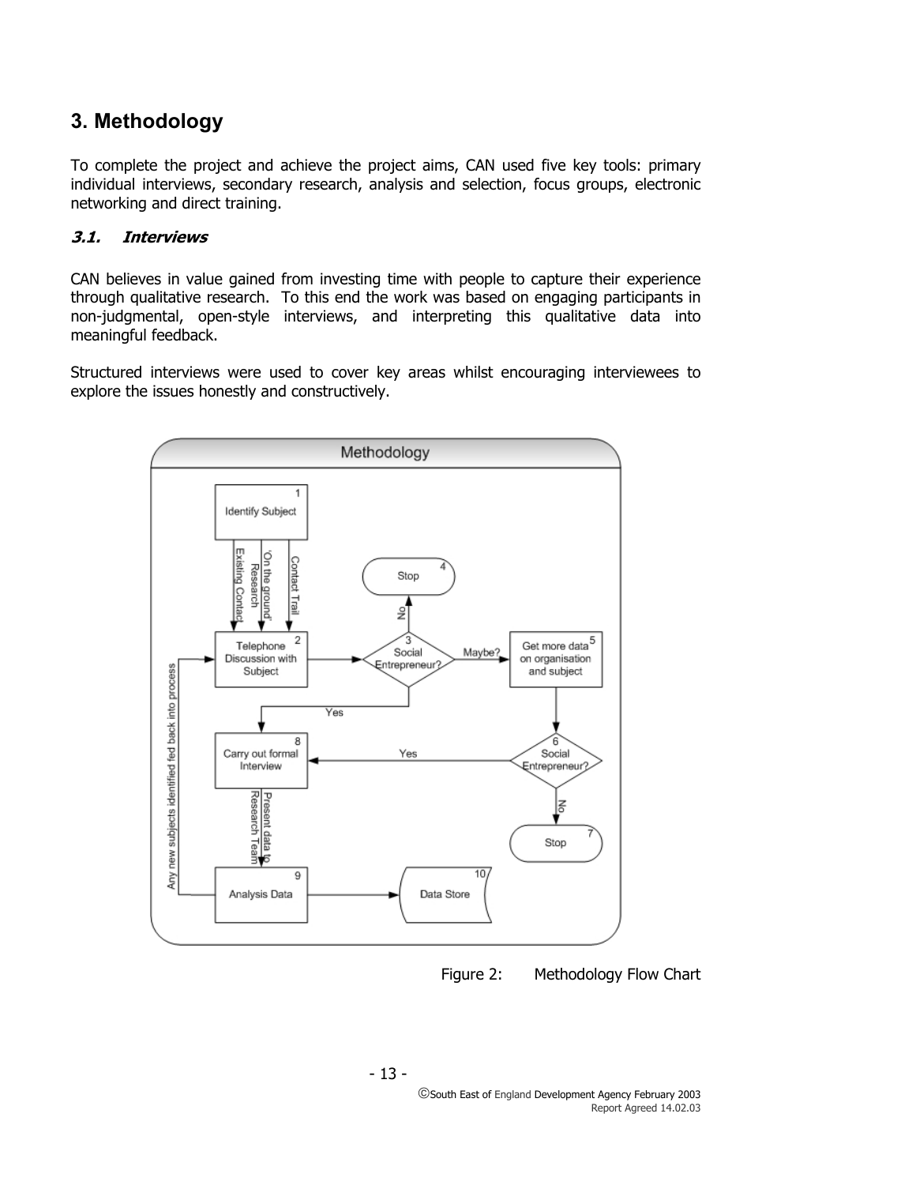# 3. Methodology

To complete the project and achieve the project aims, CAN used five key tools: primary individual interviews, secondary research, analysis and selection, focus groups, electronic networking and direct training.

### *3.1. Interviews*

CAN believes in value gained from investing time with people to capture their experience through qualitative research. To this end the work was based on engaging participants in non-judgmental, open-style interviews, and interpreting this qualitative data into meaningful feedback.

Structured interviews were used to cover key areas whilst encouraging interviewees to explore the issues honestly and constructively.

Figure 2: Methodology Flow Chart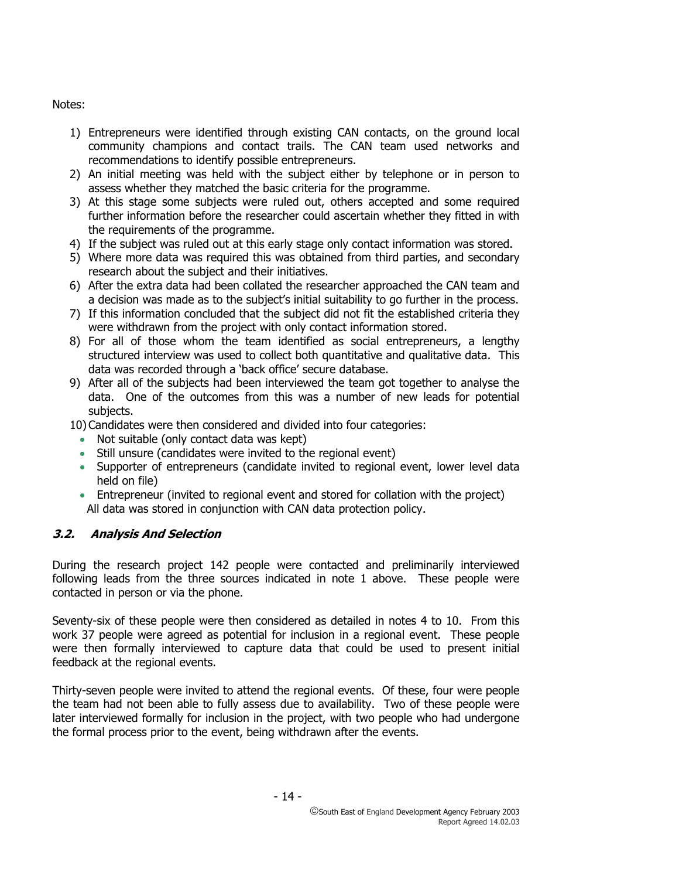Notes:

1) Entrepreneurs were identified through existing CAN contacts, on the ground local community champions and contact trails. The CAN team used networks and recommendations to identify possible entrepreneurs.
2) An initial meeting was held with the subject either by telephone or in person to assess whether they matched the basic criteria for the programme.
3) At this stage some subjects were ruled out, others accepted and some required further information before the researcher could ascertain whether they fitted in with the requirements of the programme.
4) If the subject was ruled out at this early stage only contact information was stored.
5) Where more data was required this was obtained from third parties, and secondary research about the subject and their initiatives.
6) After the extra data had been collated the researcher approached the CAN team and a decision was made as to the subject's initial suitability to go further in the process.
7) If this information concluded that the subject did not fit the established criteria they were withdrawn from the project with only contact information stored.
8) For all of those whom the team identified as social entrepreneurs, a lengthy structured interview was used to collect both quantitative and qualitative data. This data was recorded through a 'back office' secure database.
9) After all of the subjects had been interviewed the team got together to analyse the data. One of the outcomes from this was a number of new leads for potential subjects.
10) Candidates were then considered and divided into four categories:
    - Not suitable (only contact data was kept)
    - Still unsure (candidates were invited to the regional event)
    - Supporter of entrepreneurs (candidate invited to regional event, lower level data held on file)
    - Entrepreneur (invited to regional event and stored for collation with the project)

    All data was stored in conjunction with CAN data protection policy.

### 3.2. Analysis And Selection

During the research project 142 people were contacted and preliminarily interviewed following leads from the three sources indicated in note 1 above. These people were contacted in person or via the phone.

Seventy-six of these people were then considered as detailed in notes 4 to 10. From this work 37 people were agreed as potential for inclusion in a regional event. These people were then formally interviewed to capture data that could be used to present initial feedback at the regional events.

Thirty-seven people were invited to attend the regional events. Of these, four were people the team had not been able to fully assess due to availability. Two of these people were later interviewed formally for inclusion in the project, with two people who had undergone the formal process prior to the event, being withdrawn after the events.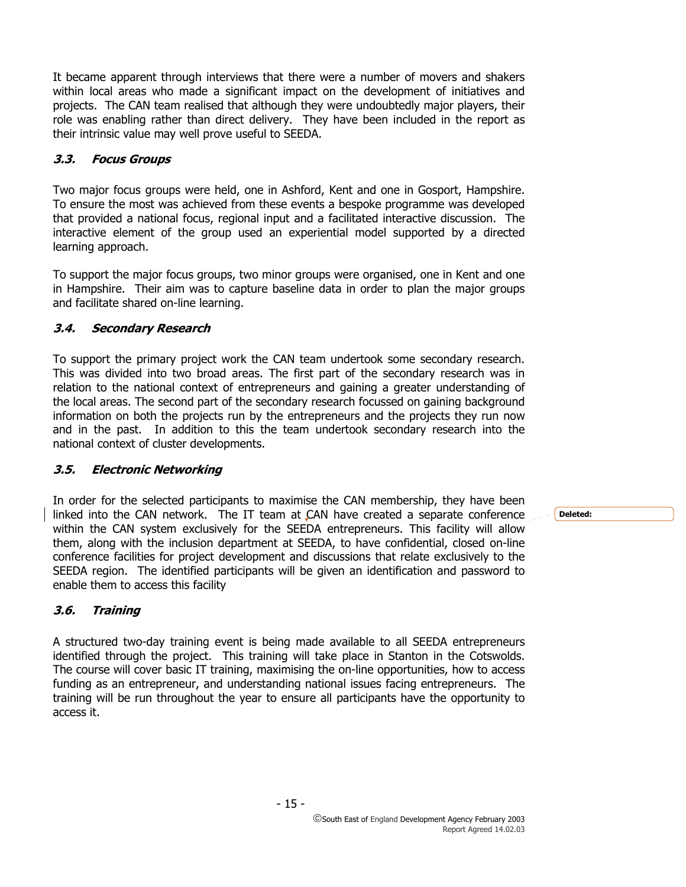It became apparent through interviews that there were a number of movers and shakers within local areas who made a significant impact on the development of initiatives and projects. The CAN team realised that although they were undoubtedly major players, their role was enabling rather than direct delivery. They have been included in the report as their intrinsic value may well prove useful to SEEDA.

### *3.3. Focus Groups*

Two major focus groups were held, one in Ashford, Kent and one in Gosport, Hampshire. To ensure the most was achieved from these events a bespoke programme was developed that provided a national focus, regional input and a facilitated interactive discussion. The interactive element of the group used an experiential model supported by a directed learning approach.

To support the major focus groups, two minor groups were organised, one in Kent and one in Hampshire. Their aim was to capture baseline data in order to plan the major groups and facilitate shared on-line learning.

### *3.4. Secondary Research*

To support the primary project work the CAN team undertook some secondary research. This was divided into two broad areas. The first part of the secondary research was in relation to the national context of entrepreneurs and gaining a greater understanding of the local areas. The second part of the secondary research focussed on gaining background information on both the projects run by the entrepreneurs and the projects they run now and in the past. In addition to this the team undertook secondary research into the national context of cluster developments.

### *3.5. Electronic Networking*

In order for the selected participants to maximise the CAN membership, they have been linked into the CAN network. The IT team at CAN have created a separate conference within the CAN system exclusively for the SEEDA entrepreneurs. This facility will allow them, along with the inclusion department at SEEDA, to have confidential, closed on-line conference facilities for project development and discussions that relate exclusively to the SEEDA region. The identified participants will be given an identification and password to enable them to access this facility

### *3.6. Training*

A structured two-day training event is being made available to all SEEDA entrepreneurs identified through the project. This training will take place in Stanton in the Cotswolds. The course will cover basic IT training, maximising the on-line opportunities, how to access funding as an entrepreneur, and understanding national issues facing entrepreneurs. The training will be run throughout the year to ensure all participants have the opportunity to access it.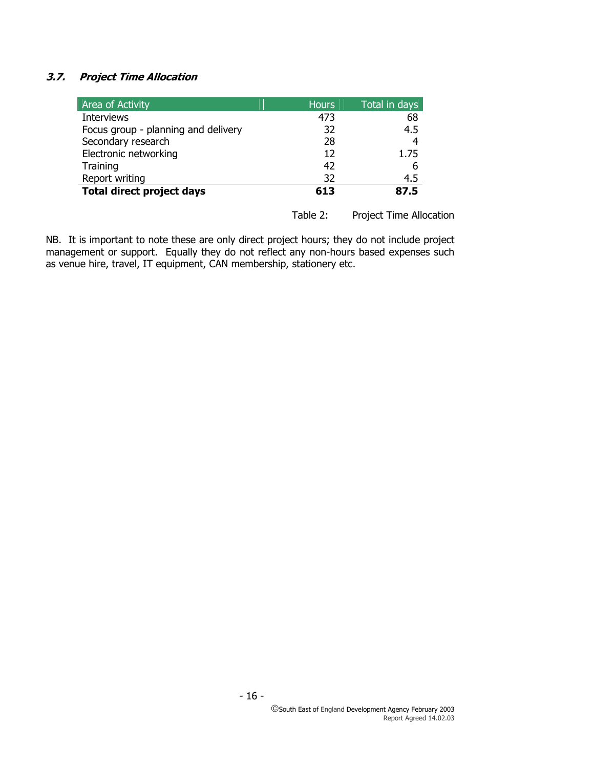### *3.7. Project Time Allocation*

| Area of Activity | Hours | Total in days |
|---|---|---|
| Interviews | 473 | 68 |
| Focus group - planning and delivery | 32 | 4.5 |
| Secondary research | 28 | 4 |
| Electronic networking | 12 | 1.75 |
| Training | 42 | 6 |
| Report writing | 32 | 4.5 |
| **Total direct project days** | **613** | **87.5** |

Table 2: Project Time Allocation

NB. It is important to note these are only direct project hours; they do not include project management or support. Equally they do not reflect any non-hours based expenses such as venue hire, travel, IT equipment, CAN membership, stationery etc.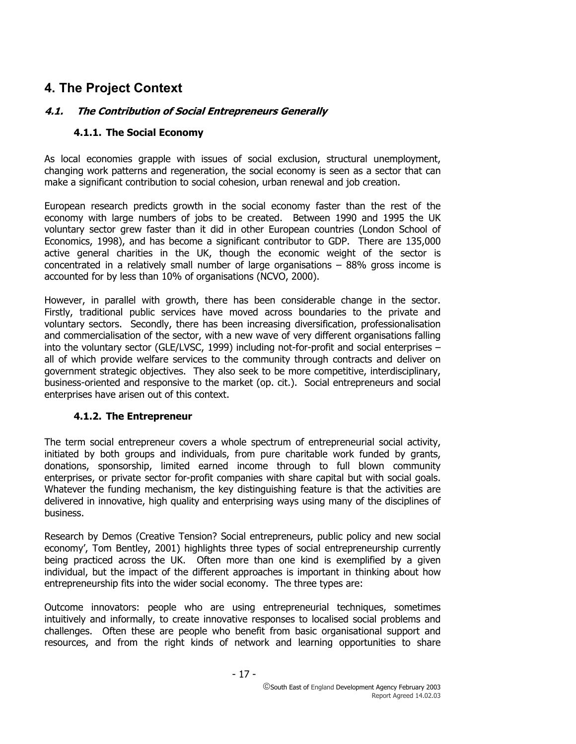# 4. The Project Context

## *4.1. The Contribution of Social Entrepreneurs Generally*

### 4.1.1. The Social Economy

As local economies grapple with issues of social exclusion, structural unemployment, changing work patterns and regeneration, the social economy is seen as a sector that can make a significant contribution to social cohesion, urban renewal and job creation.

European research predicts growth in the social economy faster than the rest of the economy with large numbers of jobs to be created. Between 1990 and 1995 the UK voluntary sector grew faster than it did in other European countries (London School of Economics, 1998), and has become a significant contributor to GDP. There are 135,000 active general charities in the UK, though the economic weight of the sector is concentrated in a relatively small number of large organisations – 88% gross income is accounted for by less than 10% of organisations (NCVO, 2000).

However, in parallel with growth, there has been considerable change in the sector. Firstly, traditional public services have moved across boundaries to the private and voluntary sectors. Secondly, there has been increasing diversification, professionalisation and commercialisation of the sector, with a new wave of very different organisations falling into the voluntary sector (GLE/LVSC, 1999) including not-for-profit and social enterprises – all of which provide welfare services to the community through contracts and deliver on government strategic objectives. They also seek to be more competitive, interdisciplinary, business-oriented and responsive to the market (op. cit.). Social entrepreneurs and social enterprises have arisen out of this context.

### 4.1.2. The Entrepreneur

The term social entrepreneur covers a whole spectrum of entrepreneurial social activity, initiated by both groups and individuals, from pure charitable work funded by grants, donations, sponsorship, limited earned income through to full blown community enterprises, or private sector for-profit companies with share capital but with social goals. Whatever the funding mechanism, the key distinguishing feature is that the activities are delivered in innovative, high quality and enterprising ways using many of the disciplines of business.

Research by Demos (Creative Tension? Social entrepreneurs, public policy and new social economy', Tom Bentley, 2001) highlights three types of social entrepreneurship currently being practiced across the UK. Often more than one kind is exemplified by a given individual, but the impact of the different approaches is important in thinking about how entrepreneurship fits into the wider social economy. The three types are:

Outcome innovators: people who are using entrepreneurial techniques, sometimes intuitively and informally, to create innovative responses to localised social problems and challenges. Often these are people who benefit from basic organisational support and resources, and from the right kinds of network and learning opportunities to share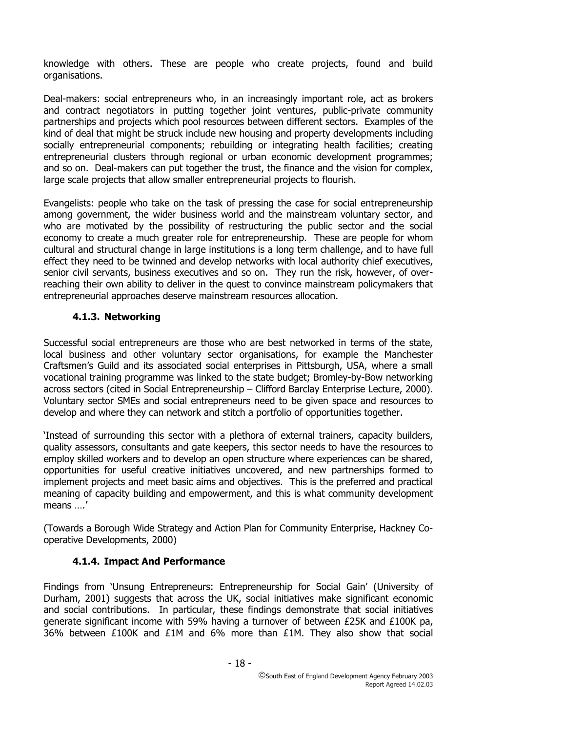knowledge with others. These are people who create projects, found and build organisations.

Deal-makers: social entrepreneurs who, in an increasingly important role, act as brokers and contract negotiators in putting together joint ventures, public-private community partnerships and projects which pool resources between different sectors. Examples of the kind of deal that might be struck include new housing and property developments including socially entrepreneurial components; rebuilding or integrating health facilities; creating entrepreneurial clusters through regional or urban economic development programmes; and so on. Deal-makers can put together the trust, the finance and the vision for complex, large scale projects that allow smaller entrepreneurial projects to flourish.

Evangelists: people who take on the task of pressing the case for social entrepreneurship among government, the wider business world and the mainstream voluntary sector, and who are motivated by the possibility of restructuring the public sector and the social economy to create a much greater role for entrepreneurship. These are people for whom cultural and structural change in large institutions is a long term challenge, and to have full effect they need to be twinned and develop networks with local authority chief executives, senior civil servants, business executives and so on. They run the risk, however, of over-reaching their own ability to deliver in the quest to convince mainstream policymakers that entrepreneurial approaches deserve mainstream resources allocation.

### 4.1.3. Networking

Successful social entrepreneurs are those who are best networked in terms of the state, local business and other voluntary sector organisations, for example the Manchester Craftsmen's Guild and its associated social enterprises in Pittsburgh, USA, where a small vocational training programme was linked to the state budget; Bromley-by-Bow networking across sectors (cited in Social Entrepreneurship – Clifford Barclay Enterprise Lecture, 2000). Voluntary sector SMEs and social entrepreneurs need to be given space and resources to develop and where they can network and stitch a portfolio of opportunities together.

'Instead of surrounding this sector with a plethora of external trainers, capacity builders, quality assessors, consultants and gate keepers, this sector needs to have the resources to employ skilled workers and to develop an open structure where experiences can be shared, opportunities for useful creative initiatives uncovered, and new partnerships formed to implement projects and meet basic aims and objectives. This is the preferred and practical meaning of capacity building and empowerment, and this is what community development means ….'

(Towards a Borough Wide Strategy and Action Plan for Community Enterprise, Hackney Co-operative Developments, 2000)

### 4.1.4. Impact And Performance

Findings from 'Unsung Entrepreneurs: Entrepreneurship for Social Gain' (University of Durham, 2001) suggests that across the UK, social initiatives make significant economic and social contributions. In particular, these findings demonstrate that social initiatives generate significant income with 59% having a turnover of between £25K and £100K pa, 36% between £100K and £1M and 6% more than £1M. They also show that social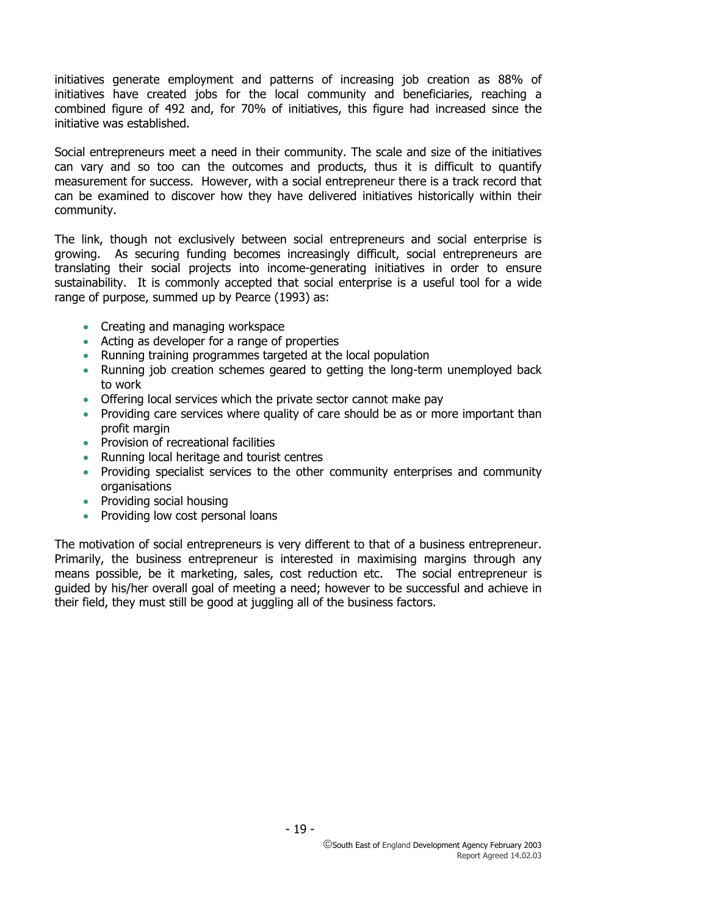initiatives generate employment and patterns of increasing job creation as 88% of initiatives have created jobs for the local community and beneficiaries, reaching a combined figure of 492 and, for 70% of initiatives, this figure had increased since the initiative was established.

Social entrepreneurs meet a need in their community. The scale and size of the initiatives can vary and so too can the outcomes and products, thus it is difficult to quantify measurement for success. However, with a social entrepreneur there is a track record that can be examined to discover how they have delivered initiatives historically within their community.

The link, though not exclusively between social entrepreneurs and social enterprise is growing. As securing funding becomes increasingly difficult, social entrepreneurs are translating their social projects into income-generating initiatives in order to ensure sustainability. It is commonly accepted that social enterprise is a useful tool for a wide range of purpose, summed up by Pearce (1993) as:

- Creating and managing workspace
- Acting as developer for a range of properties
- Running training programmes targeted at the local population
- Running job creation schemes geared to getting the long-term unemployed back to work
- Offering local services which the private sector cannot make pay
- Providing care services where quality of care should be as or more important than profit margin
- Provision of recreational facilities
- Running local heritage and tourist centres
- Providing specialist services to the other community enterprises and community organisations
- Providing social housing
- Providing low cost personal loans

The motivation of social entrepreneurs is very different to that of a business entrepreneur. Primarily, the business entrepreneur is interested in maximising margins through any means possible, be it marketing, sales, cost reduction etc. The social entrepreneur is guided by his/her overall goal of meeting a need; however to be successful and achieve in their field, they must still be good at juggling all of the business factors.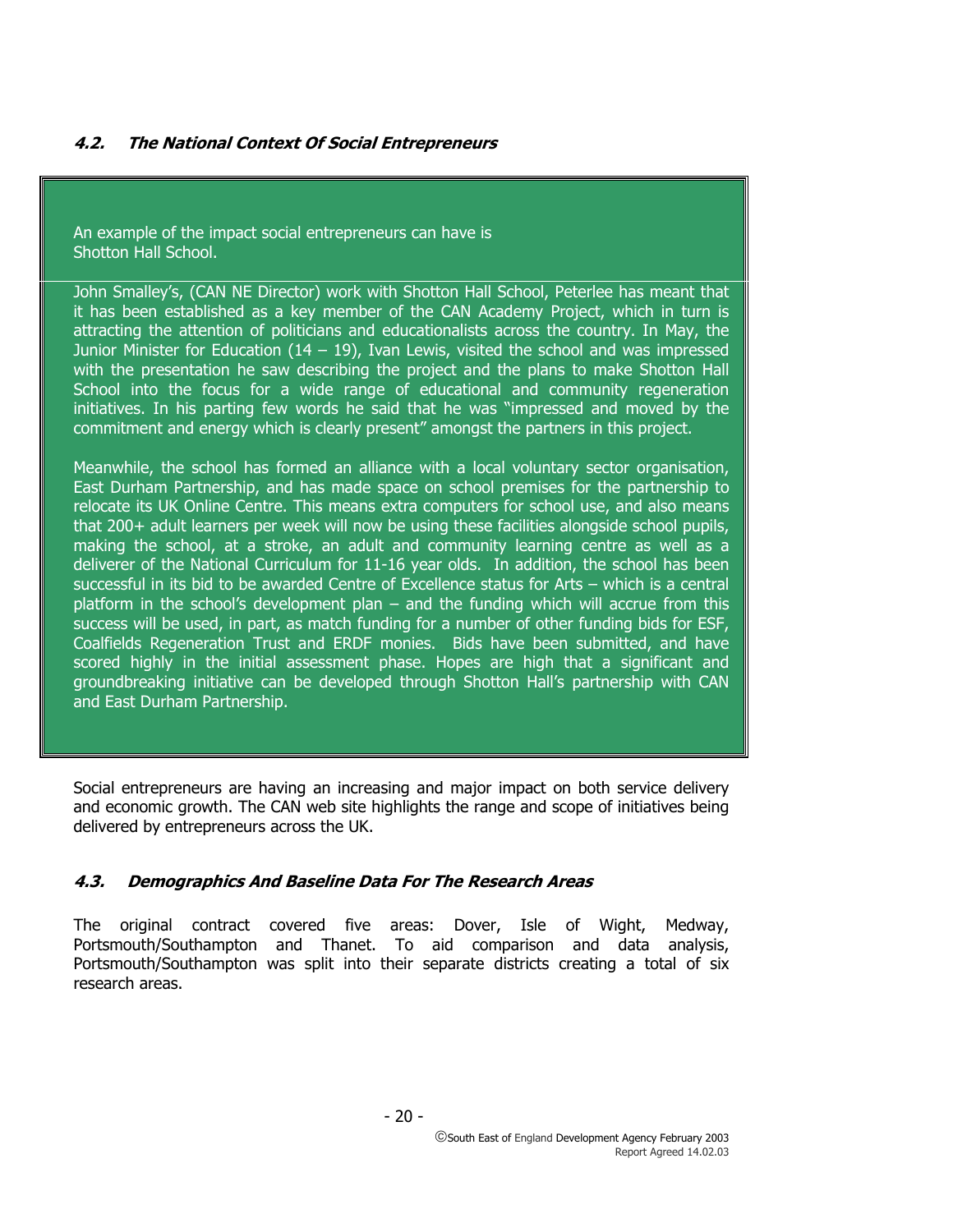### 4.2. The National Context Of Social Entrepreneurs

An example of the impact social entrepreneurs can have is Shotton Hall School.

John Smalley's, (CAN NE Director) work with Shotton Hall School, Peterlee has meant that it has been established as a key member of the CAN Academy Project, which in turn is attracting the attention of politicians and educationalists across the country. In May, the Junior Minister for Education (14 – 19), Ivan Lewis, visited the school and was impressed with the presentation he saw describing the project and the plans to make Shotton Hall School into the focus for a wide range of educational and community regeneration initiatives. In his parting few words he said that he was "impressed and moved by the commitment and energy which is clearly present" amongst the partners in this project.

Meanwhile, the school has formed an alliance with a local voluntary sector organisation, East Durham Partnership, and has made space on school premises for the partnership to relocate its UK Online Centre. This means extra computers for school use, and also means that 200+ adult learners per week will now be using these facilities alongside school pupils, making the school, at a stroke, an adult and community learning centre as well as a deliverer of the National Curriculum for 11-16 year olds. In addition, the school has been successful in its bid to be awarded Centre of Excellence status for Arts – which is a central platform in the school's development plan – and the funding which will accrue from this success will be used, in part, as match funding for a number of other funding bids for ESF, Coalfields Regeneration Trust and ERDF monies. Bids have been submitted, and have scored highly in the initial assessment phase. Hopes are high that a significant and groundbreaking initiative can be developed through Shotton Hall's partnership with CAN and East Durham Partnership.

Social entrepreneurs are having an increasing and major impact on both service delivery and economic growth. The CAN web site highlights the range and scope of initiatives being delivered by entrepreneurs across the UK.

### 4.3. Demographics And Baseline Data For The Research Areas

The original contract covered five areas: Dover, Isle of Wight, Medway, Portsmouth/Southampton and Thanet. To aid comparison and data analysis, Portsmouth/Southampton was split into their separate districts creating a total of six research areas.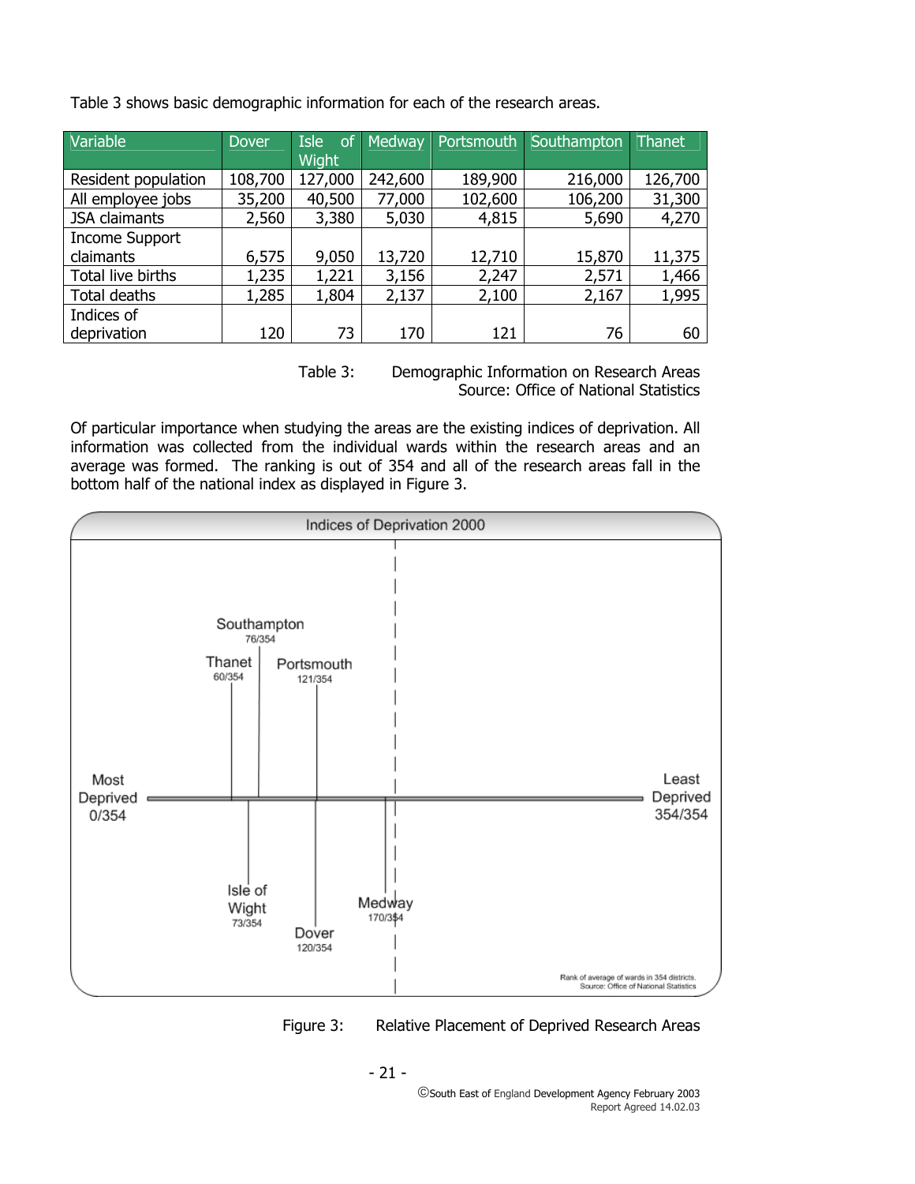Table 3 shows basic demographic information for each of the research areas.

| Variable | Dover | Isle of Wight | Medway | Portsmouth | Southampton | Thanet |
|---|---|---|---|---|---|---|
| Resident population | 108,700 | 127,000 | 242,600 | 189,900 | 216,000 | 126,700 |
| All employee jobs | 35,200 | 40,500 | 77,000 | 102,600 | 106,200 | 31,300 |
| JSA claimants | 2,560 | 3,380 | 5,030 | 4,815 | 5,690 | 4,270 |
| Income Support claimants | 6,575 | 9,050 | 13,720 | 12,710 | 15,870 | 11,375 |
| Total live births | 1,235 | 1,221 | 3,156 | 2,247 | 2,571 | 1,466 |
| Total deaths | 1,285 | 1,804 | 2,137 | 2,100 | 2,167 | 1,995 |
| Indices of deprivation | 120 | 73 | 170 | 121 | 76 | 60 |

Table 3: Demographic Information on Research Areas
Source: Office of National Statistics

Of particular importance when studying the areas are the existing indices of deprivation. All information was collected from the individual wards within the research areas and an average was formed. The ranking is out of 354 and all of the research areas fall in the bottom half of the national index as displayed in Figure 3.

Figure 3: Relative Placement of Deprived Research Areas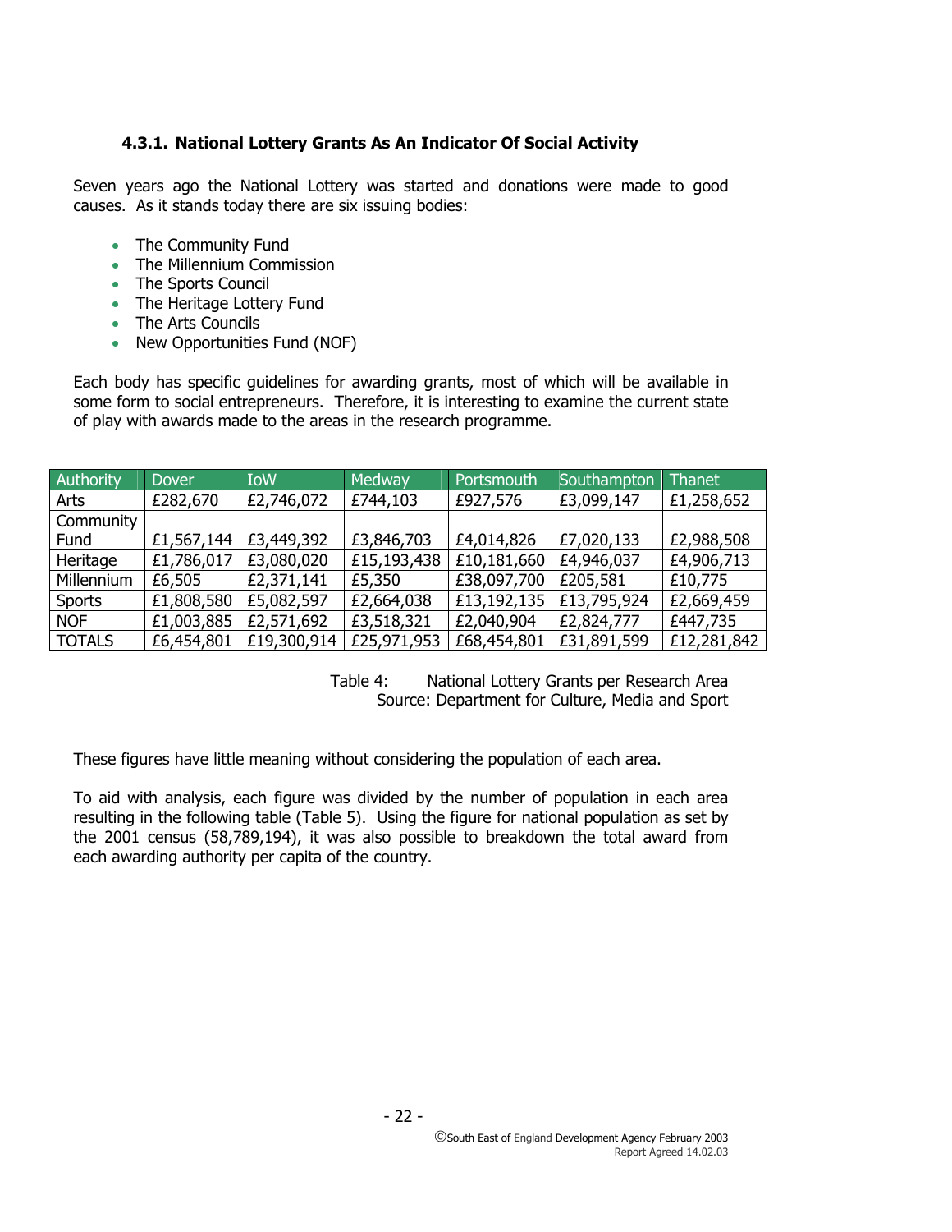### 4.3.1. National Lottery Grants As An Indicator Of Social Activity

Seven years ago the National Lottery was started and donations were made to good causes. As it stands today there are six issuing bodies:

- The Community Fund
- The Millennium Commission
- The Sports Council
- The Heritage Lottery Fund
- The Arts Councils
- New Opportunities Fund (NOF)

Each body has specific guidelines for awarding grants, most of which will be available in some form to social entrepreneurs. Therefore, it is interesting to examine the current state of play with awards made to the areas in the research programme.

| Authority | Dover | IoW | Medway | Portsmouth | Southampton | Thanet |
|---|---|---|---|---|---|---|
| Arts | £282,670 | £2,746,072 | £744,103 | £927,576 | £3,099,147 | £1,258,652 |
| Community Fund | £1,567,144 | £3,449,392 | £3,846,703 | £4,014,826 | £7,020,133 | £2,988,508 |
| Heritage | £1,786,017 | £3,080,020 | £15,193,438 | £10,181,660 | £4,946,037 | £4,906,713 |
| Millennium | £6,505 | £2,371,141 | £5,350 | £38,097,700 | £205,581 | £10,775 |
| Sports | £1,808,580 | £5,082,597 | £2,664,038 | £13,192,135 | £13,795,924 | £2,669,459 |
| NOF | £1,003,885 | £2,571,692 | £3,518,321 | £2,040,904 | £2,824,777 | £447,735 |
| TOTALS | £6,454,801 | £19,300,914 | £25,971,953 | £68,454,801 | £31,891,599 | £12,281,842 |

Table 4: National Lottery Grants per Research Area
Source: Department for Culture, Media and Sport

These figures have little meaning without considering the population of each area.

To aid with analysis, each figure was divided by the number of population in each area resulting in the following table (Table 5). Using the figure for national population as set by the 2001 census (58,789,194), it was also possible to breakdown the total award from each awarding authority per capita of the country.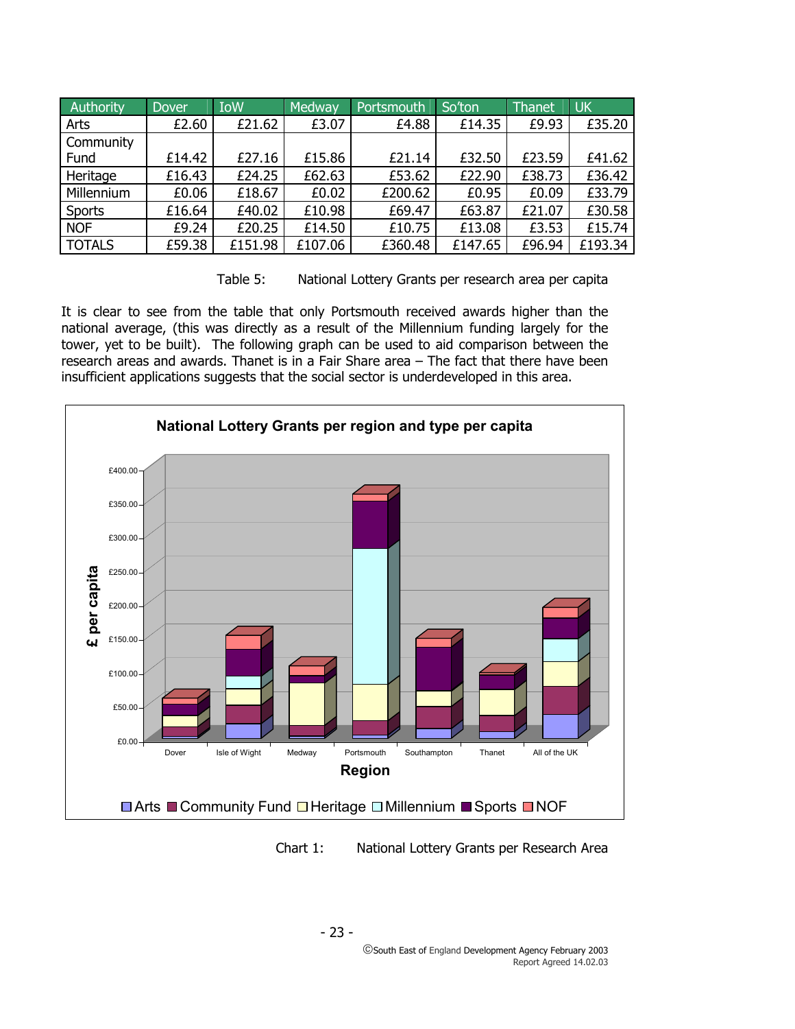| Authority | Dover | IoW | Medway | Portsmouth | So'ton | Thanet | UK |
|---|---|---|---|---|---|---|---|
| Arts | £2.60 | £21.62 | £3.07 | £4.88 | £14.35 | £9.93 | £35.20 |
| Community Fund | £14.42 | £27.16 | £15.86 | £21.14 | £32.50 | £23.59 | £41.62 |
| Heritage | £16.43 | £24.25 | £62.63 | £53.62 | £22.90 | £38.73 | £36.42 |
| Millennium | £0.06 | £18.67 | £0.02 | £200.62 | £0.95 | £0.09 | £33.79 |
| Sports | £16.64 | £40.02 | £10.98 | £69.47 | £63.87 | £21.07 | £30.58 |
| NOF | £9.24 | £20.25 | £14.50 | £10.75 | £13.08 | £3.53 | £15.74 |
| TOTALS | £59.38 | £151.98 | £107.06 | £360.48 | £147.65 | £96.94 | £193.34 |

Table 5: National Lottery Grants per research area per capita

It is clear to see from the table that only Portsmouth received awards higher than the national average, (this was directly as a result of the Millennium funding largely for the tower, yet to be built). The following graph can be used to aid comparison between the research areas and awards. Thanet is in a Fair Share area – The fact that there have been insufficient applications suggests that the social sector is underdeveloped in this area.

Chart 1: National Lottery Grants per Research Area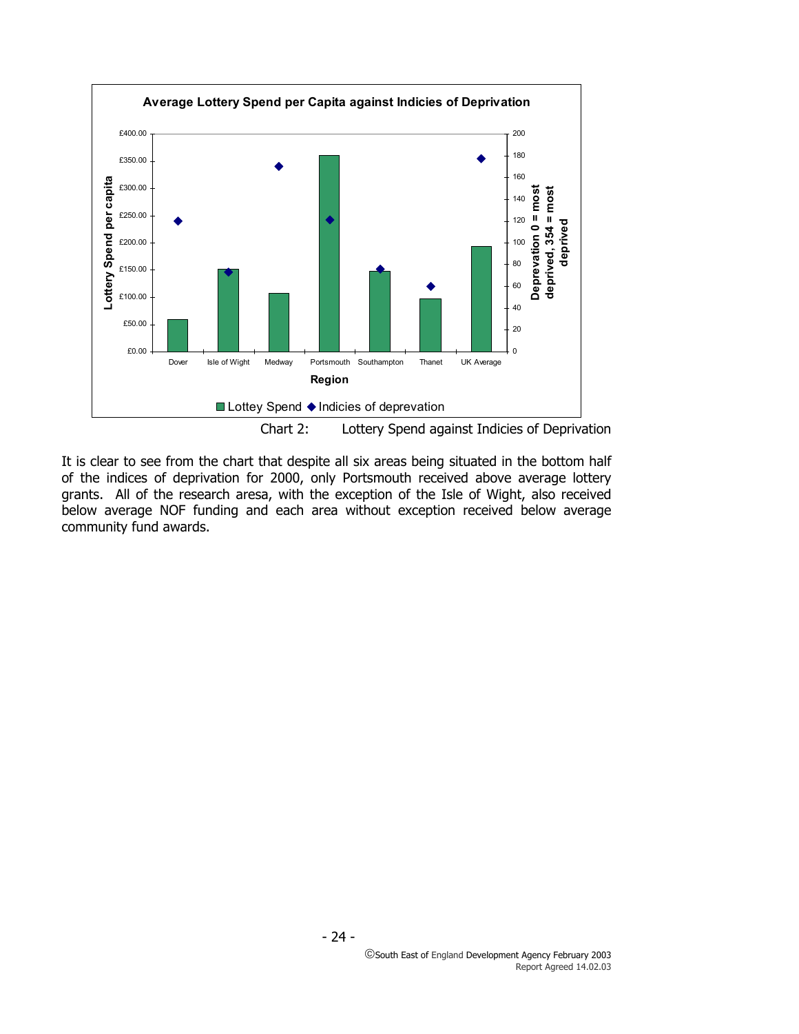Chart 2: Lottery Spend against Indicies of Deprivation

It is clear to see from the chart that despite all six areas being situated in the bottom half of the indices of deprivation for 2000, only Portsmouth received above average lottery grants. All of the research aresa, with the exception of the Isle of Wight, also received below average NOF funding and each area without exception received below average community fund awards.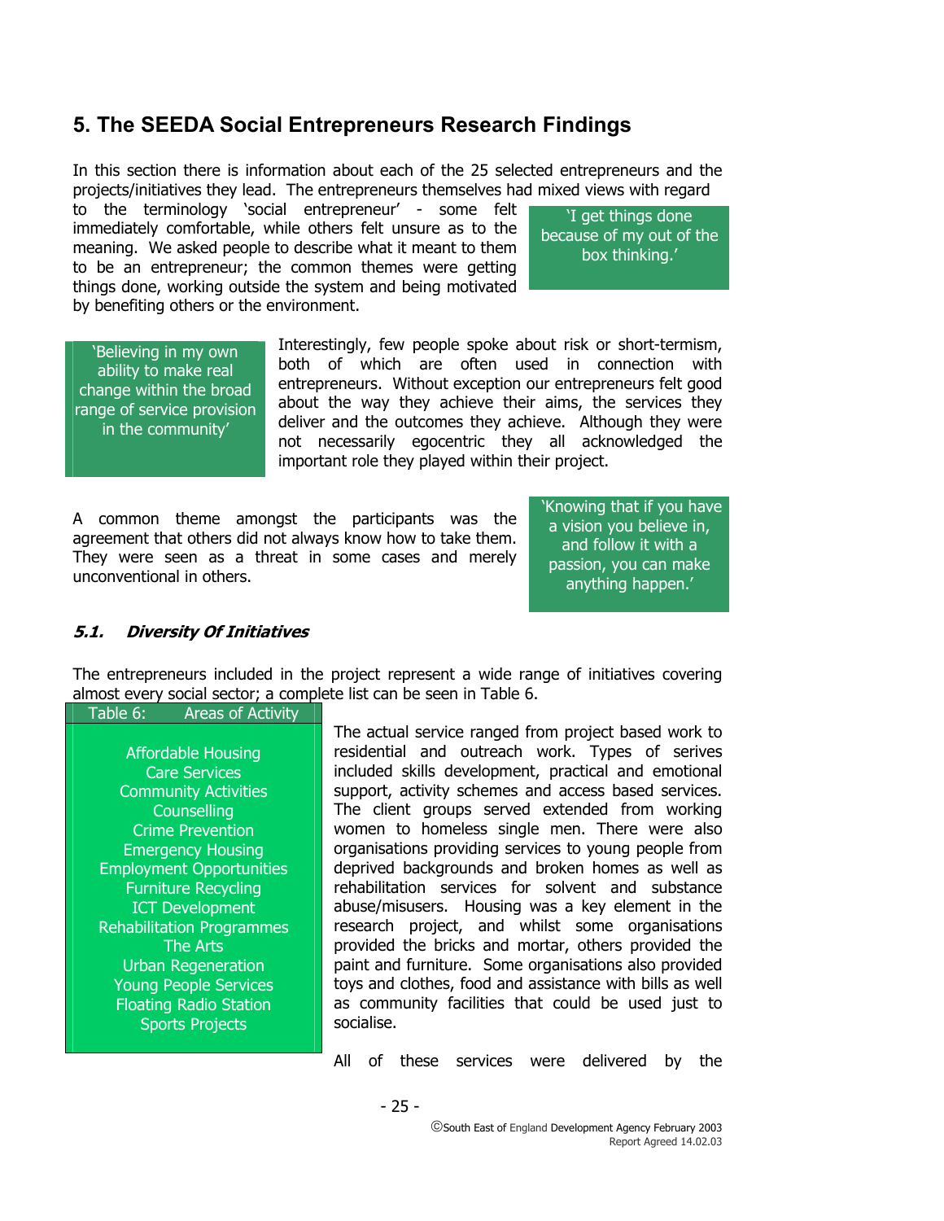# 5. The SEEDA Social Entrepreneurs Research Findings

In this section there is information about each of the 25 selected entrepreneurs and the projects/initiatives they lead. The entrepreneurs themselves had mixed views with regard to the terminology 'social entrepreneur' - some felt immediately comfortable, while others felt unsure as to the meaning. We asked people to describe what it meant to them to be an entrepreneur; the common themes were getting things done, working outside the system and being motivated by benefiting others or the environment.

> 'I get things done because of my out of the box thinking.'

> 'Believing in my own ability to make real change within the broad range of service provision in the community'

Interestingly, few people spoke about risk or short-termism, both of which are often used in connection with entrepreneurs. Without exception our entrepreneurs felt good about the way they achieve their aims, the services they deliver and the outcomes they achieve. Although they were not necessarily egocentric they all acknowledged the important role they played within their project.

A common theme amongst the participants was the agreement that others did not always know how to take them. They were seen as a threat in some cases and merely unconventional in others.

> 'Knowing that if you have a vision you believe in, and follow it with a passion, you can make anything happen.'

## *5.1. Diversity Of Initiatives*

The entrepreneurs included in the project represent a wide range of initiatives covering almost every social sector; a complete list can be seen in Table 6.

| Table 6: Areas of Activity |
|---|
| Affordable Housing |
| Care Services |
| Community Activities |
| Counselling |
| Crime Prevention |
| Emergency Housing |
| Employment Opportunities |
| Furniture Recycling |
| ICT Development |
| Rehabilitation Programmes |
| The Arts |
| Urban Regeneration |
| Young People Services |
| Floating Radio Station |
| Sports Projects |

The actual service ranged from project based work to residential and outreach work. Types of serives included skills development, practical and emotional support, activity schemes and access based services. The client groups served extended from working women to homeless single men. There were also organisations providing services to young people from deprived backgrounds and broken homes as well as rehabilitation services for solvent and substance abuse/misusers. Housing was a key element in the research project, and whilst some organisations provided the bricks and mortar, others provided the paint and furniture. Some organisations also provided toys and clothes, food and assistance with bills as well as community facilities that could be used just to socialise.

All of these services were delivered by the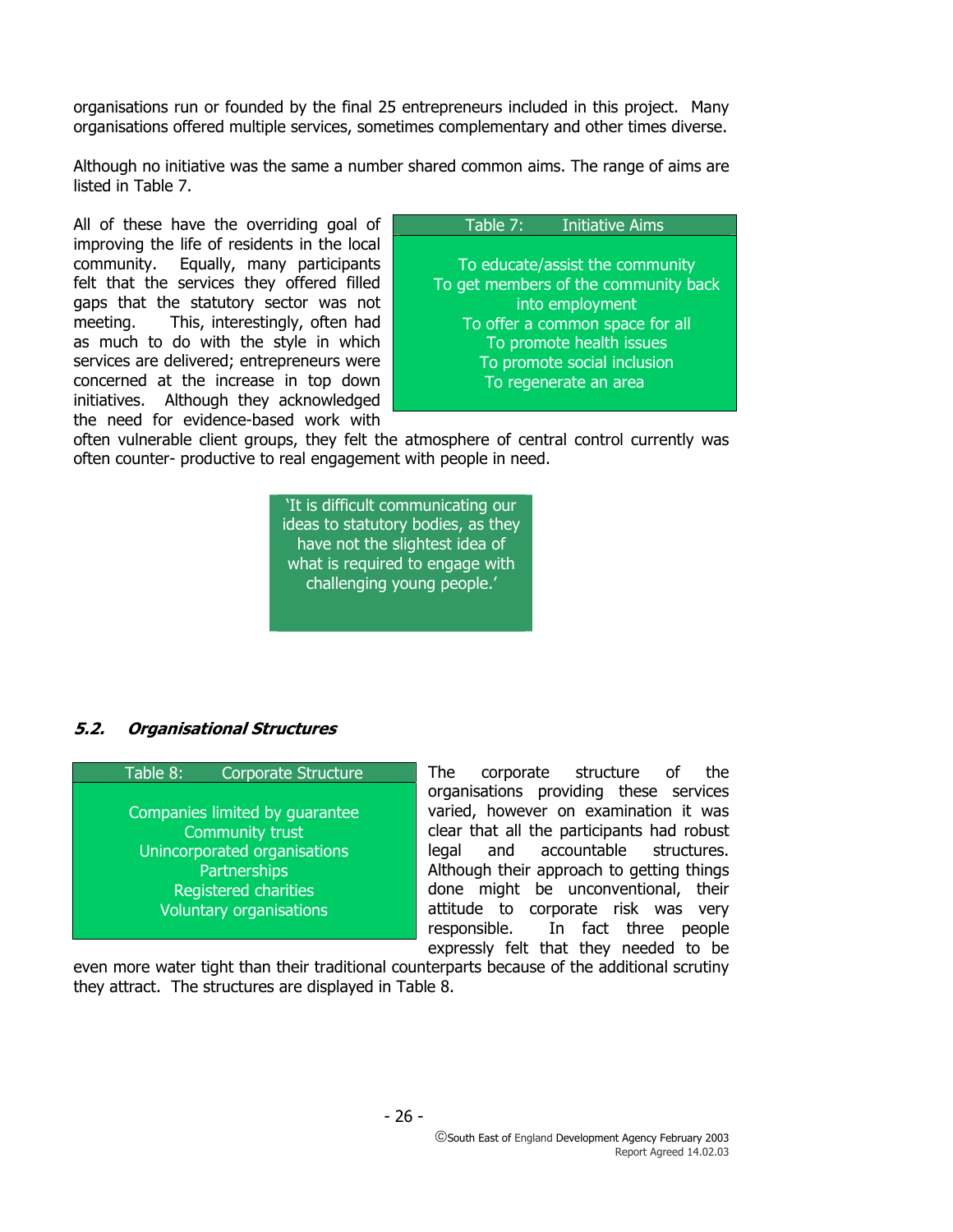organisations run or founded by the final 25 entrepreneurs included in this project. Many organisations offered multiple services, sometimes complementary and other times diverse.

Although no initiative was the same a number shared common aims. The range of aims are listed in Table 7.

| Table 7: Initiative Aims |
| --- |
| To educate/assist the community |
| To get members of the community back into employment |
| To offer a common space for all |
| To promote health issues |
| To promote social inclusion |
| To regenerate an area |

All of these have the overriding goal of improving the life of residents in the local community. Equally, many participants felt that the services they offered filled gaps that the statutory sector was not meeting. This, interestingly, often had as much to do with the style in which services are delivered; entrepreneurs were concerned at the increase in top down initiatives. Although they acknowledged the need for evidence-based work with often vulnerable client groups, they felt the atmosphere of central control currently was often counter- productive to real engagement with people in need.

> 'It is difficult communicating our ideas to statutory bodies, as they have not the slightest idea of what is required to engage with challenging young people.'

### *5.2. Organisational Structures*

| Table 8: Corporate Structure |
| --- |
| Companies limited by guarantee |
| Community trust |
| Unincorporated organisations |
| Partnerships |
| Registered charities |
| Voluntary organisations |

The corporate structure of the organisations providing these services varied, however on examination it was clear that all the participants had robust legal and accountable structures. Although their approach to getting things done might be unconventional, their attitude to corporate risk was very responsible. In fact three people expressly felt that they needed to be even more water tight than their traditional counterparts because of the additional scrutiny they attract. The structures are displayed in Table 8.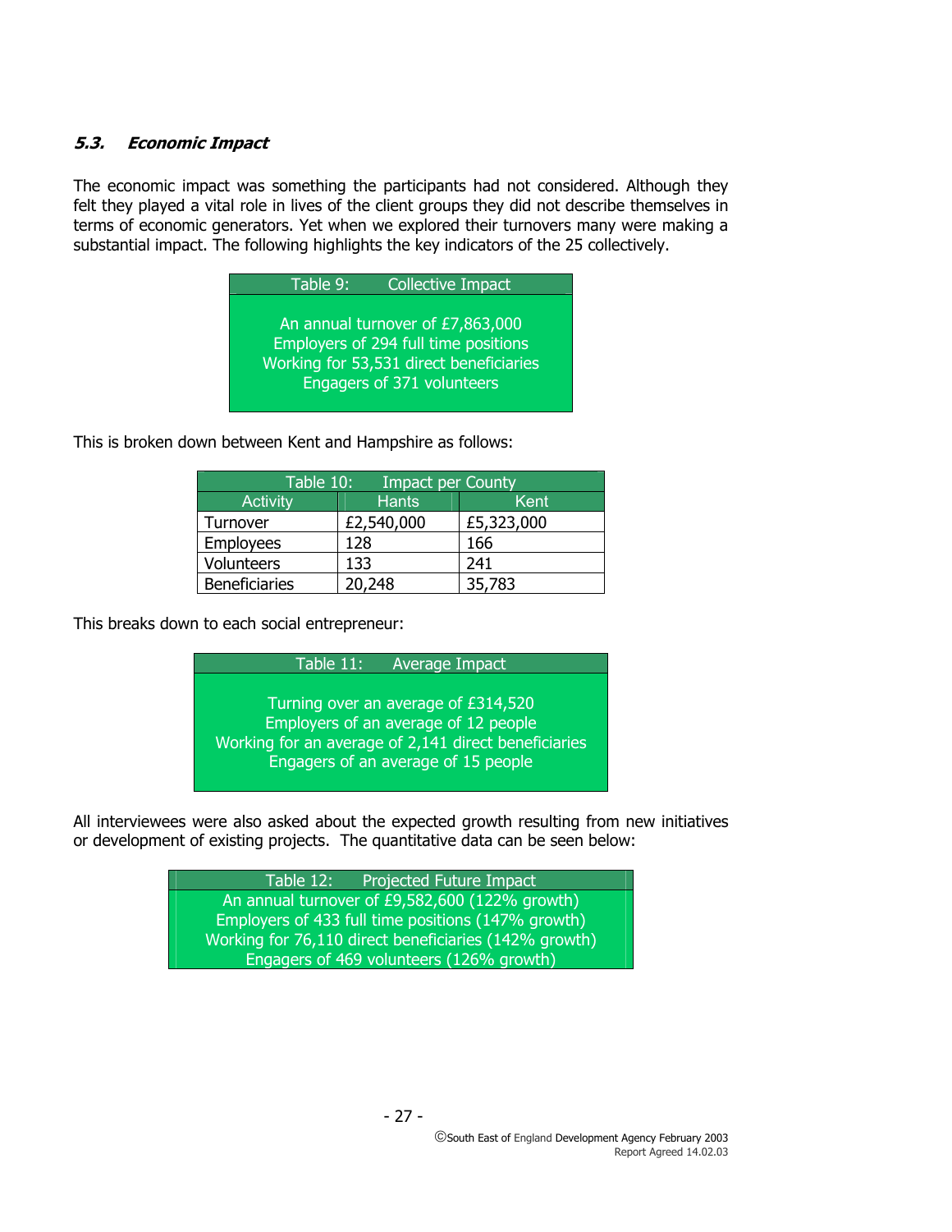### *5.3. Economic Impact*

The economic impact was something the participants had not considered. Although they felt they played a vital role in lives of the client groups they did not describe themselves in terms of economic generators. Yet when we explored their turnovers many were making a substantial impact. The following highlights the key indicators of the 25 collectively.

| Table 9: Collective Impact |
|---|
| An annual turnover of £7,863,000<br>Employers of 294 full time positions<br>Working for 53,531 direct beneficiaries<br>Engagers of 371 volunteers |

This is broken down between Kent and Hampshire as follows:

| Table 10: Impact per County | | |
|---|---|---|
| Activity | Hants | Kent |
| Turnover | £2,540,000 | £5,323,000 |
| Employees | 128 | 166 |
| Volunteers | 133 | 241 |
| Beneficiaries | 20,248 | 35,783 |

This breaks down to each social entrepreneur:

| Table 11: Average Impact |
|---|
| Turning over an average of £314,520<br>Employers of an average of 12 people<br>Working for an average of 2,141 direct beneficiaries<br>Engagers of an average of 15 people |

All interviewees were also asked about the expected growth resulting from new initiatives or development of existing projects. The quantitative data can be seen below:

| Table 12: Projected Future Impact |
|---|
| An annual turnover of £9,582,600 (122% growth)<br>Employers of 433 full time positions (147% growth)<br>Working for 76,110 direct beneficiaries (142% growth)<br>Engagers of 469 volunteers (126% growth) |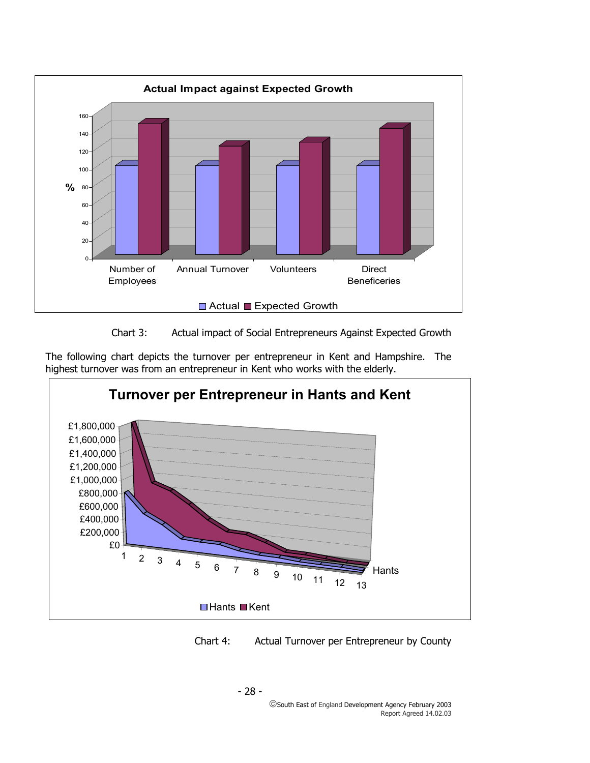Chart 3: Actual impact of Social Entrepreneurs Against Expected Growth

The following chart depicts the turnover per entrepreneur in Kent and Hampshire. The highest turnover was from an entrepreneur in Kent who works with the elderly.

Chart 4: Actual Turnover per Entrepreneur by County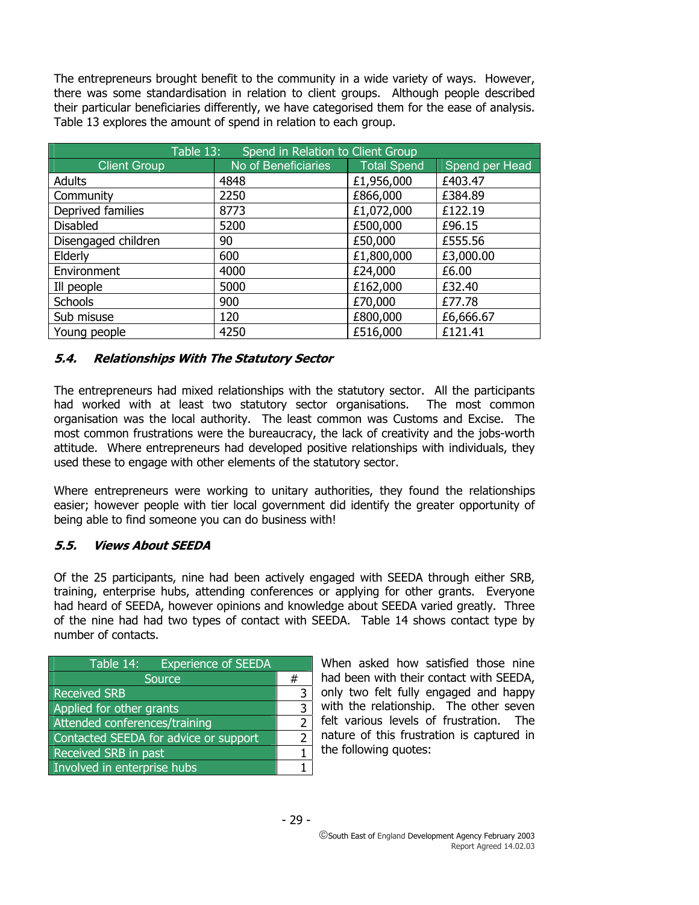The entrepreneurs brought benefit to the community in a wide variety of ways. However, there was some standardisation in relation to client groups. Although people described their particular beneficiaries differently, we have categorised them for the ease of analysis. Table 13 explores the amount of spend in relation to each group.

| Table 13: Spend in Relation to Client Group | | | |
|---|---|---|---|
| **Client Group** | **No of Beneficiaries** | **Total Spend** | **Spend per Head** |
| Adults | 4848 | £1,956,000 | £403.47 |
| Community | 2250 | £866,000 | £384.89 |
| Deprived families | 8773 | £1,072,000 | £122.19 |
| Disabled | 5200 | £500,000 | £96.15 |
| Disengaged children | 90 | £50,000 | £555.56 |
| Elderly | 600 | £1,800,000 | £3,000.00 |
| Environment | 4000 | £24,000 | £6.00 |
| Ill people | 5000 | £162,000 | £32.40 |
| Schools | 900 | £70,000 | £77.78 |
| Sub misuse | 120 | £800,000 | £6,666.67 |
| Young people | 4250 | £516,000 | £121.41 |

### *5.4. Relationships With The Statutory Sector*

The entrepreneurs had mixed relationships with the statutory sector. All the participants had worked with at least two statutory sector organisations. The most common organisation was the local authority. The least common was Customs and Excise. The most common frustrations were the bureaucracy, the lack of creativity and the jobs-worth attitude. Where entrepreneurs had developed positive relationships with individuals, they used these to engage with other elements of the statutory sector.

Where entrepreneurs were working to unitary authorities, they found the relationships easier; however people with tier local government did identify the greater opportunity of being able to find someone you can do business with!

### *5.5. Views About SEEDA*

Of the 25 participants, nine had been actively engaged with SEEDA through either SRB, training, enterprise hubs, attending conferences or applying for other grants. Everyone had heard of SEEDA, however opinions and knowledge about SEEDA varied greatly. Three of the nine had had two types of contact with SEEDA. Table 14 shows contact type by number of contacts.

| Table 14: Experience of SEEDA | |
|---|---|
| **Source** | **#** |
| Received SRB | 3 |
| Applied for other grants | 3 |
| Attended conferences/training | 2 |
| Contacted SEEDA for advice or support | 2 |
| Received SRB in past | 1 |
| Involved in enterprise hubs | 1 |

When asked how satisfied those nine had been with their contact with SEEDA, only two felt fully engaged and happy with the relationship. The other seven felt various levels of frustration. The nature of this frustration is captured in the following quotes: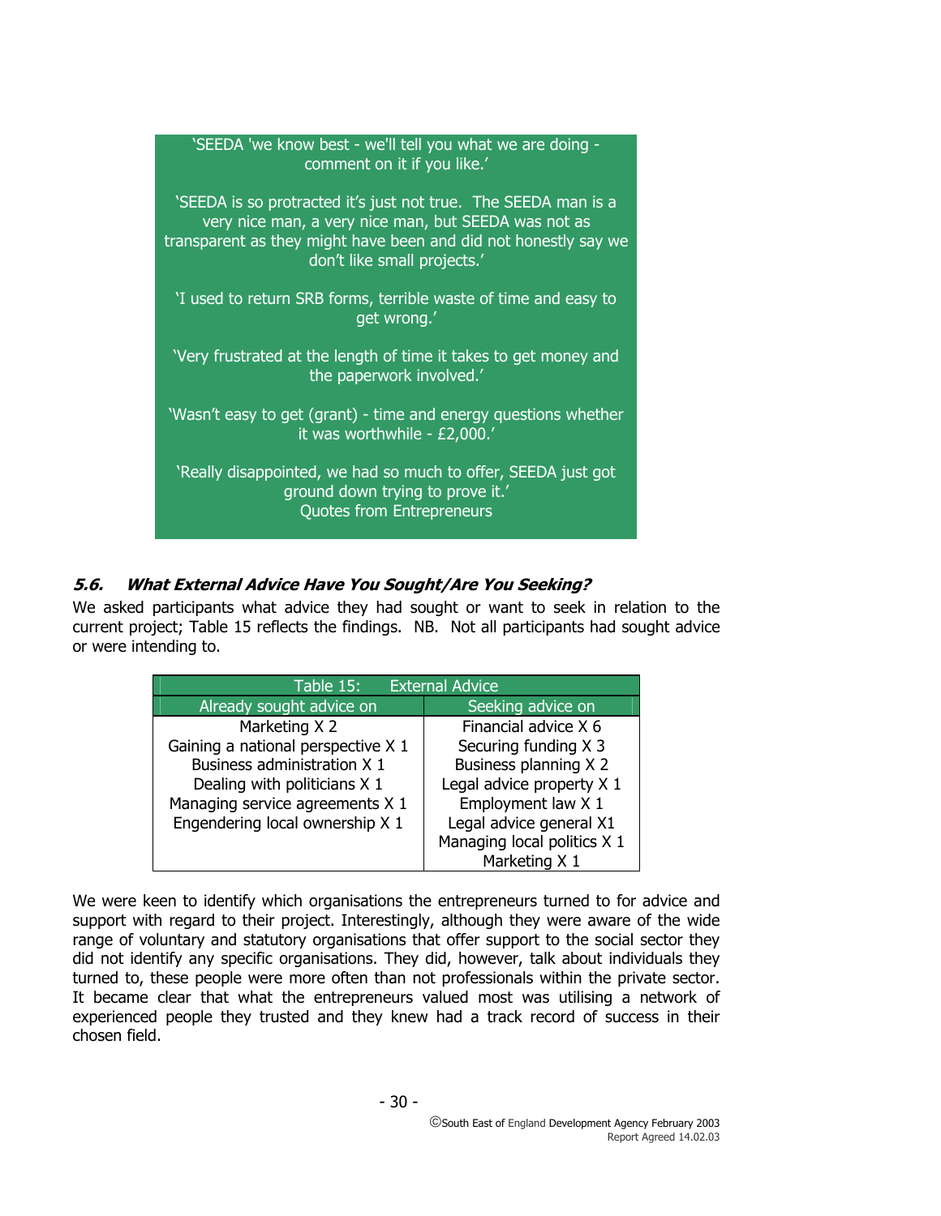> 'SEEDA 'we know best - we'll tell you what we are doing - comment on it if you like.'
>
> 'SEEDA is so protracted it's just not true. The SEEDA man is a very nice man, a very nice man, but SEEDA was not as transparent as they might have been and did not honestly say we don't like small projects.'
>
> 'I used to return SRB forms, terrible waste of time and easy to get wrong.'
>
> 'Very frustrated at the length of time it takes to get money and the paperwork involved.'
>
> 'Wasn't easy to get (grant) - time and energy questions whether it was worthwhile - £2,000.'
>
> 'Really disappointed, we had so much to offer, SEEDA just got ground down trying to prove it.'
>
> Quotes from Entrepreneurs

### *5.6. What External Advice Have You Sought/Are You Seeking?*

We asked participants what advice they had sought or want to seek in relation to the current project; Table 15 reflects the findings. NB. Not all participants had sought advice or were intending to.

Table 15: External Advice

| Already sought advice on | Seeking advice on |
|---|---|
| Marketing X 2 | Financial advice X 6 |
| Gaining a national perspective X 1 | Securing funding X 3 |
| Business administration X 1 | Business planning X 2 |
| Dealing with politicians X 1 | Legal advice property X 1 |
| Managing service agreements X 1 | Employment law X 1 |
| Engendering local ownership X 1 | Legal advice general X1 |
| | Managing local politics X 1 |
| | Marketing X 1 |

We were keen to identify which organisations the entrepreneurs turned to for advice and support with regard to their project. Interestingly, although they were aware of the wide range of voluntary and statutory organisations that offer support to the social sector they did not identify any specific organisations. They did, however, talk about individuals they turned to, these people were more often than not professionals within the private sector. It became clear that what the entrepreneurs valued most was utilising a network of experienced people they trusted and they knew had a track record of success in their chosen field.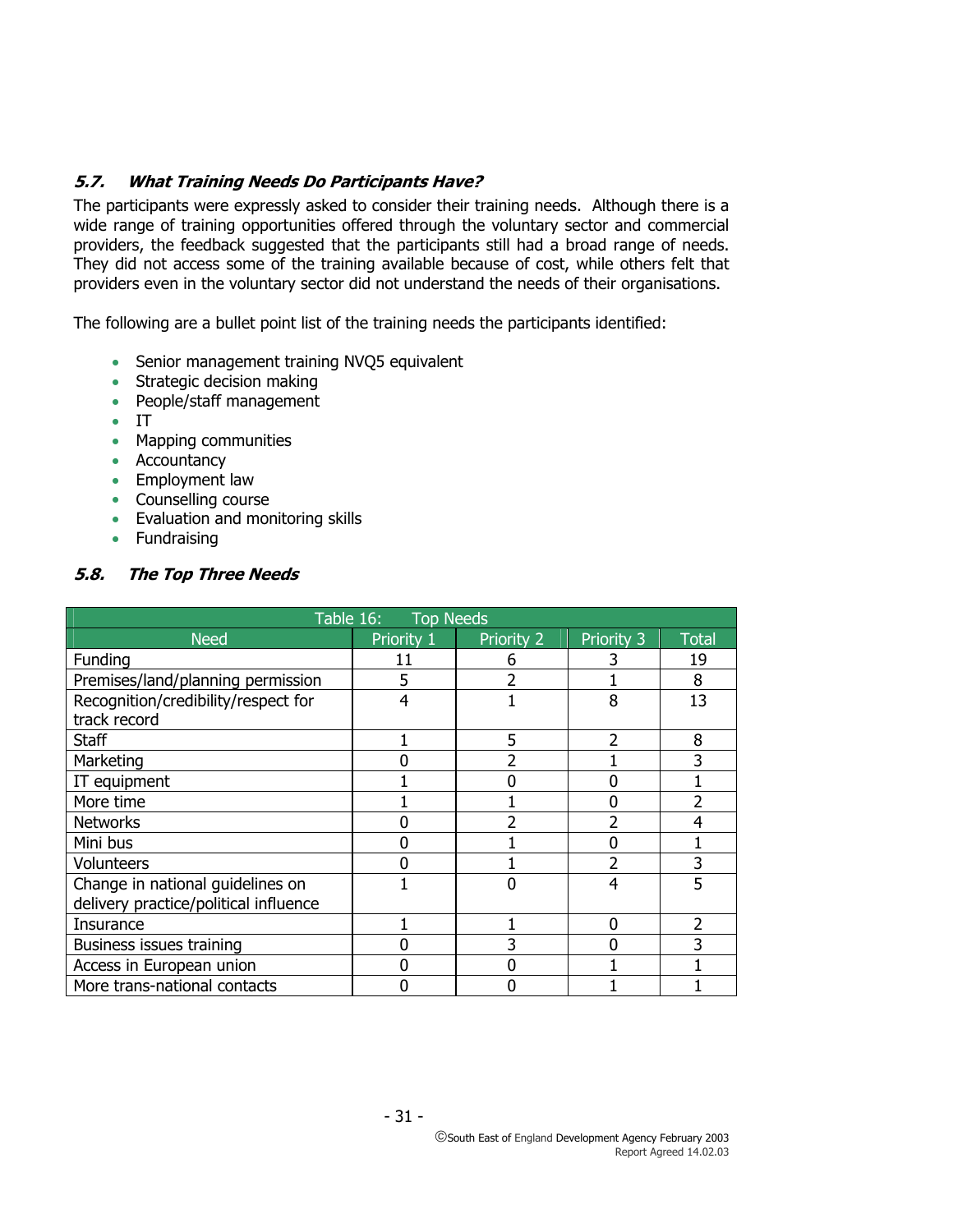### *5.7. What Training Needs Do Participants Have?*

The participants were expressly asked to consider their training needs. Although there is a wide range of training opportunities offered through the voluntary sector and commercial providers, the feedback suggested that the participants still had a broad range of needs. They did not access some of the training available because of cost, while others felt that providers even in the voluntary sector did not understand the needs of their organisations.

The following are a bullet point list of the training needs the participants identified:

- Senior management training NVQ5 equivalent
- Strategic decision making
- People/staff management
- IT
- Mapping communities
- Accountancy
- Employment law
- Counselling course
- Evaluation and monitoring skills
- Fundraising

### *5.8. The Top Three Needs*

Table 16: Top Needs

| Need | Priority 1 | Priority 2 | Priority 3 | Total |
|---|---|---|---|---|
| Funding | 11 | 6 | 3 | 19 |
| Premises/land/planning permission | 5 | 2 | 1 | 8 |
| Recognition/credibility/respect for track record | 4 | 1 | 8 | 13 |
| Staff | 1 | 5 | 2 | 8 |
| Marketing | 0 | 2 | 1 | 3 |
| IT equipment | 1 | 0 | 0 | 1 |
| More time | 1 | 1 | 0 | 2 |
| Networks | 0 | 2 | 2 | 4 |
| Mini bus | 0 | 1 | 0 | 1 |
| Volunteers | 0 | 1 | 2 | 3 |
| Change in national guidelines on delivery practice/political influence | 1 | 0 | 4 | 5 |
| Insurance | 1 | 1 | 0 | 2 |
| Business issues training | 0 | 3 | 0 | 3 |
| Access in European union | 0 | 0 | 1 | 1 |
| More trans-national contacts | 0 | 0 | 1 | 1 |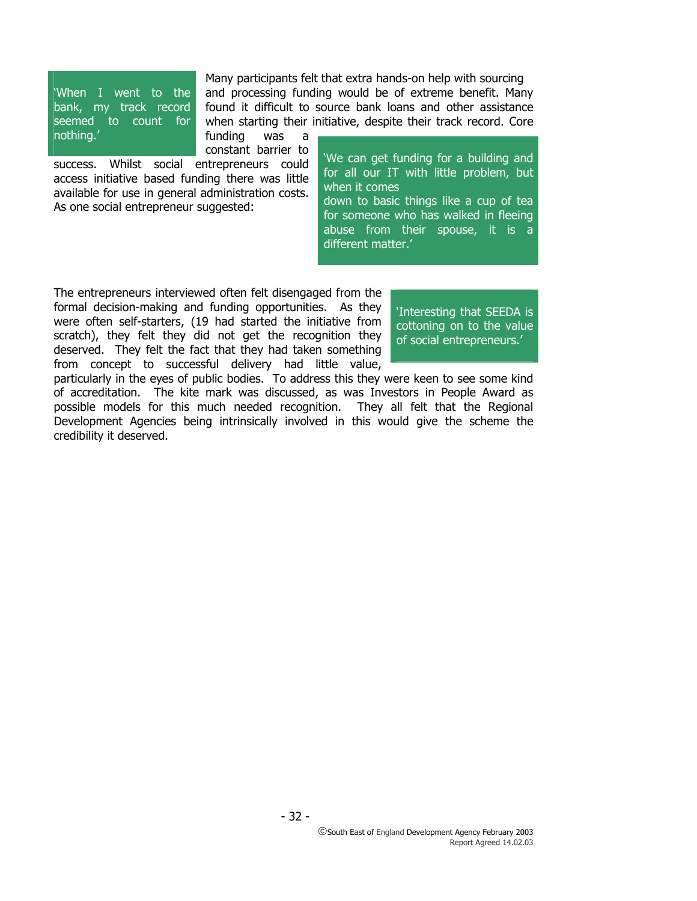> 'When I went to the bank, my track record seemed to count for nothing.'

Many participants felt that extra hands-on help with sourcing and processing funding would be of extreme benefit. Many found it difficult to source bank loans and other assistance when starting their initiative, despite their track record. Core funding was a constant barrier to success. Whilst social entrepreneurs could access initiative based funding there was little available for use in general administration costs. As one social entrepreneur suggested:

> 'We can get funding for a building and for all our IT with little problem, but when it comes down to basic things like a cup of tea for someone who has walked in fleeing abuse from their spouse, it is a different matter.'

The entrepreneurs interviewed often felt disengaged from the formal decision-making and funding opportunities. As they were often self-starters, (19 had started the initiative from scratch), they felt they did not get the recognition they deserved. They felt the fact that they had taken something from concept to successful delivery had little value, particularly in the eyes of public bodies. To address this they were keen to see some kind of accreditation. The kite mark was discussed, as was Investors in People Award as possible models for this much needed recognition. They all felt that the Regional Development Agencies being intrinsically involved in this would give the scheme the credibility it deserved.

> 'Interesting that SEEDA is cottoning on to the value of social entrepreneurs.'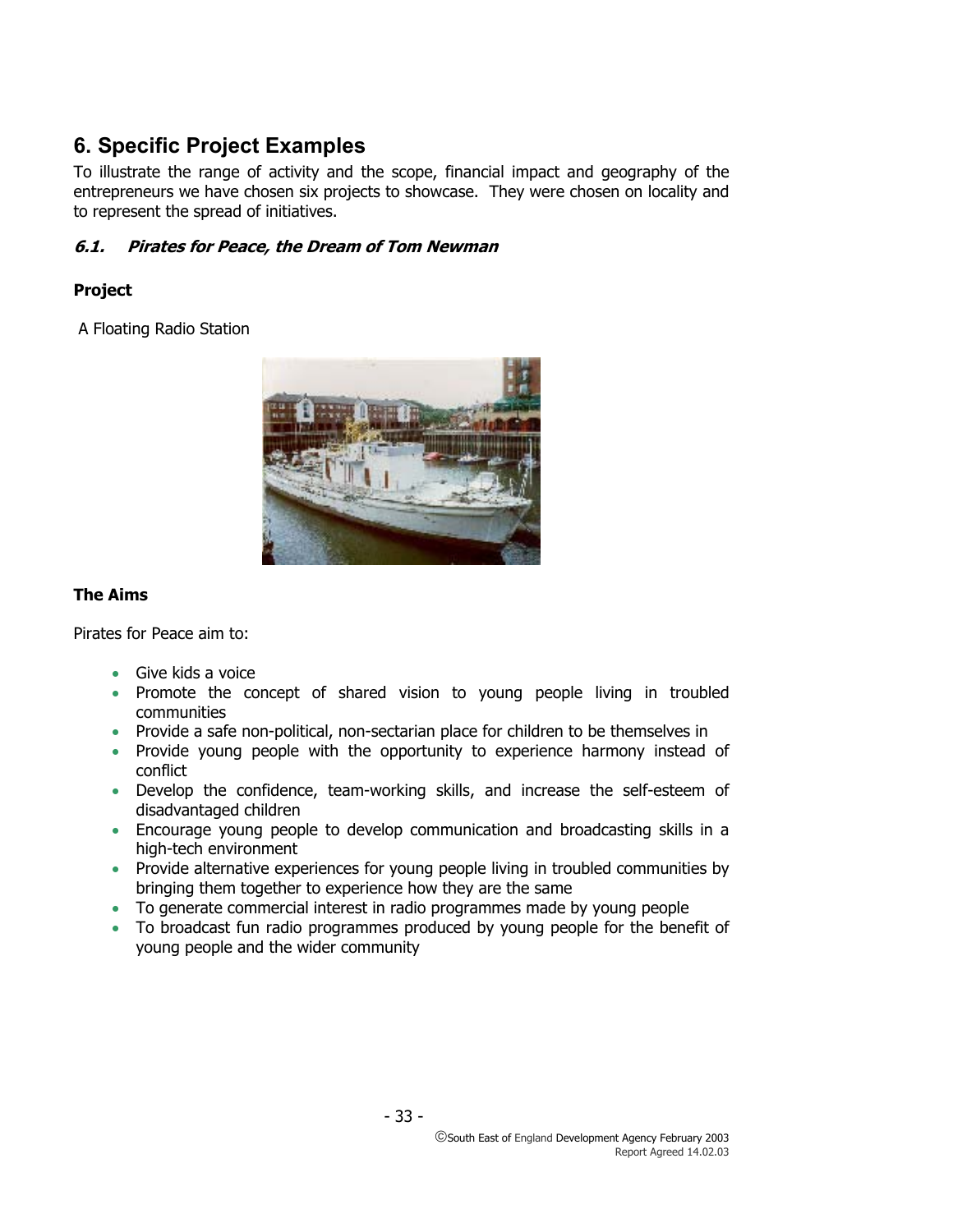## 6. Specific Project Examples

To illustrate the range of activity and the scope, financial impact and geography of the entrepreneurs we have chosen six projects to showcase. They were chosen on locality and to represent the spread of initiatives.

### *6.1. Pirates for Peace, the Dream of Tom Newman*

**Project**

A Floating Radio Station

**The Aims**

Pirates for Peace aim to:

- Give kids a voice
- Promote the concept of shared vision to young people living in troubled communities
- Provide a safe non-political, non-sectarian place for children to be themselves in
- Provide young people with the opportunity to experience harmony instead of conflict
- Develop the confidence, team-working skills, and increase the self-esteem of disadvantaged children
- Encourage young people to develop communication and broadcasting skills in a high-tech environment
- Provide alternative experiences for young people living in troubled communities by bringing them together to experience how they are the same
- To generate commercial interest in radio programmes made by young people
- To broadcast fun radio programmes produced by young people for the benefit of young people and the wider community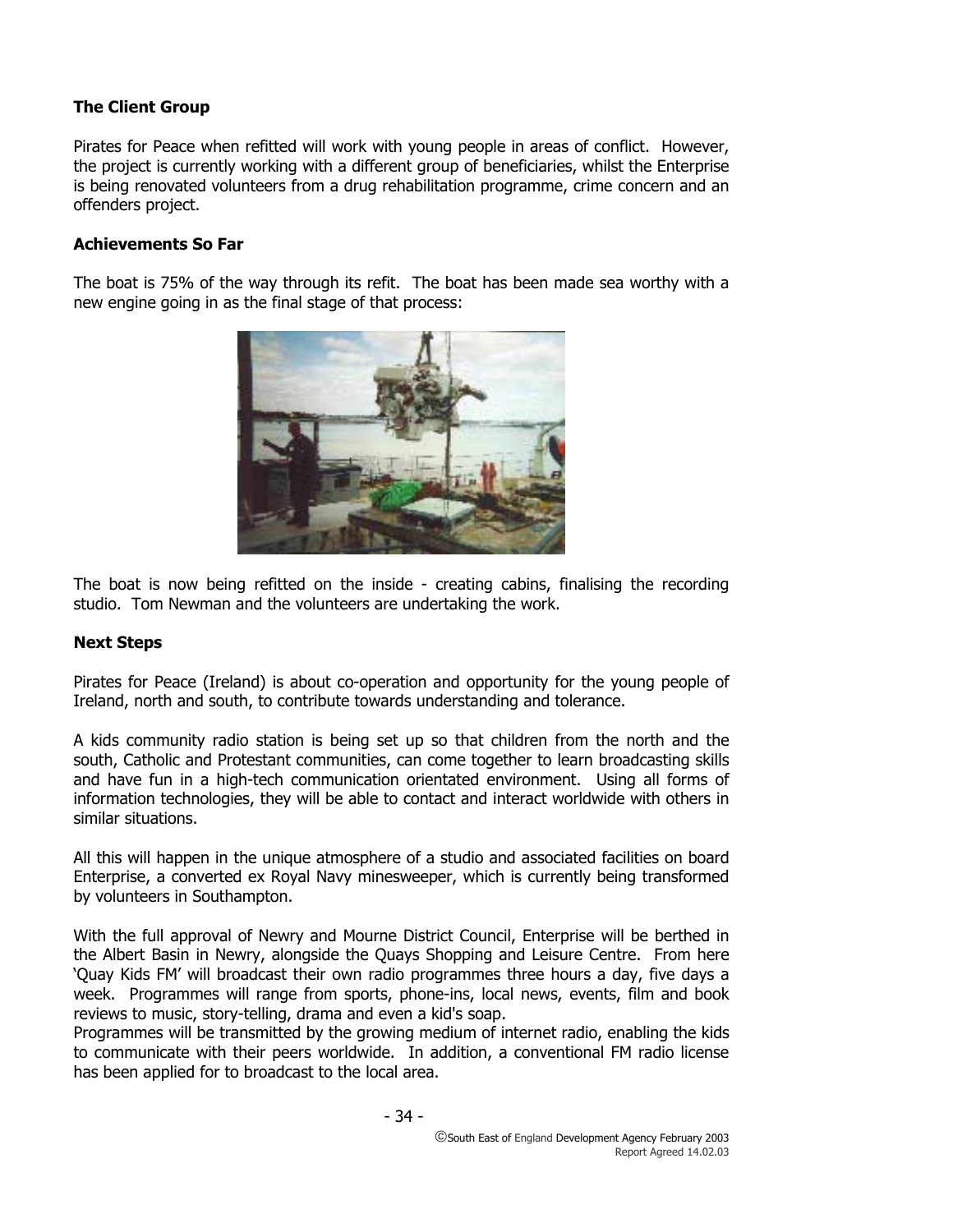### The Client Group

Pirates for Peace when refitted will work with young people in areas of conflict. However, the project is currently working with a different group of beneficiaries, whilst the Enterprise is being renovated volunteers from a drug rehabilitation programme, crime concern and an offenders project.

### Achievements So Far

The boat is 75% of the way through its refit. The boat has been made sea worthy with a new engine going in as the final stage of that process:

The boat is now being refitted on the inside - creating cabins, finalising the recording studio. Tom Newman and the volunteers are undertaking the work.

### Next Steps

Pirates for Peace (Ireland) is about co-operation and opportunity for the young people of Ireland, north and south, to contribute towards understanding and tolerance.

A kids community radio station is being set up so that children from the north and the south, Catholic and Protestant communities, can come together to learn broadcasting skills and have fun in a high-tech communication orientated environment. Using all forms of information technologies, they will be able to contact and interact worldwide with others in similar situations.

All this will happen in the unique atmosphere of a studio and associated facilities on board Enterprise, a converted ex Royal Navy minesweeper, which is currently being transformed by volunteers in Southampton.

With the full approval of Newry and Mourne District Council, Enterprise will be berthed in the Albert Basin in Newry, alongside the Quays Shopping and Leisure Centre. From here 'Quay Kids FM' will broadcast their own radio programmes three hours a day, five days a week. Programmes will range from sports, phone-ins, local news, events, film and book reviews to music, story-telling, drama and even a kid's soap.
Programmes will be transmitted by the growing medium of internet radio, enabling the kids to communicate with their peers worldwide. In addition, a conventional FM radio license has been applied for to broadcast to the local area.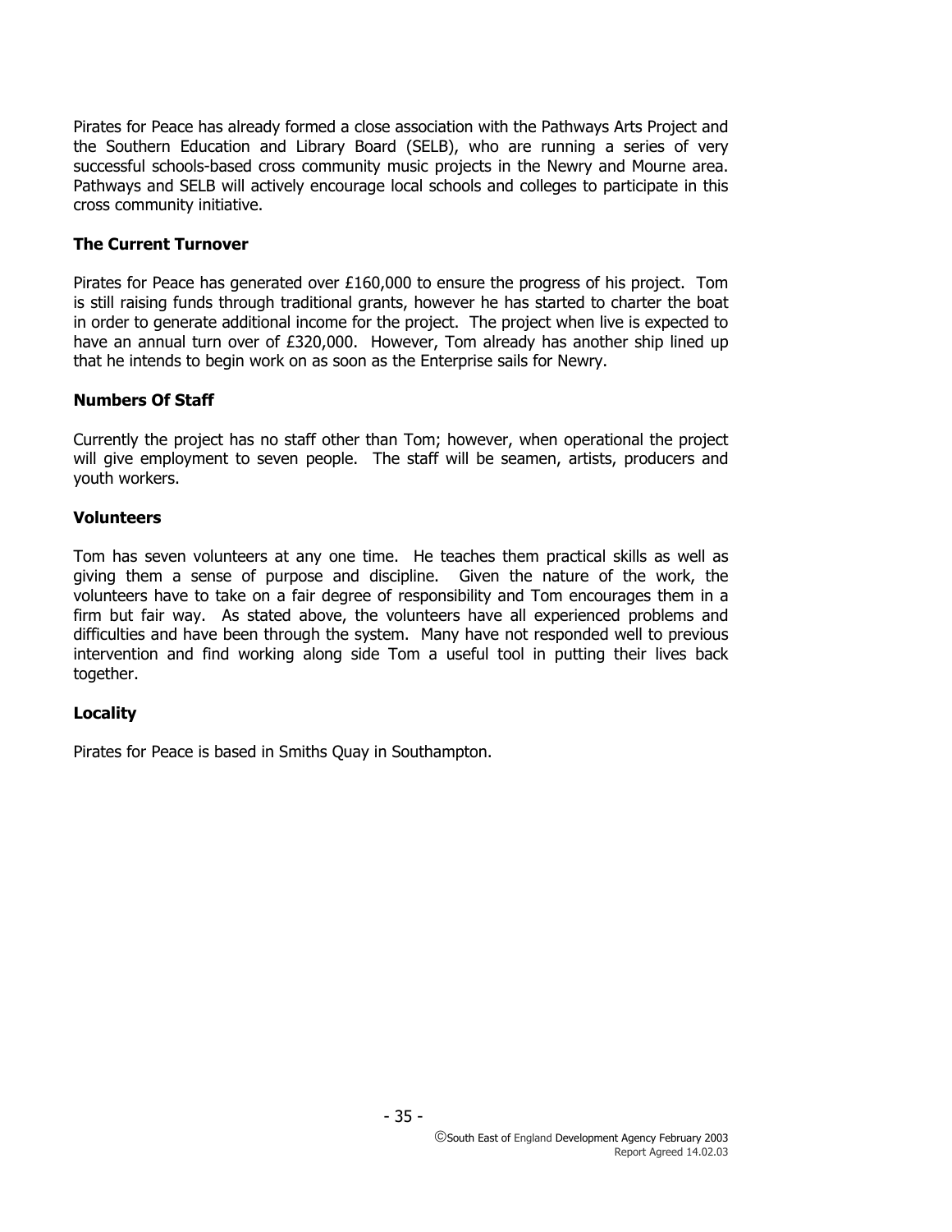Pirates for Peace has already formed a close association with the Pathways Arts Project and the Southern Education and Library Board (SELB), who are running a series of very successful schools-based cross community music projects in the Newry and Mourne area. Pathways and SELB will actively encourage local schools and colleges to participate in this cross community initiative.

### The Current Turnover

Pirates for Peace has generated over £160,000 to ensure the progress of his project. Tom is still raising funds through traditional grants, however he has started to charter the boat in order to generate additional income for the project. The project when live is expected to have an annual turn over of £320,000. However, Tom already has another ship lined up that he intends to begin work on as soon as the Enterprise sails for Newry.

### Numbers Of Staff

Currently the project has no staff other than Tom; however, when operational the project will give employment to seven people. The staff will be seamen, artists, producers and youth workers.

### Volunteers

Tom has seven volunteers at any one time. He teaches them practical skills as well as giving them a sense of purpose and discipline. Given the nature of the work, the volunteers have to take on a fair degree of responsibility and Tom encourages them in a firm but fair way. As stated above, the volunteers have all experienced problems and difficulties and have been through the system. Many have not responded well to previous intervention and find working along side Tom a useful tool in putting their lives back together.

### Locality

Pirates for Peace is based in Smiths Quay in Southampton.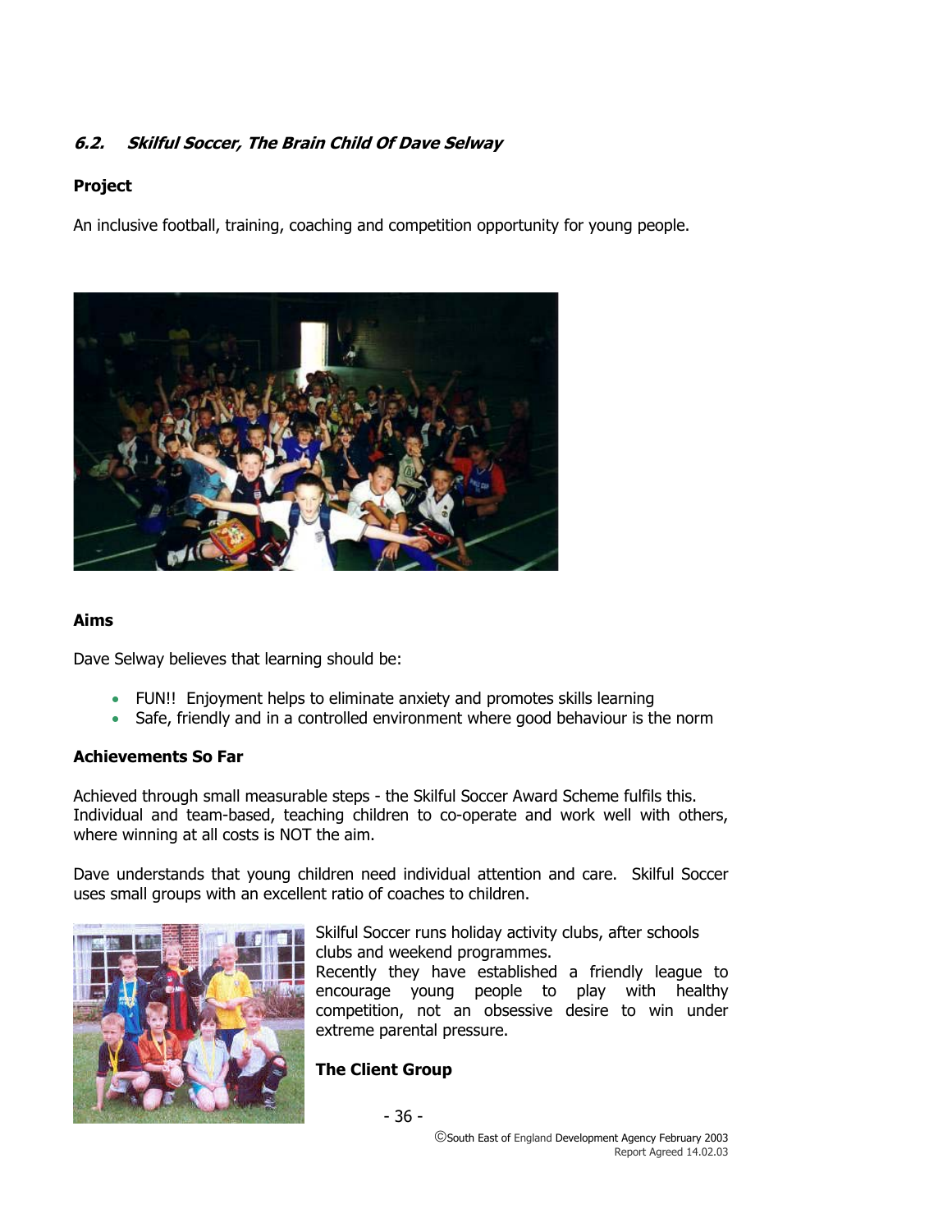### *6.2. Skilful Soccer, The Brain Child Of Dave Selway*

**Project**

An inclusive football, training, coaching and competition opportunity for young people.

**Aims**

Dave Selway believes that learning should be:

- FUN!! Enjoyment helps to eliminate anxiety and promotes skills learning
- Safe, friendly and in a controlled environment where good behaviour is the norm

**Achievements So Far**

Achieved through small measurable steps - the Skilful Soccer Award Scheme fulfils this. Individual and team-based, teaching children to co-operate and work well with others, where winning at all costs is NOT the aim.

Dave understands that young children need individual attention and care. Skilful Soccer uses small groups with an excellent ratio of coaches to children.

Skilful Soccer runs holiday activity clubs, after schools clubs and weekend programmes.
Recently they have established a friendly league to encourage young people to play with healthy competition, not an obsessive desire to win under extreme parental pressure.

**The Client Group**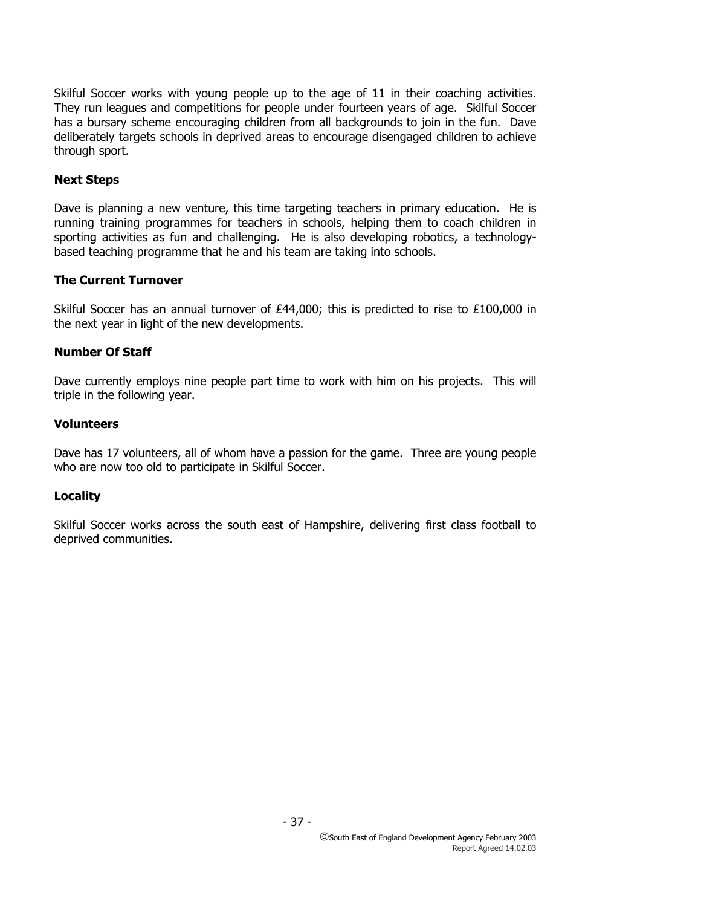Skilful Soccer works with young people up to the age of 11 in their coaching activities. They run leagues and competitions for people under fourteen years of age. Skilful Soccer has a bursary scheme encouraging children from all backgrounds to join in the fun. Dave deliberately targets schools in deprived areas to encourage disengaged children to achieve through sport.

### Next Steps

Dave is planning a new venture, this time targeting teachers in primary education. He is running training programmes for teachers in schools, helping them to coach children in sporting activities as fun and challenging. He is also developing robotics, a technology-based teaching programme that he and his team are taking into schools.

### The Current Turnover

Skilful Soccer has an annual turnover of £44,000; this is predicted to rise to £100,000 in the next year in light of the new developments.

### Number Of Staff

Dave currently employs nine people part time to work with him on his projects. This will triple in the following year.

### Volunteers

Dave has 17 volunteers, all of whom have a passion for the game. Three are young people who are now too old to participate in Skilful Soccer.

### Locality

Skilful Soccer works across the south east of Hampshire, delivering first class football to deprived communities.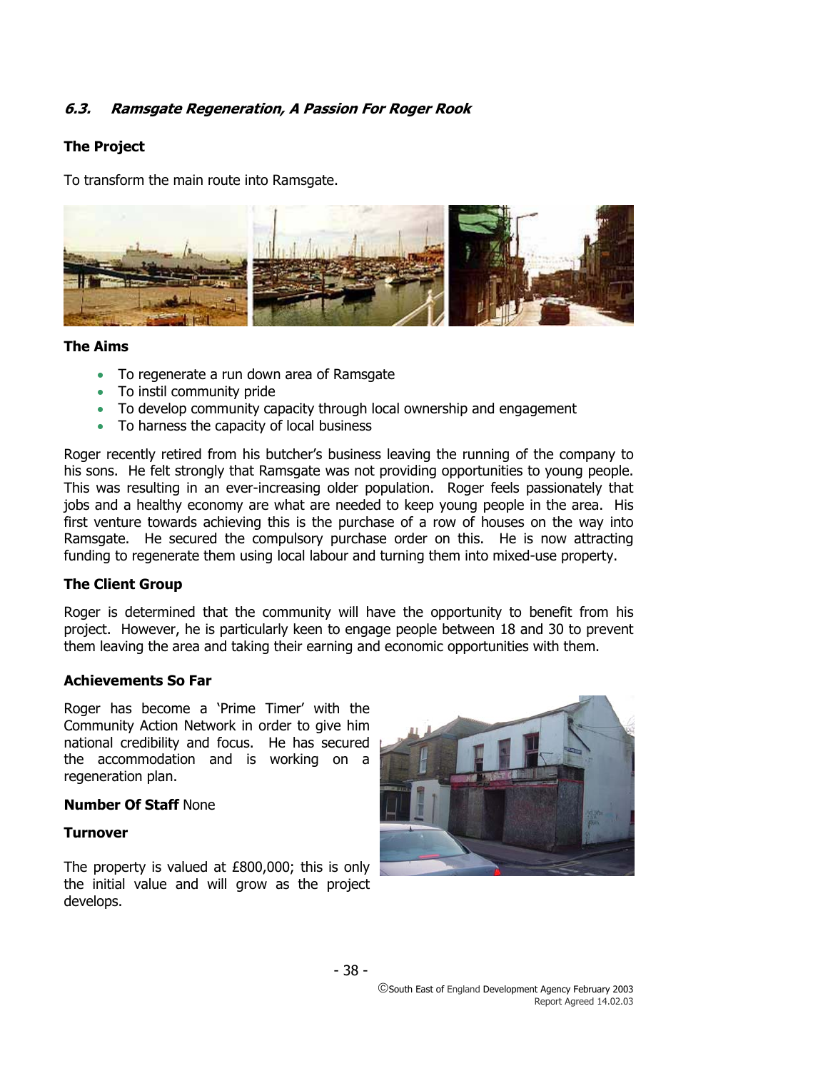### 6.3. *Ramsgate Regeneration, A Passion For Roger Rook*

**The Project**

To transform the main route into Ramsgate.

**The Aims**

- To regenerate a run down area of Ramsgate
- To instil community pride
- To develop community capacity through local ownership and engagement
- To harness the capacity of local business

Roger recently retired from his butcher's business leaving the running of the company to his sons. He felt strongly that Ramsgate was not providing opportunities to young people. This was resulting in an ever-increasing older population. Roger feels passionately that jobs and a healthy economy are what are needed to keep young people in the area. His first venture towards achieving this is the purchase of a row of houses on the way into Ramsgate. He secured the compulsory purchase order on this. He is now attracting funding to regenerate them using local labour and turning them into mixed-use property.

**The Client Group**

Roger is determined that the community will have the opportunity to benefit from his project. However, he is particularly keen to engage people between 18 and 30 to prevent them leaving the area and taking their earning and economic opportunities with them.

**Achievements So Far**

Roger has become a 'Prime Timer' with the Community Action Network in order to give him national credibility and focus. He has secured the accommodation and is working on a regeneration plan.

**Number Of Staff** None

**Turnover**

The property is valued at £800,000; this is only the initial value and will grow as the project develops.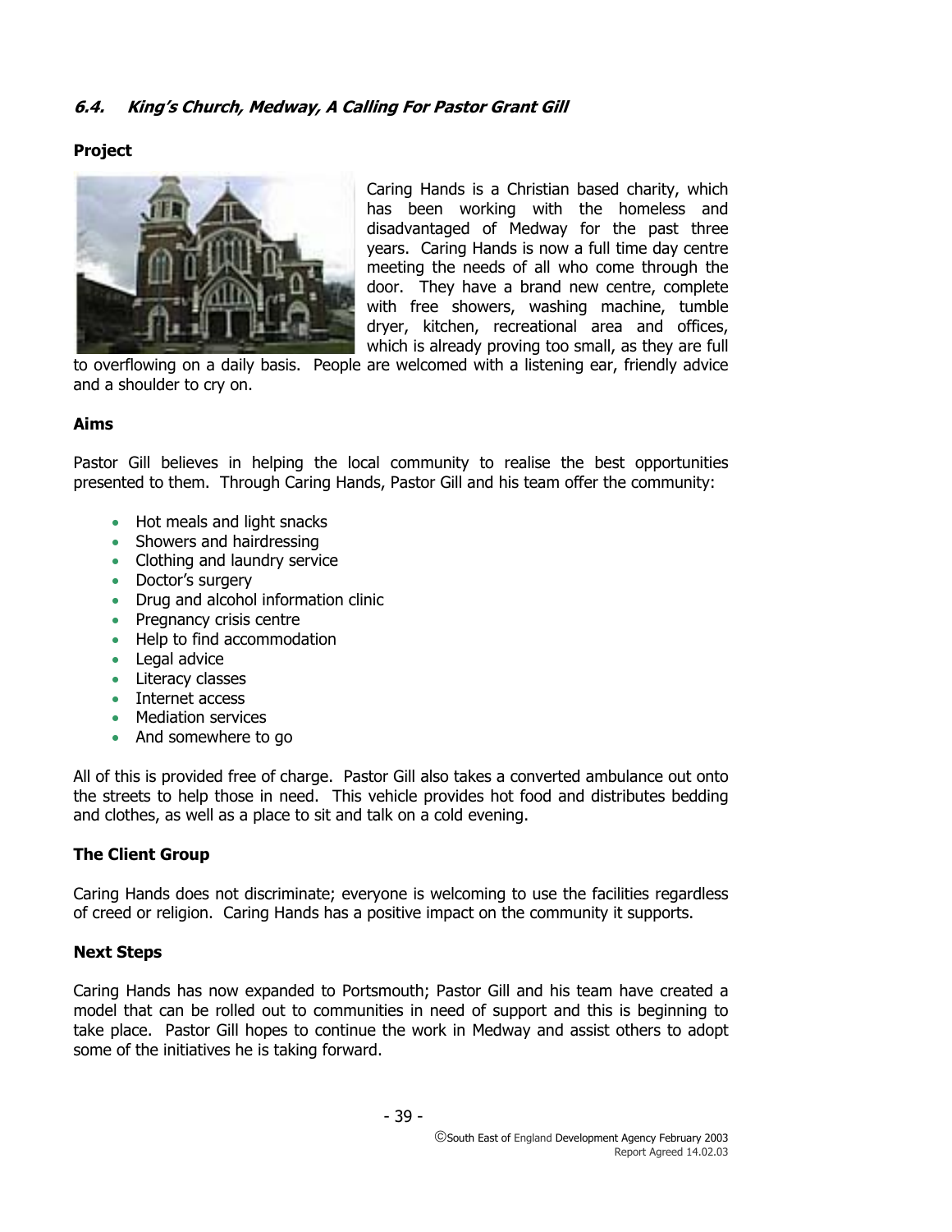### *6.4. King's Church, Medway, A Calling For Pastor Grant Gill*

**Project**

Caring Hands is a Christian based charity, which has been working with the homeless and disadvantaged of Medway for the past three years. Caring Hands is now a full time day centre meeting the needs of all who come through the door. They have a brand new centre, complete with free showers, washing machine, tumble dryer, kitchen, recreational area and offices, which is already proving too small, as they are full to overflowing on a daily basis. People are welcomed with a listening ear, friendly advice and a shoulder to cry on.

**Aims**

Pastor Gill believes in helping the local community to realise the best opportunities presented to them. Through Caring Hands, Pastor Gill and his team offer the community:

- Hot meals and light snacks
- Showers and hairdressing
- Clothing and laundry service
- Doctor's surgery
- Drug and alcohol information clinic
- Pregnancy crisis centre
- Help to find accommodation
- Legal advice
- Literacy classes
- Internet access
- Mediation services
- And somewhere to go

All of this is provided free of charge. Pastor Gill also takes a converted ambulance out onto the streets to help those in need. This vehicle provides hot food and distributes bedding and clothes, as well as a place to sit and talk on a cold evening.

**The Client Group**

Caring Hands does not discriminate; everyone is welcoming to use the facilities regardless of creed or religion. Caring Hands has a positive impact on the community it supports.

**Next Steps**

Caring Hands has now expanded to Portsmouth; Pastor Gill and his team have created a model that can be rolled out to communities in need of support and this is beginning to take place. Pastor Gill hopes to continue the work in Medway and assist others to adopt some of the initiatives he is taking forward.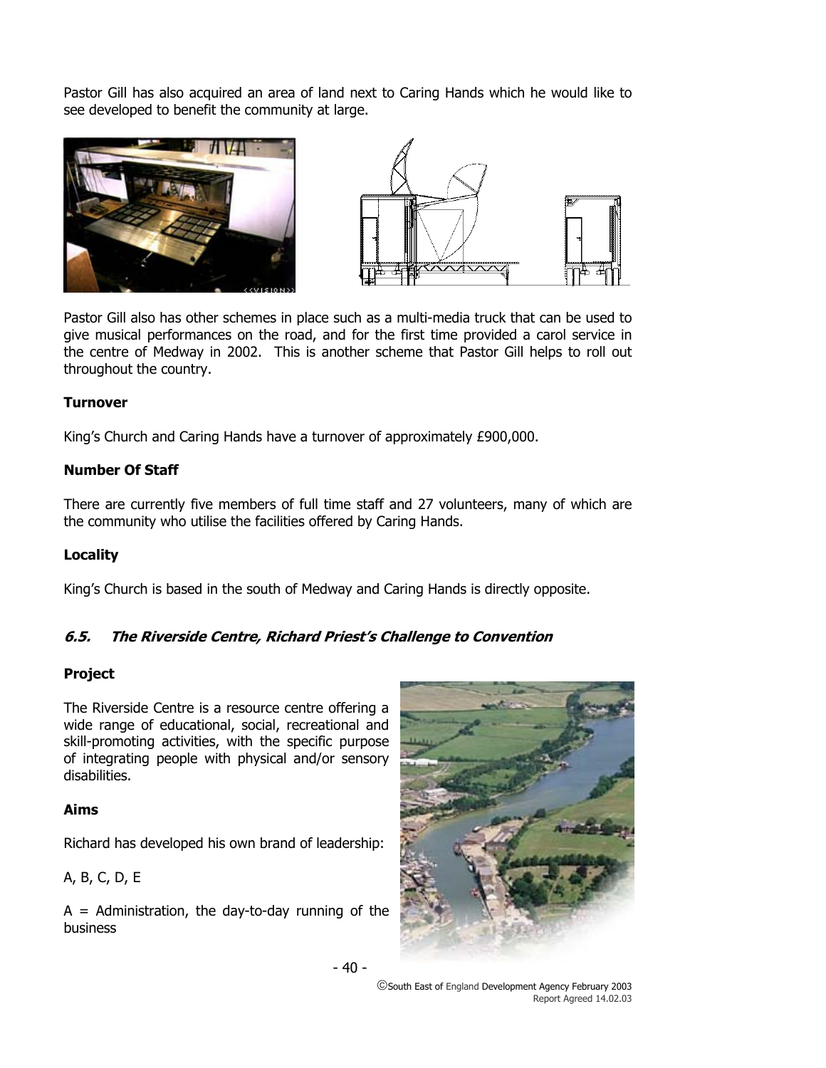Pastor Gill has also acquired an area of land next to Caring Hands which he would like to see developed to benefit the community at large.

Pastor Gill also has other schemes in place such as a multi-media truck that can be used to give musical performances on the road, and for the first time provided a carol service in the centre of Medway in 2002. This is another scheme that Pastor Gill helps to roll out throughout the country.

**Turnover**

King's Church and Caring Hands have a turnover of approximately £900,000.

**Number Of Staff**

There are currently five members of full time staff and 27 volunteers, many of which are the community who utilise the facilities offered by Caring Hands.

**Locality**

King's Church is based in the south of Medway and Caring Hands is directly opposite.

### *6.5. The Riverside Centre, Richard Priest's Challenge to Convention*

**Project**

The Riverside Centre is a resource centre offering a wide range of educational, social, recreational and skill-promoting activities, with the specific purpose of integrating people with physical and/or sensory disabilities.

**Aims**

Richard has developed his own brand of leadership:

A, B, C, D, E

A = Administration, the day-to-day running of the business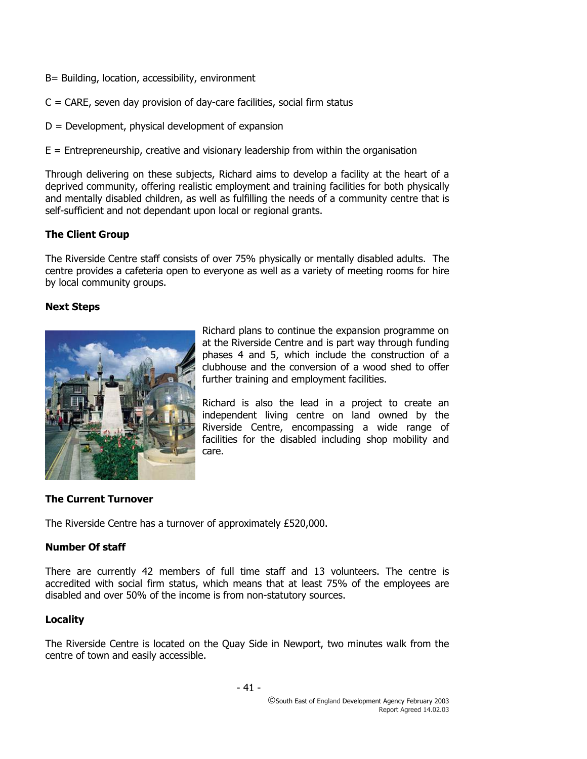B= Building, location, accessibility, environment

C = CARE, seven day provision of day-care facilities, social firm status

D = Development, physical development of expansion

E = Entrepreneurship, creative and visionary leadership from within the organisation

Through delivering on these subjects, Richard aims to develop a facility at the heart of a deprived community, offering realistic employment and training facilities for both physically and mentally disabled children, as well as fulfilling the needs of a community centre that is self-sufficient and not dependant upon local or regional grants.

**The Client Group**

The Riverside Centre staff consists of over 75% physically or mentally disabled adults. The centre provides a cafeteria open to everyone as well as a variety of meeting rooms for hire by local community groups.

**Next Steps**

Richard plans to continue the expansion programme on at the Riverside Centre and is part way through funding phases 4 and 5, which include the construction of a clubhouse and the conversion of a wood shed to offer further training and employment facilities.

Richard is also the lead in a project to create an independent living centre on land owned by the Riverside Centre, encompassing a wide range of facilities for the disabled including shop mobility and care.

**The Current Turnover**

The Riverside Centre has a turnover of approximately £520,000.

**Number Of staff**

There are currently 42 members of full time staff and 13 volunteers. The centre is accredited with social firm status, which means that at least 75% of the employees are disabled and over 50% of the income is from non-statutory sources.

**Locality**

The Riverside Centre is located on the Quay Side in Newport, two minutes walk from the centre of town and easily accessible.

©South East of England Development Agency February 2003
Report Agreed 14.02.03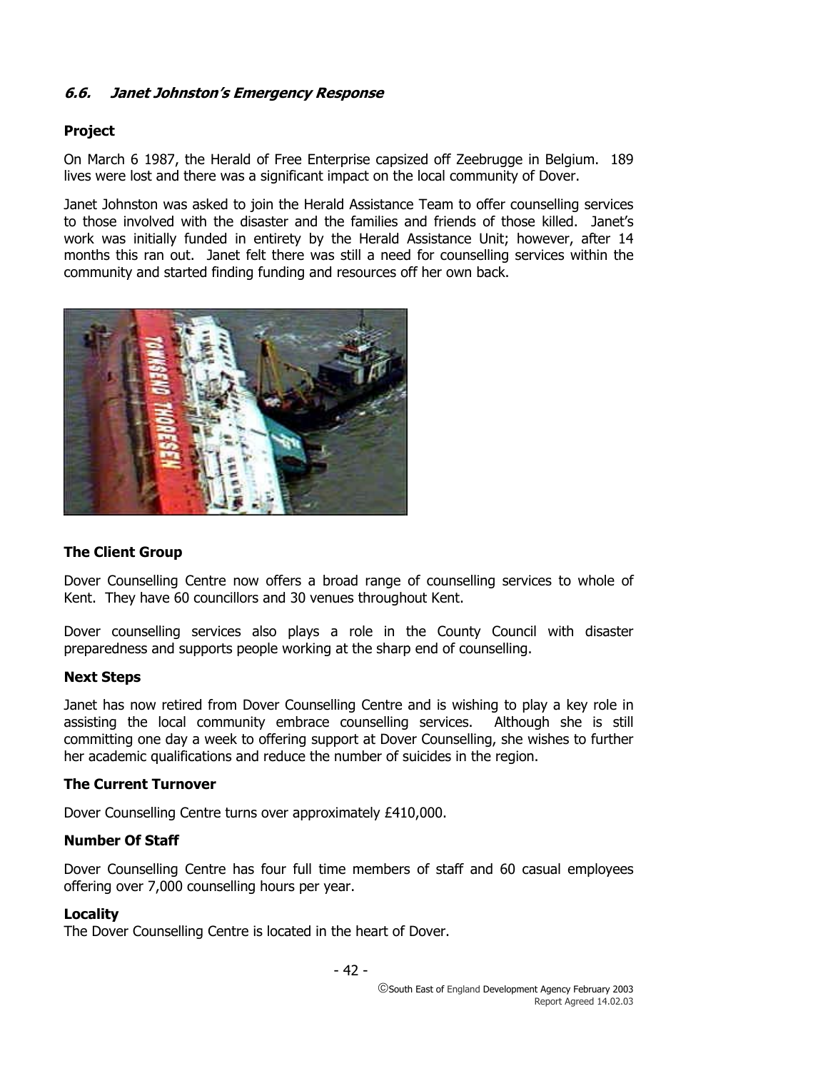### *6.6. Janet Johnston's Emergency Response*

**Project**

On March 6 1987, the Herald of Free Enterprise capsized off Zeebrugge in Belgium. 189 lives were lost and there was a significant impact on the local community of Dover.

Janet Johnston was asked to join the Herald Assistance Team to offer counselling services to those involved with the disaster and the families and friends of those killed. Janet's work was initially funded in entirety by the Herald Assistance Unit; however, after 14 months this ran out. Janet felt there was still a need for counselling services within the community and started finding funding and resources off her own back.

**The Client Group**

Dover Counselling Centre now offers a broad range of counselling services to whole of Kent. They have 60 councillors and 30 venues throughout Kent.

Dover counselling services also plays a role in the County Council with disaster preparedness and supports people working at the sharp end of counselling.

**Next Steps**

Janet has now retired from Dover Counselling Centre and is wishing to play a key role in assisting the local community embrace counselling services. Although she is still committing one day a week to offering support at Dover Counselling, she wishes to further her academic qualifications and reduce the number of suicides in the region.

**The Current Turnover**

Dover Counselling Centre turns over approximately £410,000.

**Number Of Staff**

Dover Counselling Centre has four full time members of staff and 60 casual employees offering over 7,000 counselling hours per year.

**Locality**

The Dover Counselling Centre is located in the heart of Dover.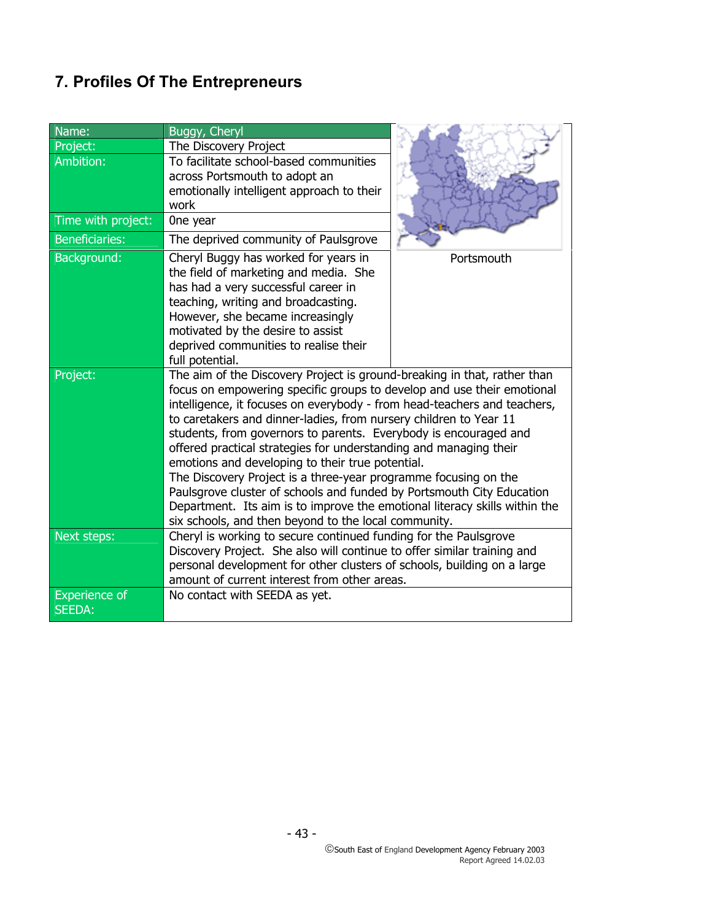# 7. Profiles Of The Entrepreneurs

| Name: | Buggy, Cheryl |
|---|---|
| Project: | The Discovery Project |
| Ambition: | To facilitate school-based communities across Portsmouth to adopt an emotionally intelligent approach to their work |
| Time with project: | 0ne year |
| Beneficiaries: | The deprived community of Paulsgrove |
| Background: | Cheryl Buggy has worked for years in the field of marketing and media. She has had a very successful career in teaching, writing and broadcasting. However, she became increasingly motivated by the desire to assist deprived communities to realise their full potential. |
| Project: | The aim of the Discovery Project is ground-breaking in that, rather than focus on empowering specific groups to develop and use their emotional intelligence, it focuses on everybody - from head-teachers and teachers, to caretakers and dinner-ladies, from nursery children to Year 11 students, from governors to parents. Everybody is encouraged and offered practical strategies for understanding and managing their emotions and developing to their true potential.<br>The Discovery Project is a three-year programme focusing on the Paulsgrove cluster of schools and funded by Portsmouth City Education Department. Its aim is to improve the emotional literacy skills within the six schools, and then beyond to the local community. |
| Next steps: | Cheryl is working to secure continued funding for the Paulsgrove Discovery Project. She also will continue to offer similar training and personal development for other clusters of schools, building on a large amount of current interest from other areas. |
| Experience of SEEDA: | No contact with SEEDA as yet. |

Portsmouth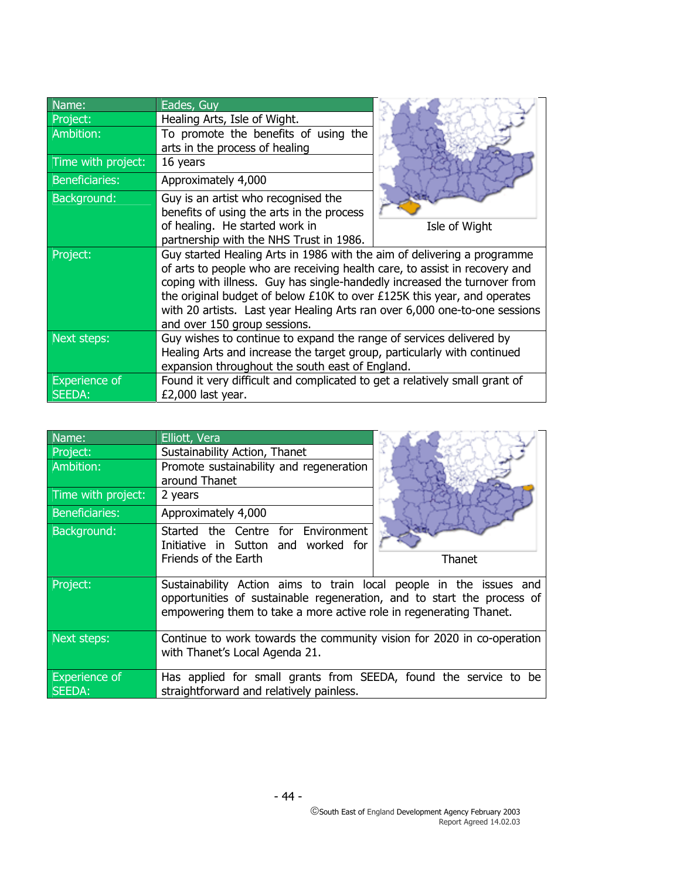| Name: | Eades, Guy |
|---|---|
| Project: | Healing Arts, Isle of Wight. |
| Ambition: | To promote the benefits of using the arts in the process of healing |
| Time with project: | 16 years |
| Beneficiaries: | Approximately 4,000 |
| Background: | Guy is an artist who recognised the benefits of using the arts in the process of healing. He started work in partnership with the NHS Trust in 1986. |
| Project: | Guy started Healing Arts in 1986 with the aim of delivering a programme of arts to people who are receiving health care, to assist in recovery and coping with illness. Guy has single-handedly increased the turnover from the original budget of below £10K to over £125K this year, and operates with 20 artists. Last year Healing Arts ran over 6,000 one-to-one sessions and over 150 group sessions. |
| Next steps: | Guy wishes to continue to expand the range of services delivered by Healing Arts and increase the target group, particularly with continued expansion throughout the south east of England. |
| Experience of SEEDA: | Found it very difficult and complicated to get a relatively small grant of £2,000 last year. |

Isle of Wight

| Name: | Elliott, Vera |
|---|---|
| Project: | Sustainability Action, Thanet |
| Ambition: | Promote sustainability and regeneration around Thanet |
| Time with project: | 2 years |
| Beneficiaries: | Approximately 4,000 |
| Background: | Started the Centre for Environment Initiative in Sutton and worked for Friends of the Earth |
| Project: | Sustainability Action aims to train local people in the issues and opportunities of sustainable regeneration, and to start the process of empowering them to take a more active role in regenerating Thanet. |
| Next steps: | Continue to work towards the community vision for 2020 in co-operation with Thanet's Local Agenda 21. |
| Experience of SEEDA: | Has applied for small grants from SEEDA, found the service to be straightforward and relatively painless. |

Thanet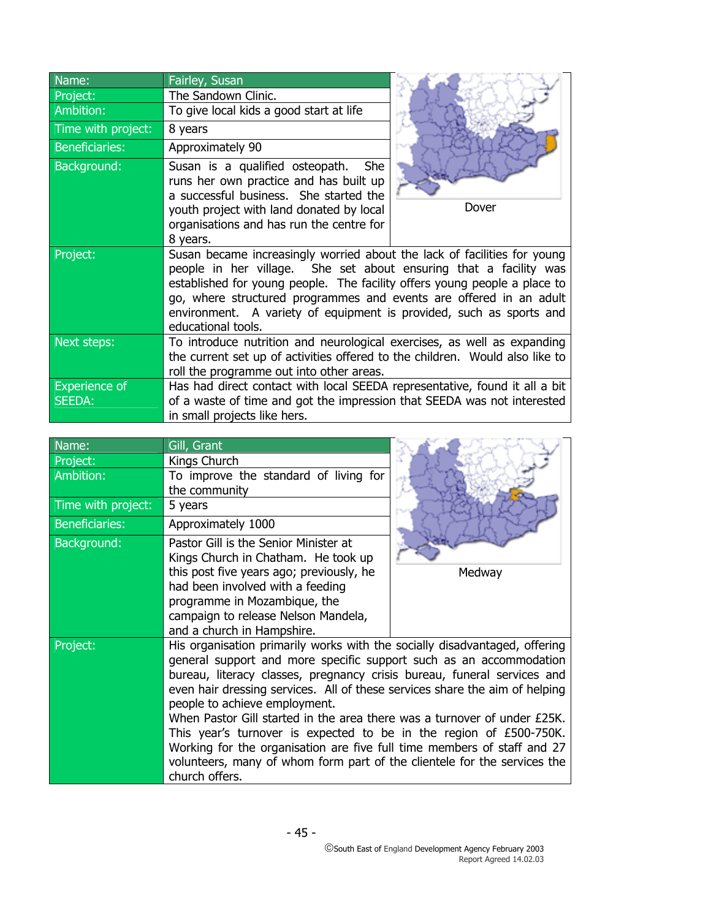| Name: | Fairley, Susan |
|---|---|
| Project: | The Sandown Clinic. |
| Ambition: | To give local kids a good start at life |
| Time with project: | 8 years |
| Beneficiaries: | Approximately 90 |
| Background: | Susan is a qualified osteopath. She runs her own practice and has built up a successful business. She started the youth project with land donated by local organisations and has run the centre for 8 years. |
| Project: | Susan became increasingly worried about the lack of facilities for young people in her village. She set about ensuring that a facility was established for young people. The facility offers young people a place to go, where structured programmes and events are offered in an adult environment. A variety of equipment is provided, such as sports and educational tools. |
| Next steps: | To introduce nutrition and neurological exercises, as well as expanding the current set up of activities offered to the children. Would also like to roll the programme out into other areas. |
| Experience of SEEDA: | Has had direct contact with local SEEDA representative, found it all a bit of a waste of time and got the impression that SEEDA was not interested in small projects like hers. |

Dover

| Name: | Gill, Grant |
|---|---|
| Project: | Kings Church |
| Ambition: | To improve the standard of living for the community |
| Time with project: | 5 years |
| Beneficiaries: | Approximately 1000 |
| Background: | Pastor Gill is the Senior Minister at Kings Church in Chatham. He took up this post five years ago; previously, he had been involved with a feeding programme in Mozambique, the campaign to release Nelson Mandela, and a church in Hampshire. |
| Project: | His organisation primarily works with the socially disadvantaged, offering general support and more specific support such as an accommodation bureau, literacy classes, pregnancy crisis bureau, funeral services and even hair dressing services. All of these services share the aim of helping people to achieve employment.<br>When Pastor Gill started in the area there was a turnover of under £25K. This year's turnover is expected to be in the region of £500-750K. Working for the organisation are five full time members of staff and 27 volunteers, many of whom form part of the clientele for the services the church offers. |

Medway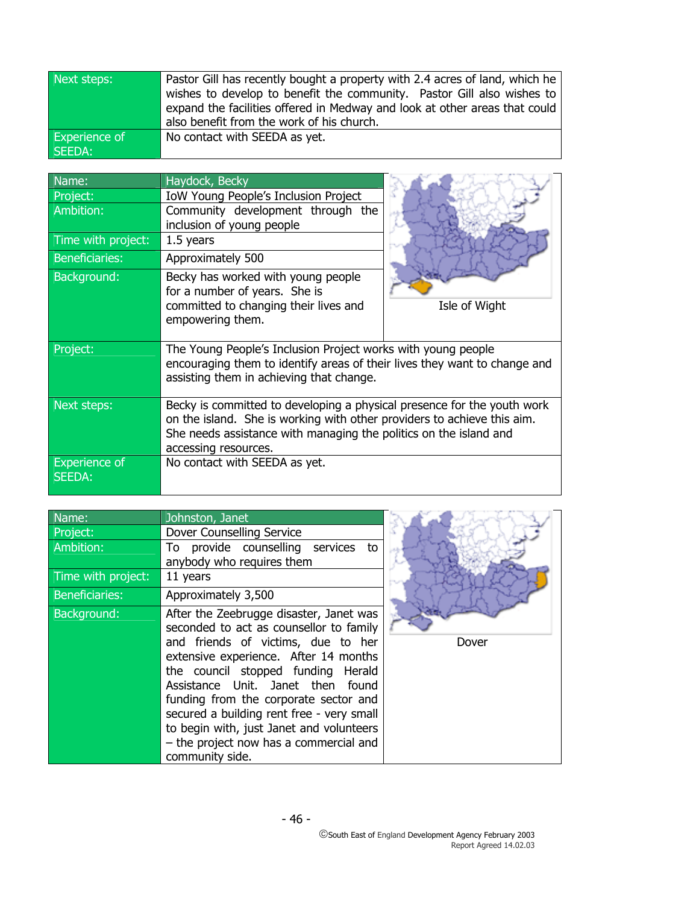| | |
|---|---|
| Next steps: | Pastor Gill has recently bought a property with 2.4 acres of land, which he wishes to develop to benefit the community. Pastor Gill also wishes to expand the facilities offered in Medway and look at other areas that could also benefit from the work of his church. |
| Experience of SEEDA: | No contact with SEEDA as yet. |

| | |
|---|---|
| Name: | Haydock, Becky |
| Project: | IoW Young People's Inclusion Project |
| Ambition: | Community development through the inclusion of young people |
| Time with project: | 1.5 years |
| Beneficiaries: | Approximately 500 |
| Background: | Becky has worked with young people for a number of years. She is committed to changing their lives and empowering them. |
| Project: | The Young People's Inclusion Project works with young people encouraging them to identify areas of their lives they want to change and assisting them in achieving that change. |
| Next steps: | Becky is committed to developing a physical presence for the youth work on the island. She is working with other providers to achieve this aim. She needs assistance with managing the politics on the island and accessing resources. |
| Experience of SEEDA: | No contact with SEEDA as yet. |

Isle of Wight

| | |
|---|---|
| Name: | Johnston, Janet |
| Project: | Dover Counselling Service |
| Ambition: | To provide counselling services to anybody who requires them |
| Time with project: | 11 years |
| Beneficiaries: | Approximately 3,500 |
| Background: | After the Zeebrugge disaster, Janet was seconded to act as counsellor to family and friends of victims, due to her extensive experience. After 14 months the council stopped funding Herald Assistance Unit. Janet then found funding from the corporate sector and secured a building rent free - very small to begin with, just Janet and volunteers – the project now has a commercial and community side. |

Dover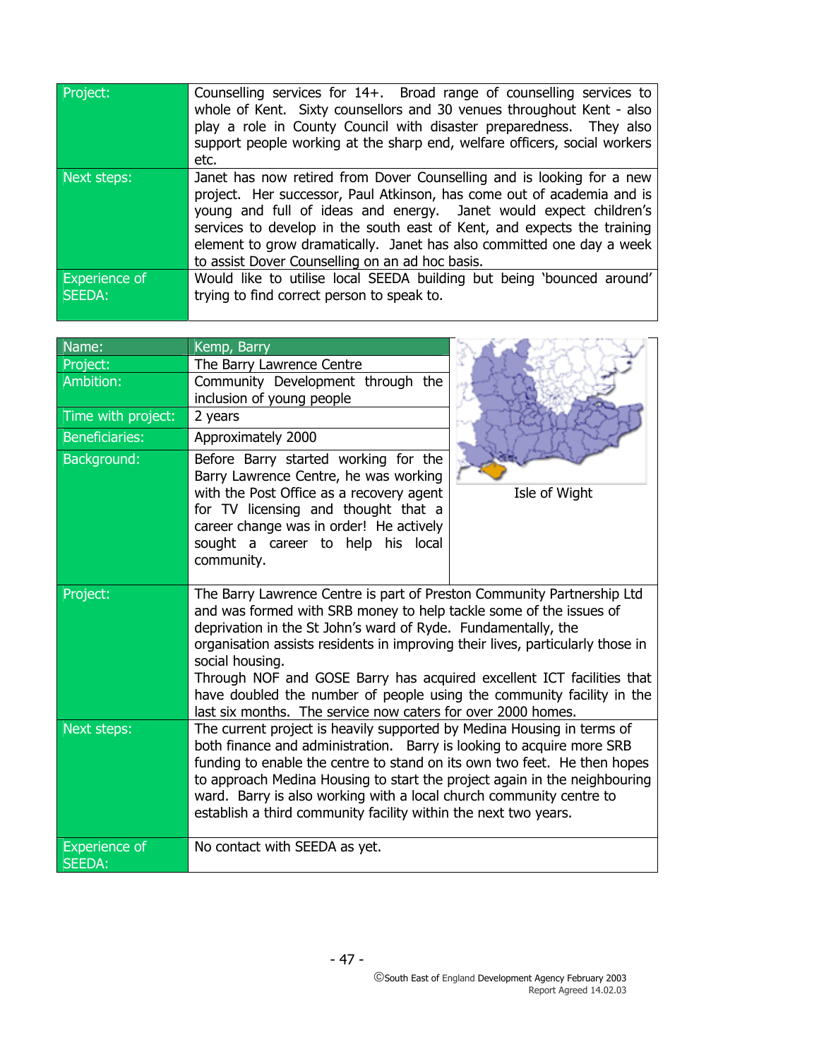| | |
|---|---|
| Project: | Counselling services for 14+. Broad range of counselling services to whole of Kent. Sixty counsellors and 30 venues throughout Kent - also play a role in County Council with disaster preparedness. They also support people working at the sharp end, welfare officers, social workers etc. |
| Next steps: | Janet has now retired from Dover Counselling and is looking for a new project. Her successor, Paul Atkinson, has come out of academia and is young and full of ideas and energy. Janet would expect children's services to develop in the south east of Kent, and expects the training element to grow dramatically. Janet has also committed one day a week to assist Dover Counselling on an ad hoc basis. |
| Experience of SEEDA: | Would like to utilise local SEEDA building but being 'bounced around' trying to find correct person to speak to. |

| | |
|---|---|
| Name: | Kemp, Barry |
| Project: | The Barry Lawrence Centre |
| Ambition: | Community Development through the inclusion of young people |
| Time with project: | 2 years |
| Beneficiaries: | Approximately 2000 |
| Background: | Before Barry started working for the Barry Lawrence Centre, he was working with the Post Office as a recovery agent for TV licensing and thought that a career change was in order! He actively sought a career to help his local community. |
| Project: | The Barry Lawrence Centre is part of Preston Community Partnership Ltd and was formed with SRB money to help tackle some of the issues of deprivation in the St John's ward of Ryde. Fundamentally, the organisation assists residents in improving their lives, particularly those in social housing.<br>Through NOF and GOSE Barry has acquired excellent ICT facilities that have doubled the number of people using the community facility in the last six months. The service now caters for over 2000 homes. |
| Next steps: | The current project is heavily supported by Medina Housing in terms of both finance and administration. Barry is looking to acquire more SRB funding to enable the centre to stand on its own two feet. He then hopes to approach Medina Housing to start the project again in the neighbouring ward. Barry is also working with a local church community centre to establish a third community facility within the next two years. |
| Experience of SEEDA: | No contact with SEEDA as yet. |

Isle of Wight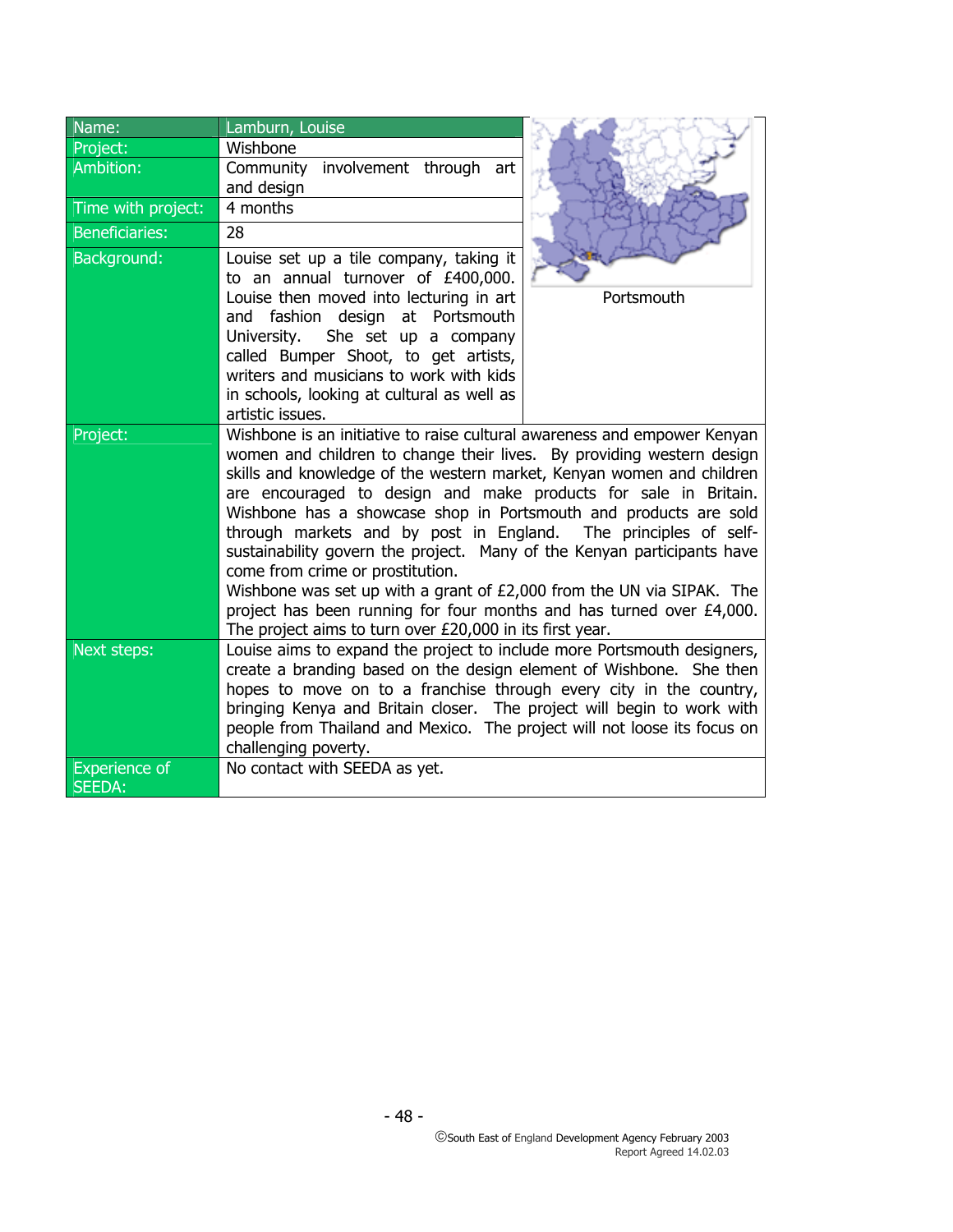| Name: | Lamburn, Louise |
|---|---|
| Project: | Wishbone |
| Ambition: | Community involvement through art and design |
| Time with project: | 4 months |
| Beneficiaries: | 28 |
| Background: | Louise set up a tile company, taking it to an annual turnover of £400,000. Louise then moved into lecturing in art and fashion design at Portsmouth University. She set up a company called Bumper Shoot, to get artists, writers and musicians to work with kids in schools, looking at cultural as well as artistic issues. |
| Project: | Wishbone is an initiative to raise cultural awareness and empower Kenyan women and children to change their lives. By providing western design skills and knowledge of the western market, Kenyan women and children are encouraged to design and make products for sale in Britain. Wishbone has a showcase shop in Portsmouth and products are sold through markets and by post in England. The principles of self-sustainability govern the project. Many of the Kenyan participants have come from crime or prostitution.<br>Wishbone was set up with a grant of £2,000 from the UN via SIPAK. The project has been running for four months and has turned over £4,000. The project aims to turn over £20,000 in its first year. |
| Next steps: | Louise aims to expand the project to include more Portsmouth designers, create a branding based on the design element of Wishbone. She then hopes to move on to a franchise through every city in the country, bringing Kenya and Britain closer. The project will begin to work with people from Thailand and Mexico. The project will not loose its focus on challenging poverty. |
| Experience of SEEDA: | No contact with SEEDA as yet. |

Portsmouth

©South East of England Development Agency February 2003
Report Agreed 14.02.03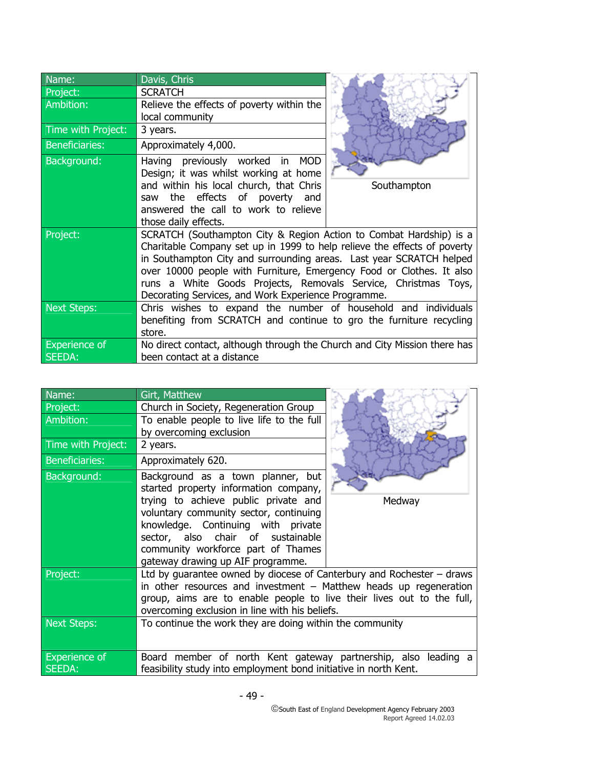| Name: | Davis, Chris |
| --- | --- |
| Project: | SCRATCH |
| Ambition: | Relieve the effects of poverty within the local community |
| Time with Project: | 3 years. |
| Beneficiaries: | Approximately 4,000. |
| Background: | Having previously worked in MOD Design; it was whilst working at home and within his local church, that Chris saw the effects of poverty and answered the call to work to relieve those daily effects. |
| Location: | Southampton |
| Project: | SCRATCH (Southampton City & Region Action to Combat Hardship) is a Charitable Company set up in 1999 to help relieve the effects of poverty in Southampton City and surrounding areas. Last year SCRATCH helped over 10000 people with Furniture, Emergency Food or Clothes. It also runs a White Goods Projects, Removals Service, Christmas Toys, Decorating Services, and Work Experience Programme. |
| Next Steps: | Chris wishes to expand the number of household and individuals benefiting from SCRATCH and continue to gro the furniture recycling store. |
| Experience of SEEDA: | No direct contact, although through the Church and City Mission there has been contact at a distance |

| Name: | Girt, Matthew |
| --- | --- |
| Project: | Church in Society, Regeneration Group |
| Ambition: | To enable people to live life to the full by overcoming exclusion |
| Time with Project: | 2 years. |
| Beneficiaries: | Approximately 620. |
| Background: | Background as a town planner, but started property information company, trying to achieve public private and voluntary community sector, continuing knowledge. Continuing with private sector, also chair of sustainable community workforce part of Thames gateway drawing up AIF programme. |
| Location: | Medway |
| Project: | Ltd by guarantee owned by diocese of Canterbury and Rochester – draws in other resources and investment – Matthew heads up regeneration group, aims are to enable people to live their lives out to the full, overcoming exclusion in line with his beliefs. |
| Next Steps: | To continue the work they are doing within the community |
| Experience of SEEDA: | Board member of north Kent gateway partnership, also leading a feasibility study into employment bond initiative in north Kent. |

©South East of England Development Agency February 2003
Report Agreed 14.02.03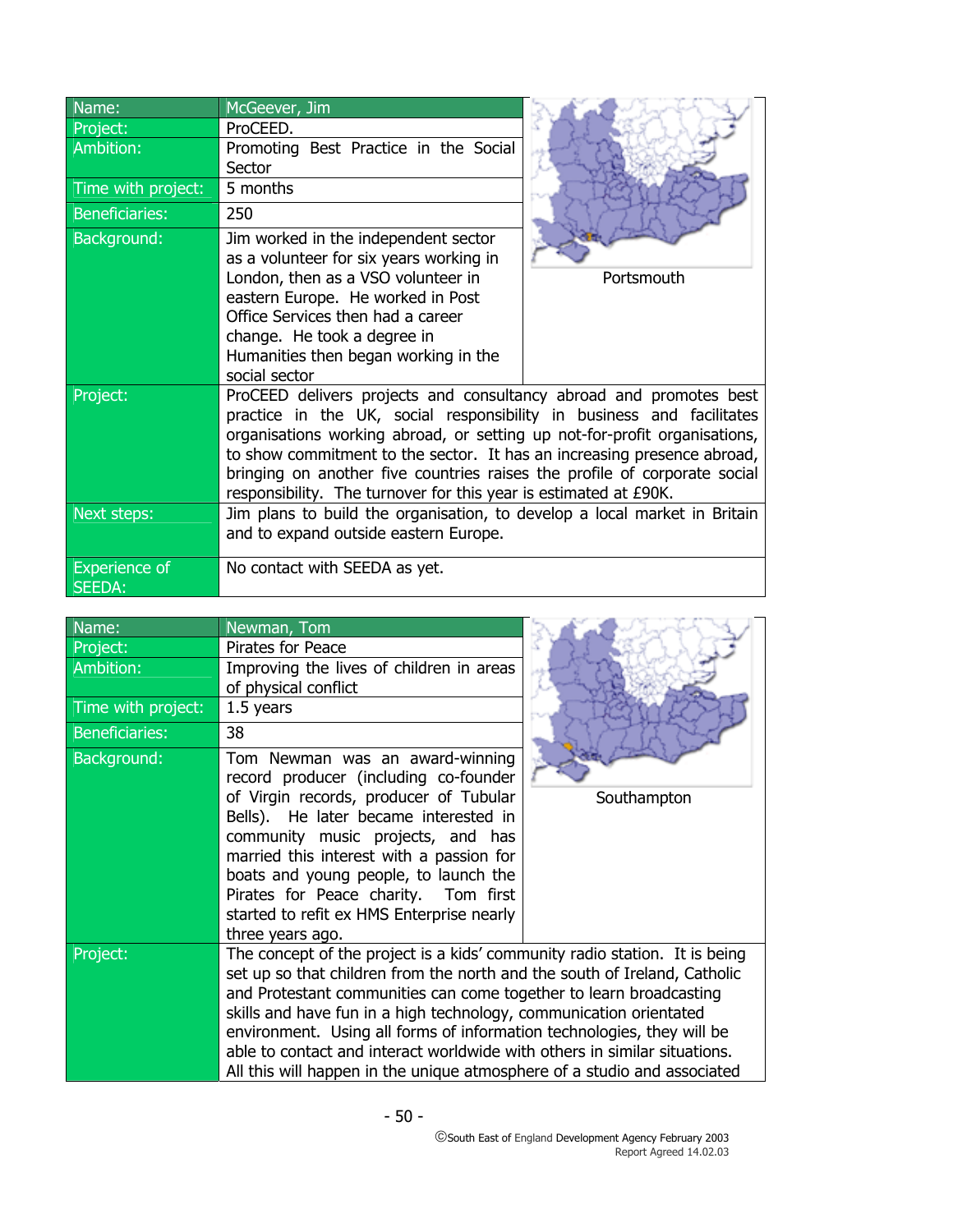| Name: | McGeever, Jim |
|---|---|
| Project: | ProCEED. |
| Ambition: | Promoting Best Practice in the Social Sector |
| Time with project: | 5 months |
| Beneficiaries: | 250 |
| Background: | Jim worked in the independent sector as a volunteer for six years working in London, then as a VSO volunteer in eastern Europe. He worked in Post Office Services then had a career change. He took a degree in Humanities then began working in the social sector |
| Location: | Portsmouth |
| Project: | ProCEED delivers projects and consultancy abroad and promotes best practice in the UK, social responsibility in business and facilitates organisations working abroad, or setting up not-for-profit organisations, to show commitment to the sector. It has an increasing presence abroad, bringing on another five countries raises the profile of corporate social responsibility. The turnover for this year is estimated at £90K. |
| Next steps: | Jim plans to build the organisation, to develop a local market in Britain and to expand outside eastern Europe. |
| Experience of SEEDA: | No contact with SEEDA as yet. |

| Name: | Newman, Tom |
|---|---|
| Project: | Pirates for Peace |
| Ambition: | Improving the lives of children in areas of physical conflict |
| Time with project: | 1.5 years |
| Beneficiaries: | 38 |
| Background: | Tom Newman was an award-winning record producer (including co-founder of Virgin records, producer of Tubular Bells). He later became interested in community music projects, and has married this interest with a passion for boats and young people, to launch the Pirates for Peace charity. Tom first started to refit ex HMS Enterprise nearly three years ago. |
| Location: | Southampton |
| Project: | The concept of the project is a kids' community radio station. It is being set up so that children from the north and the south of Ireland, Catholic and Protestant communities can come together to learn broadcasting skills and have fun in a high technology, communication orientated environment. Using all forms of information technologies, they will be able to contact and interact worldwide with others in similar situations. All this will happen in the unique atmosphere of a studio and associated |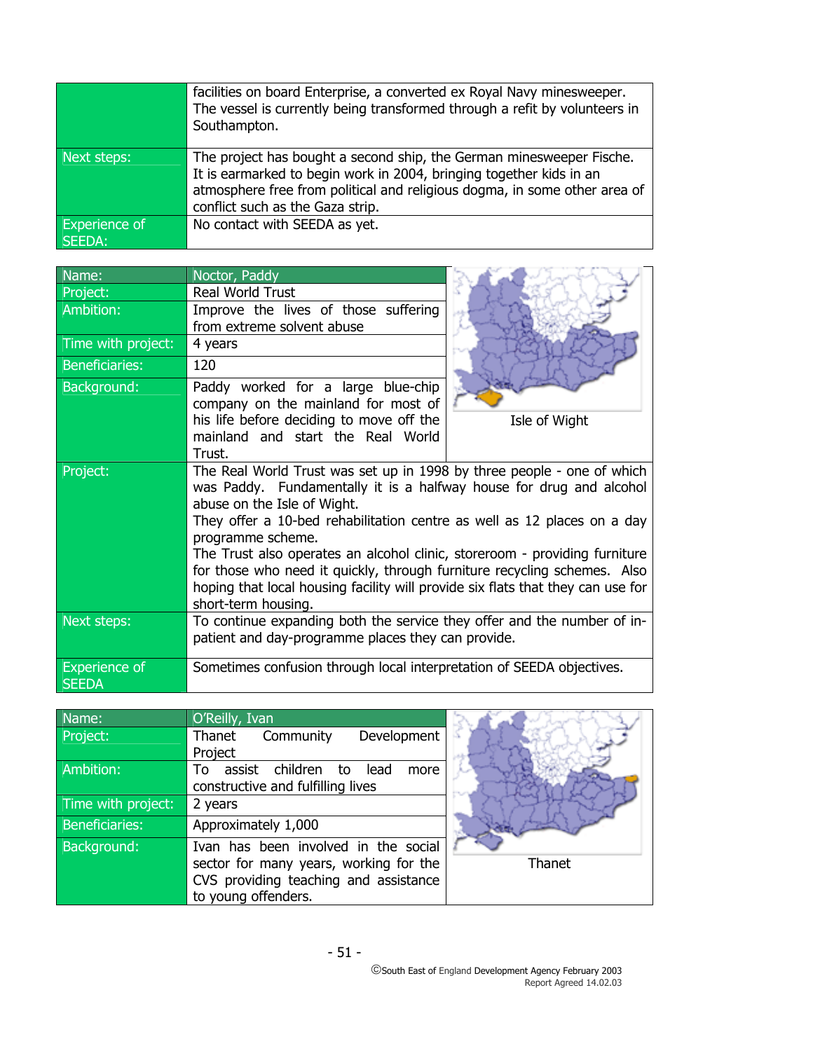| | |
|---|---|
| | facilities on board Enterprise, a converted ex Royal Navy minesweeper. The vessel is currently being transformed through a refit by volunteers in Southampton. |
| Next steps: | The project has bought a second ship, the German minesweeper Fische. It is earmarked to begin work in 2004, bringing together kids in an atmosphere free from political and religious dogma, in some other area of conflict such as the Gaza strip. |
| Experience of SEEDA: | No contact with SEEDA as yet. |

| Name: | Noctor, Paddy |
|---|---|
| Project: | Real World Trust |
| Ambition: | Improve the lives of those suffering from extreme solvent abuse |
| Time with project: | 4 years |
| Beneficiaries: | 120 |
| Background: | Paddy worked for a large blue-chip company on the mainland for most of his life before deciding to move off the mainland and start the Real World Trust. |
| Project: | The Real World Trust was set up in 1998 by three people - one of which was Paddy. Fundamentally it is a halfway house for drug and alcohol abuse on the Isle of Wight. They offer a 10-bed rehabilitation centre as well as 12 places on a day programme scheme. The Trust also operates an alcohol clinic, storeroom - providing furniture for those who need it quickly, through furniture recycling schemes. Also hoping that local housing facility will provide six flats that they can use for short-term housing. |
| Next steps: | To continue expanding both the service they offer and the number of in-patient and day-programme places they can provide. |
| Experience of SEEDA | Sometimes confusion through local interpretation of SEEDA objectives. |

Isle of Wight

| Name: | O'Reilly, Ivan |
|---|---|
| Project: | Thanet Community Development Project |
| Ambition: | To assist children to lead more constructive and fulfilling lives |
| Time with project: | 2 years |
| Beneficiaries: | Approximately 1,000 |
| Background: | Ivan has been involved in the social sector for many years, working for the CVS providing teaching and assistance to young offenders. |

Thanet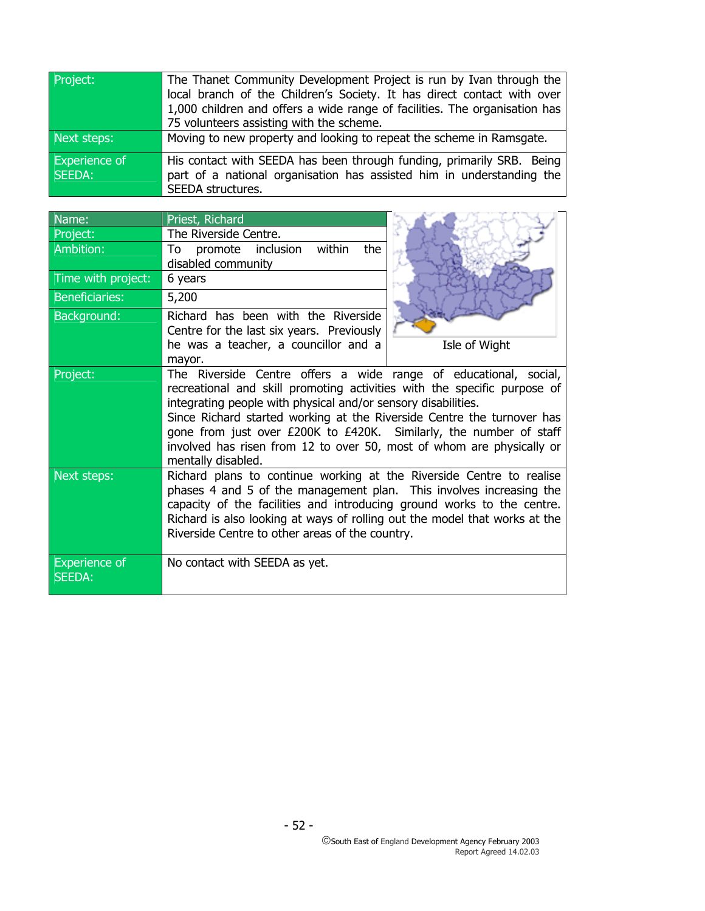| | |
|---|---|
| Project: | The Thanet Community Development Project is run by Ivan through the local branch of the Children's Society. It has direct contact with over 1,000 children and offers a wide range of facilities. The organisation has 75 volunteers assisting with the scheme. |
| Next steps: | Moving to new property and looking to repeat the scheme in Ramsgate. |
| Experience of SEEDA: | His contact with SEEDA has been through funding, primarily SRB. Being part of a national organisation has assisted him in understanding the SEEDA structures. |

| Name: | Priest, Richard |
|---|---|
| Project: | The Riverside Centre. |
| Ambition: | To promote inclusion within the disabled community |
| Time with project: | 6 years |
| Beneficiaries: | 5,200 |
| Background: | Richard has been with the Riverside Centre for the last six years. Previously he was a teacher, a councillor and a mayor. |
| Project: | The Riverside Centre offers a wide range of educational, social, recreational and skill promoting activities with the specific purpose of integrating people with physical and/or sensory disabilities.<br>Since Richard started working at the Riverside Centre the turnover has gone from just over £200K to £420K. Similarly, the number of staff involved has risen from 12 to over 50, most of whom are physically or mentally disabled. |
| Next steps: | Richard plans to continue working at the Riverside Centre to realise phases 4 and 5 of the management plan. This involves increasing the capacity of the facilities and introducing ground works to the centre. Richard is also looking at ways of rolling out the model that works at the Riverside Centre to other areas of the country. |
| Experience of SEEDA: | No contact with SEEDA as yet. |

Isle of Wight

©South East of England Development Agency February 2003
Report Agreed 14.02.03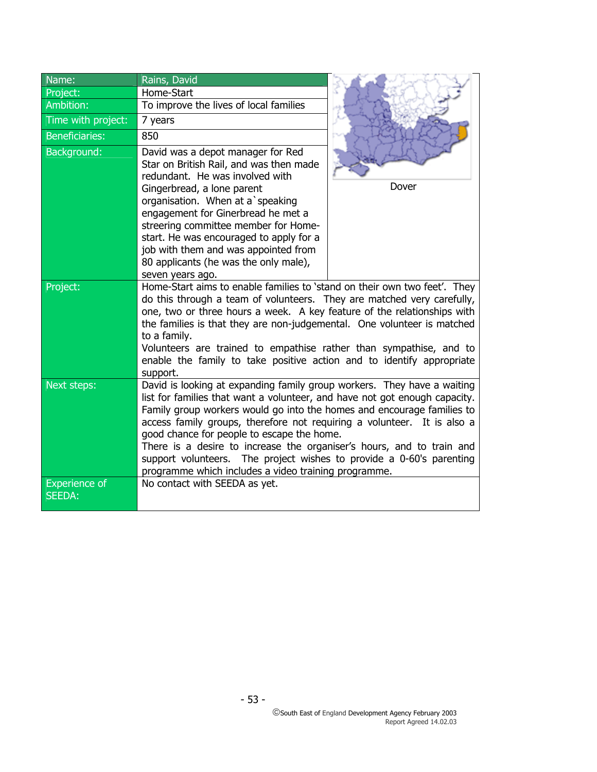| Name: | Rains, David |
|---|---|
| Project: | Home-Start |
| Ambition: | To improve the lives of local families |
| Time with project: | 7 years |
| Beneficiaries: | 850 |
| Background: | David was a depot manager for Red Star on British Rail, and was then made redundant. He was involved with Gingerbread, a lone parent organisation. When at a`speaking engagement for Ginerbread he met a streering committee member for Home-start. He was encouraged to apply for a job with them and was appointed from 80 applicants (he was the only male), seven years ago. |
| Project: | Home-Start aims to enable families to 'stand on their own two feet'. They do this through a team of volunteers. They are matched very carefully, one, two or three hours a week. A key feature of the relationships with the families is that they are non-judgemental. One volunteer is matched to a family.<br>Volunteers are trained to empathise rather than sympathise, and to enable the family to take positive action and to identify appropriate support. |
| Next steps: | David is looking at expanding family group workers. They have a waiting list for families that want a volunteer, and have not got enough capacity. Family group workers would go into the homes and encourage families to access family groups, therefore not requiring a volunteer. It is also a good chance for people to escape the home.<br>There is a desire to increase the organiser's hours, and to train and support volunteers. The project wishes to provide a 0-60's parenting programme which includes a video training programme. |
| Experience of SEEDA: | No contact with SEEDA as yet. |

Dover

©South East of England Development Agency February 2003
Report Agreed 14.02.03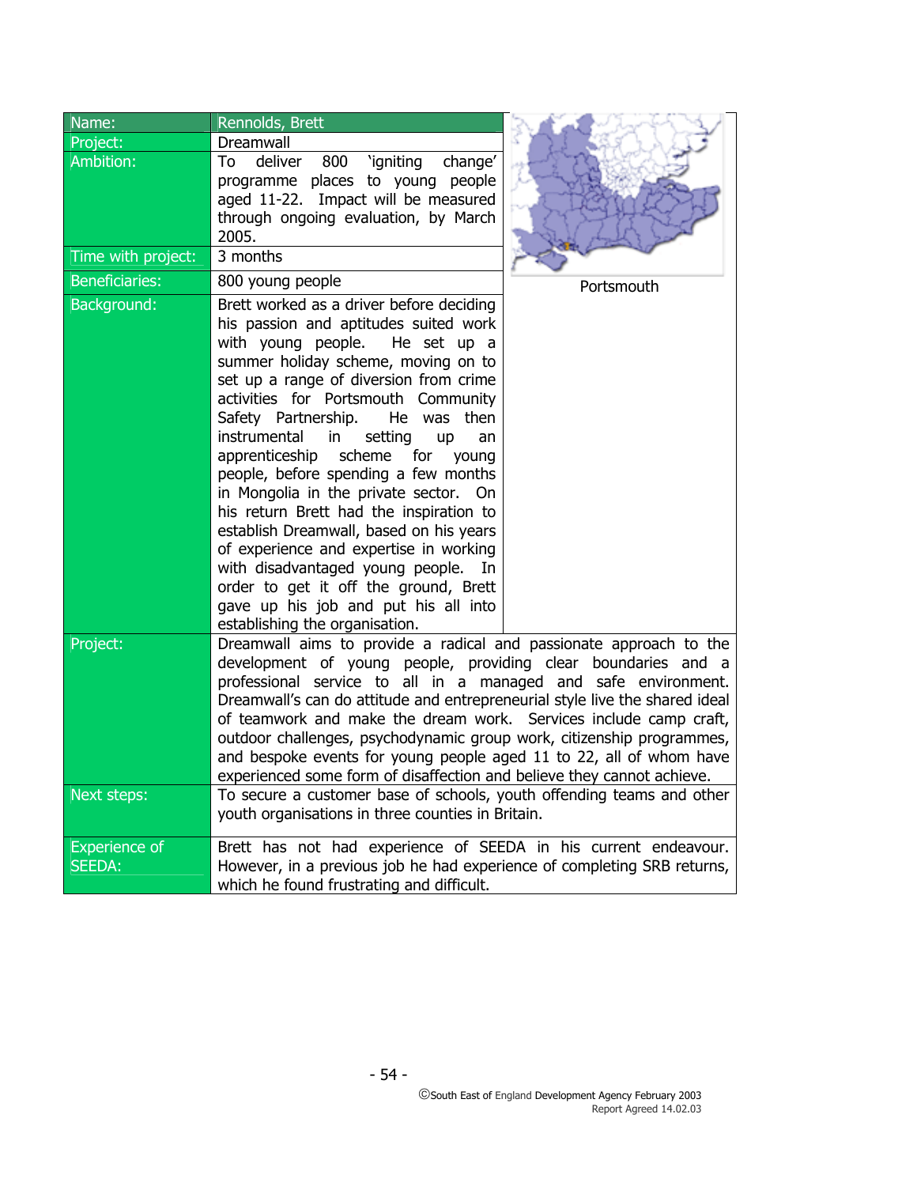| Name: | Rennolds, Brett |
|---|---|
| Project: | Dreamwall |
| Ambition: | To deliver 800 'igniting change' programme places to young people aged 11-22. Impact will be measured through ongoing evaluation, by March 2005. |
| Time with project: | 3 months |
| Beneficiaries: | 800 young people |
| Background: | Brett worked as a driver before deciding his passion and aptitudes suited work with young people. He set up a summer holiday scheme, moving on to set up a range of diversion from crime activities for Portsmouth Community Safety Partnership. He was then instrumental in setting up an apprenticeship scheme for young people, before spending a few months in Mongolia in the private sector. On his return Brett had the inspiration to establish Dreamwall, based on his years of experience and expertise in working with disadvantaged young people. In order to get it off the ground, Brett gave up his job and put his all into establishing the organisation. |
| Project: | Dreamwall aims to provide a radical and passionate approach to the development of young people, providing clear boundaries and a professional service to all in a managed and safe environment. Dreamwall's can do attitude and entrepreneurial style live the shared ideal of teamwork and make the dream work. Services include camp craft, outdoor challenges, psychodynamic group work, citizenship programmes, and bespoke events for young people aged 11 to 22, all of whom have experienced some form of disaffection and believe they cannot achieve. |
| Next steps: | To secure a customer base of schools, youth offending teams and other youth organisations in three counties in Britain. |
| Experience of SEEDA: | Brett has not had experience of SEEDA in his current endeavour. However, in a previous job he had experience of completing SRB returns, which he found frustrating and difficult. |

Portsmouth

©South East of England Development Agency February 2003
Report Agreed 14.02.03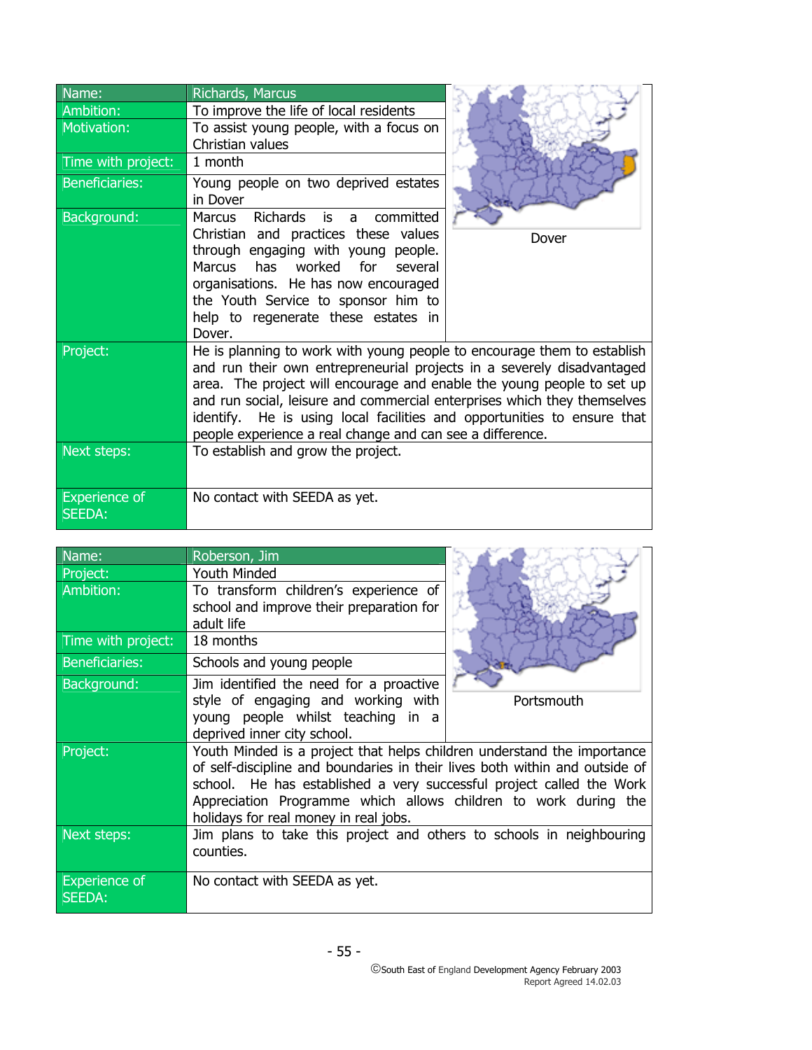| Name: | Richards, Marcus |
| --- | --- |
| Ambition: | To improve the life of local residents |
| Motivation: | To assist young people, with a focus on Christian values |
| Time with project: | 1 month |
| Beneficiaries: | Young people on two deprived estates in Dover |
| Background: | Marcus Richards is a committed Christian and practices these values through engaging with young people. Marcus has worked for several organisations. He has now encouraged the Youth Service to sponsor him to help to regenerate these estates in Dover. |
| Project: | He is planning to work with young people to encourage them to establish and run their own entrepreneurial projects in a severely disadvantaged area. The project will encourage and enable the young people to set up and run social, leisure and commercial enterprises which they themselves identify. He is using local facilities and opportunities to ensure that people experience a real change and can see a difference. |
| Next steps: | To establish and grow the project. |
| Experience of SEEDA: | No contact with SEEDA as yet. |

Dover

| Name: | Roberson, Jim |
| --- | --- |
| Project: | Youth Minded |
| Ambition: | To transform children's experience of school and improve their preparation for adult life |
| Time with project: | 18 months |
| Beneficiaries: | Schools and young people |
| Background: | Jim identified the need for a proactive style of engaging and working with young people whilst teaching in a deprived inner city school. |
| Project: | Youth Minded is a project that helps children understand the importance of self-discipline and boundaries in their lives both within and outside of school. He has established a very successful project called the Work Appreciation Programme which allows children to work during the holidays for real money in real jobs. |
| Next steps: | Jim plans to take this project and others to schools in neighbouring counties. |
| Experience of SEEDA: | No contact with SEEDA as yet. |

Portsmouth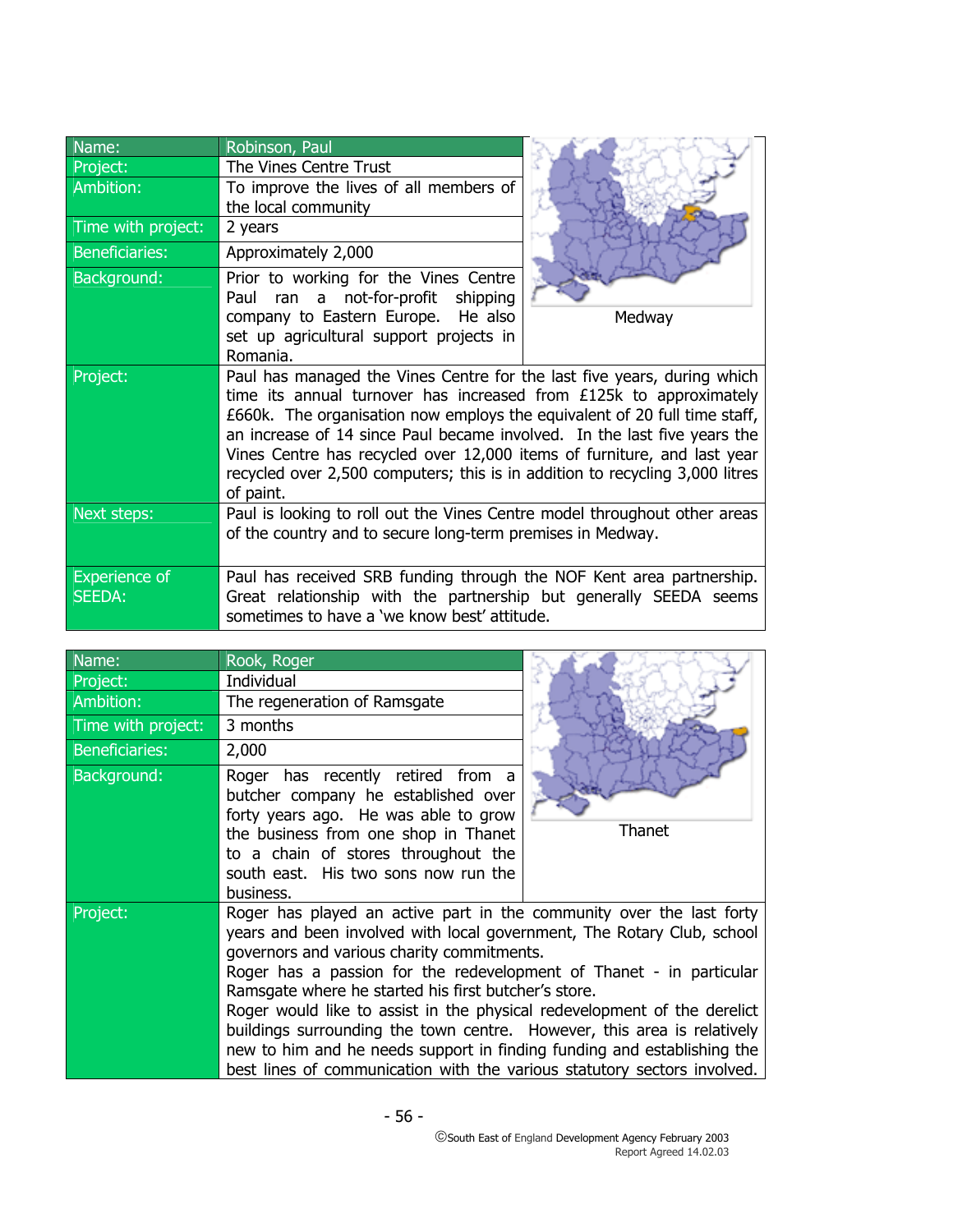| Name: | Robinson, Paul |
|---|---|
| Project: | The Vines Centre Trust |
| Ambition: | To improve the lives of all members of the local community |
| Time with project: | 2 years |
| Beneficiaries: | Approximately 2,000 |
| Background: | Prior to working for the Vines Centre Paul ran a not-for-profit shipping company to Eastern Europe. He also set up agricultural support projects in Romania. |
| Project: | Paul has managed the Vines Centre for the last five years, during which time its annual turnover has increased from £125k to approximately £660k. The organisation now employs the equivalent of 20 full time staff, an increase of 14 since Paul became involved. In the last five years the Vines Centre has recycled over 12,000 items of furniture, and last year recycled over 2,500 computers; this is in addition to recycling 3,000 litres of paint. |
| Next steps: | Paul is looking to roll out the Vines Centre model throughout other areas of the country and to secure long-term premises in Medway. |
| Experience of SEEDA: | Paul has received SRB funding through the NOF Kent area partnership. Great relationship with the partnership but generally SEEDA seems sometimes to have a 'we know best' attitude. |

Medway

| Name: | Rook, Roger |
|---|---|
| Project: | Individual |
| Ambition: | The regeneration of Ramsgate |
| Time with project: | 3 months |
| Beneficiaries: | 2,000 |
| Background: | Roger has recently retired from a butcher company he established over forty years ago. He was able to grow the business from one shop in Thanet to a chain of stores throughout the south east. His two sons now run the business. |
| Project: | Roger has played an active part in the community over the last forty years and been involved with local government, The Rotary Club, school governors and various charity commitments.<br>Roger has a passion for the redevelopment of Thanet - in particular Ramsgate where he started his first butcher's store.<br>Roger would like to assist in the physical redevelopment of the derelict buildings surrounding the town centre. However, this area is relatively new to him and he needs support in finding funding and establishing the best lines of communication with the various statutory sectors involved. |

Thanet

©South East of England Development Agency February 2003
Report Agreed 14.02.03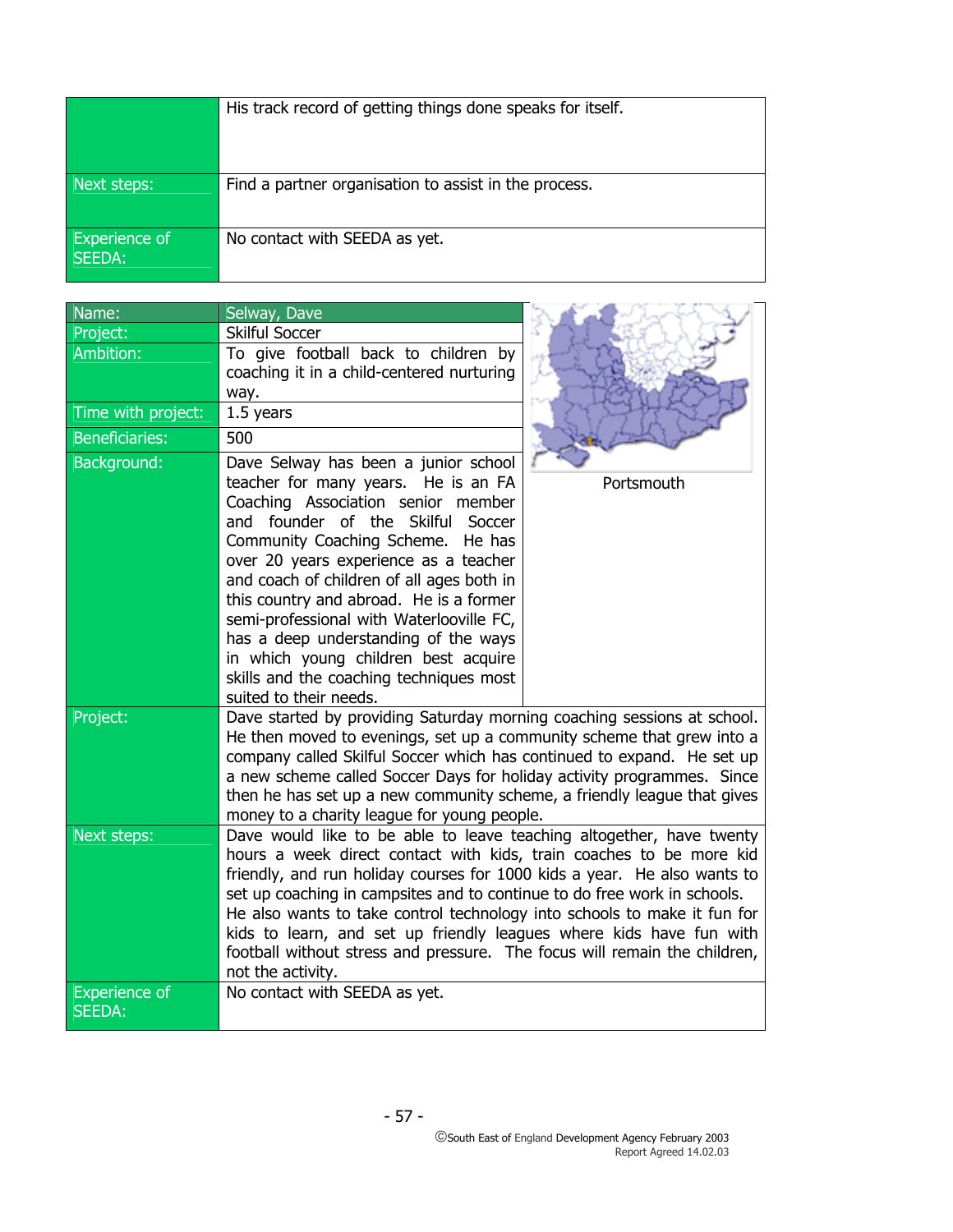| | |
|---|---|
| | His track record of getting things done speaks for itself. |
| Next steps: | Find a partner organisation to assist in the process. |
| Experience of SEEDA: | No contact with SEEDA as yet. |

| Name: | Selway, Dave |
|---|---|
| Project: | Skilful Soccer |
| Ambition: | To give football back to children by coaching it in a child-centered nurturing way. |
| Time with project: | 1.5 years |
| Beneficiaries: | 500 |
| Background: | Dave Selway has been a junior school teacher for many years. He is an FA Coaching Association senior member and founder of the Skilful Soccer Community Coaching Scheme. He has over 20 years experience as a teacher and coach of children of all ages both in this country and abroad. He is a former semi-professional with Waterlooville FC, has a deep understanding of the ways in which young children best acquire skills and the coaching techniques most suited to their needs. |
| Project: | Dave started by providing Saturday morning coaching sessions at school. He then moved to evenings, set up a community scheme that grew into a company called Skilful Soccer which has continued to expand. He set up a new scheme called Soccer Days for holiday activity programmes. Since then he has set up a new community scheme, a friendly league that gives money to a charity league for young people. |
| Next steps: | Dave would like to be able to leave teaching altogether, have twenty hours a week direct contact with kids, train coaches to be more kid friendly, and run holiday courses for 1000 kids a year. He also wants to set up coaching in campsites and to continue to do free work in schools. He also wants to take control technology into schools to make it fun for kids to learn, and set up friendly leagues where kids have fun with football without stress and pressure. The focus will remain the children, not the activity. |
| Experience of SEEDA: | No contact with SEEDA as yet. |

Portsmouth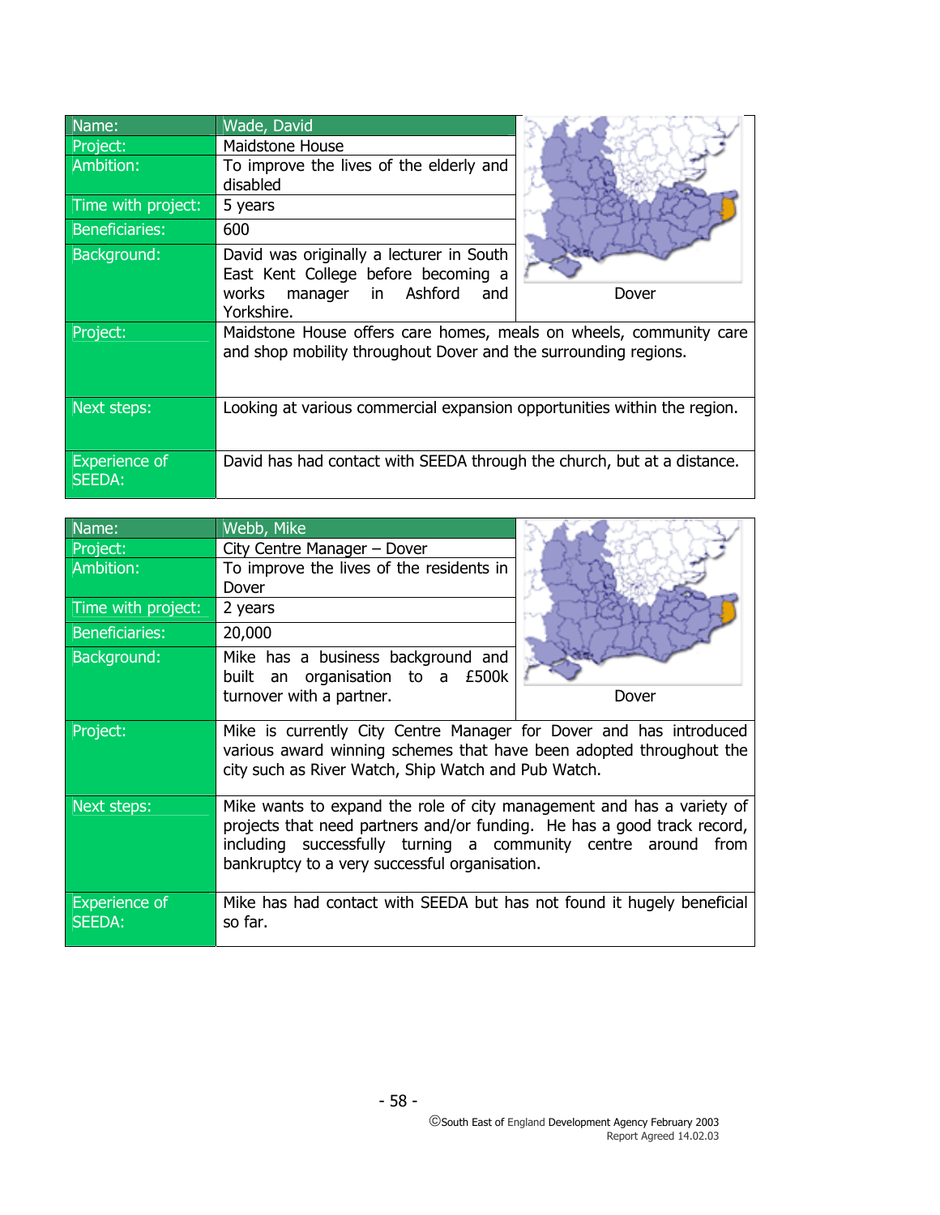| Name: | Wade, David |
|---|---|
| Project: | Maidstone House |
| Ambition: | To improve the lives of the elderly and disabled |
| Time with project: | 5 years |
| Beneficiaries: | 600 |
| Background: | David was originally a lecturer in South East Kent College before becoming a works manager in Ashford and Yorkshire. |
| | Dover |
| Project: | Maidstone House offers care homes, meals on wheels, community care and shop mobility throughout Dover and the surrounding regions. |
| Next steps: | Looking at various commercial expansion opportunities within the region. |
| Experience of SEEDA: | David has had contact with SEEDA through the church, but at a distance. |

| Name: | Webb, Mike |
|---|---|
| Project: | City Centre Manager – Dover |
| Ambition: | To improve the lives of the residents in Dover |
| Time with project: | 2 years |
| Beneficiaries: | 20,000 |
| Background: | Mike has a business background and built an organisation to a £500k turnover with a partner. |
| | Dover |
| Project: | Mike is currently City Centre Manager for Dover and has introduced various award winning schemes that have been adopted throughout the city such as River Watch, Ship Watch and Pub Watch. |
| Next steps: | Mike wants to expand the role of city management and has a variety of projects that need partners and/or funding. He has a good track record, including successfully turning a community centre around from bankruptcy to a very successful organisation. |
| Experience of SEEDA: | Mike has had contact with SEEDA but has not found it hugely beneficial so far. |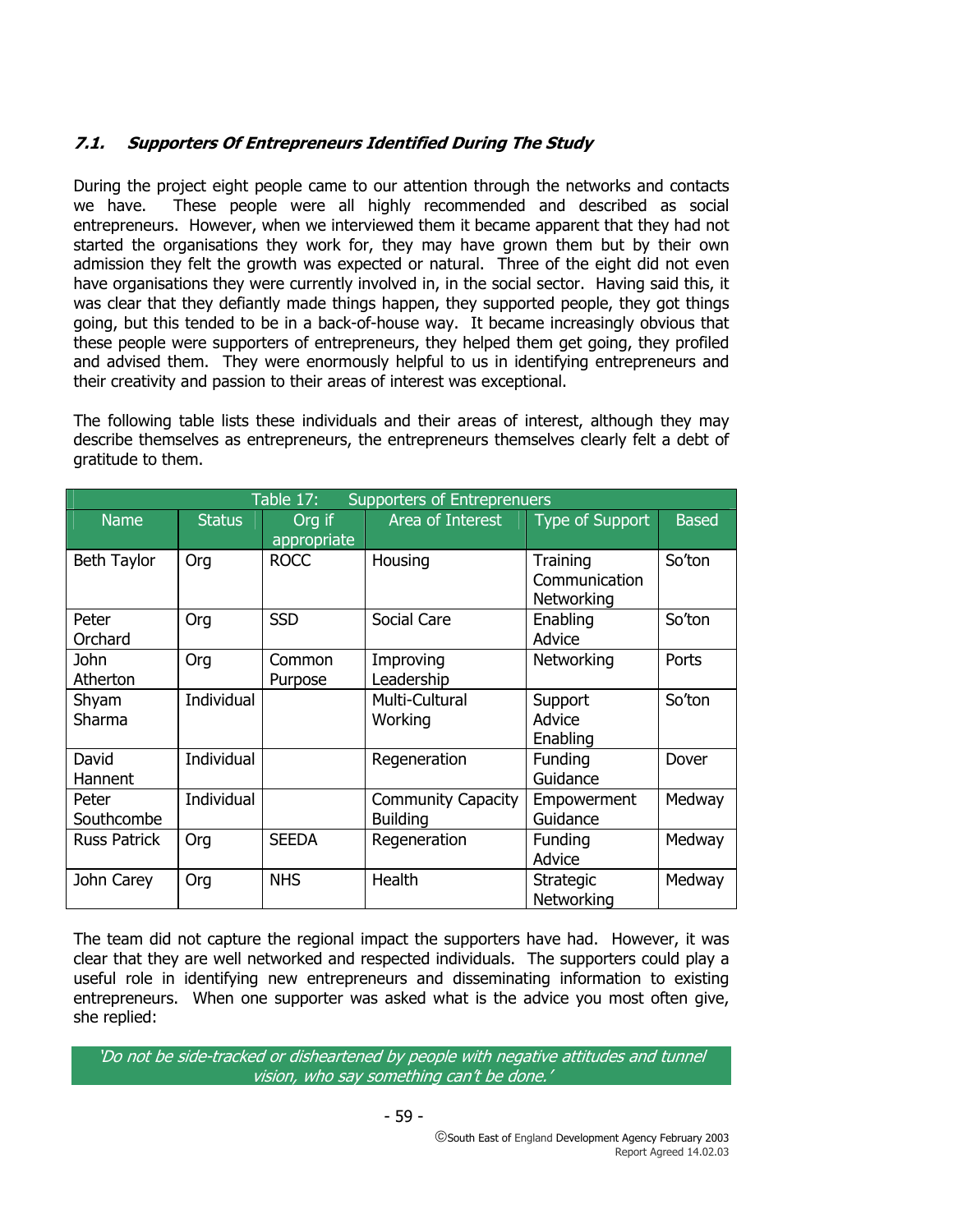### *7.1. Supporters Of Entrepreneurs Identified During The Study*

During the project eight people came to our attention through the networks and contacts we have. These people were all highly recommended and described as social entrepreneurs. However, when we interviewed them it became apparent that they had not started the organisations they work for, they may have grown them but by their own admission they felt the growth was expected or natural. Three of the eight did not even have organisations they were currently involved in, in the social sector. Having said this, it was clear that they defiantly made things happen, they supported people, they got things going, but this tended to be in a back-of-house way. It became increasingly obvious that these people were supporters of entrepreneurs, they helped them get going, they profiled and advised them. They were enormously helpful to us in identifying entrepreneurs and their creativity and passion to their areas of interest was exceptional.

The following table lists these individuals and their areas of interest, although they may describe themselves as entrepreneurs, the entrepreneurs themselves clearly felt a debt of gratitude to them.

Table 17: Supporters of Entrepreneurs

| Name | Status | Org if appropriate | Area of Interest | Type of Support | Based |
|---|---|---|---|---|---|
| Beth Taylor | Org | ROCC | Housing | Training Communication Networking | So'ton |
| Peter Orchard | Org | SSD | Social Care | Enabling Advice | So'ton |
| John Atherton | Org | Common Purpose | Improving Leadership | Networking | Ports |
| Shyam Sharma | Individual | | Multi-Cultural Working | Support Advice Enabling | So'ton |
| David Hannent | Individual | | Regeneration | Funding Guidance | Dover |
| Peter Southcombe | Individual | | Community Capacity Building | Empowerment Guidance | Medway |
| Russ Patrick | Org | SEEDA | Regeneration | Funding Advice | Medway |
| John Carey | Org | NHS | Health | Strategic Networking | Medway |

The team did not capture the regional impact the supporters have had. However, it was clear that they are well networked and respected individuals. The supporters could play a useful role in identifying new entrepreneurs and disseminating information to existing entrepreneurs. When one supporter was asked what is the advice you most often give, she replied:

*'Do not be side-tracked or disheartened by people with negative attitudes and tunnel vision, who say something can't be done.'*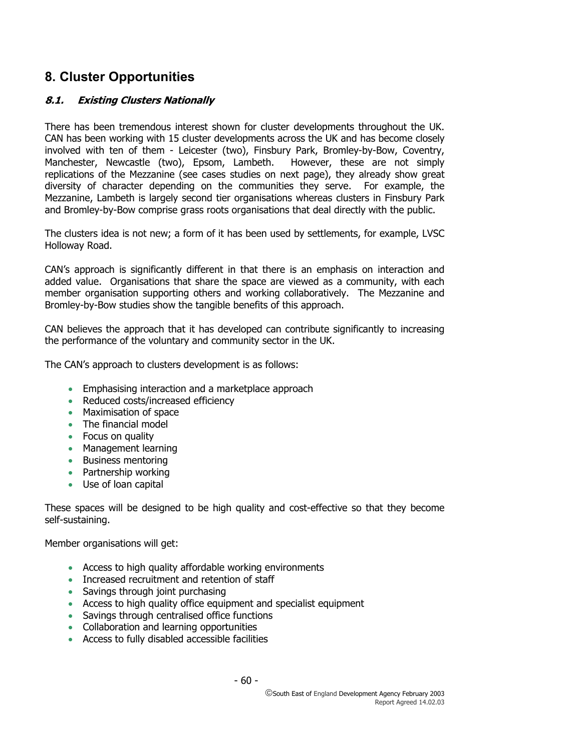## 8. Cluster Opportunities

### *8.1. Existing Clusters Nationally*

There has been tremendous interest shown for cluster developments throughout the UK. CAN has been working with 15 cluster developments across the UK and has become closely involved with ten of them - Leicester (two), Finsbury Park, Bromley-by-Bow, Coventry, Manchester, Newcastle (two), Epsom, Lambeth. However, these are not simply replications of the Mezzanine (see cases studies on next page), they already show great diversity of character depending on the communities they serve. For example, the Mezzanine, Lambeth is largely second tier organisations whereas clusters in Finsbury Park and Bromley-by-Bow comprise grass roots organisations that deal directly with the public.

The clusters idea is not new; a form of it has been used by settlements, for example, LVSC Holloway Road.

CAN's approach is significantly different in that there is an emphasis on interaction and added value. Organisations that share the space are viewed as a community, with each member organisation supporting others and working collaboratively. The Mezzanine and Bromley-by-Bow studies show the tangible benefits of this approach.

CAN believes the approach that it has developed can contribute significantly to increasing the performance of the voluntary and community sector in the UK.

The CAN's approach to clusters development is as follows:

- Emphasising interaction and a marketplace approach
- Reduced costs/increased efficiency
- Maximisation of space
- The financial model
- Focus on quality
- Management learning
- Business mentoring
- Partnership working
- Use of loan capital

These spaces will be designed to be high quality and cost-effective so that they become self-sustaining.

Member organisations will get:

- Access to high quality affordable working environments
- Increased recruitment and retention of staff
- Savings through joint purchasing
- Access to high quality office equipment and specialist equipment
- Savings through centralised office functions
- Collaboration and learning opportunities
- Access to fully disabled accessible facilities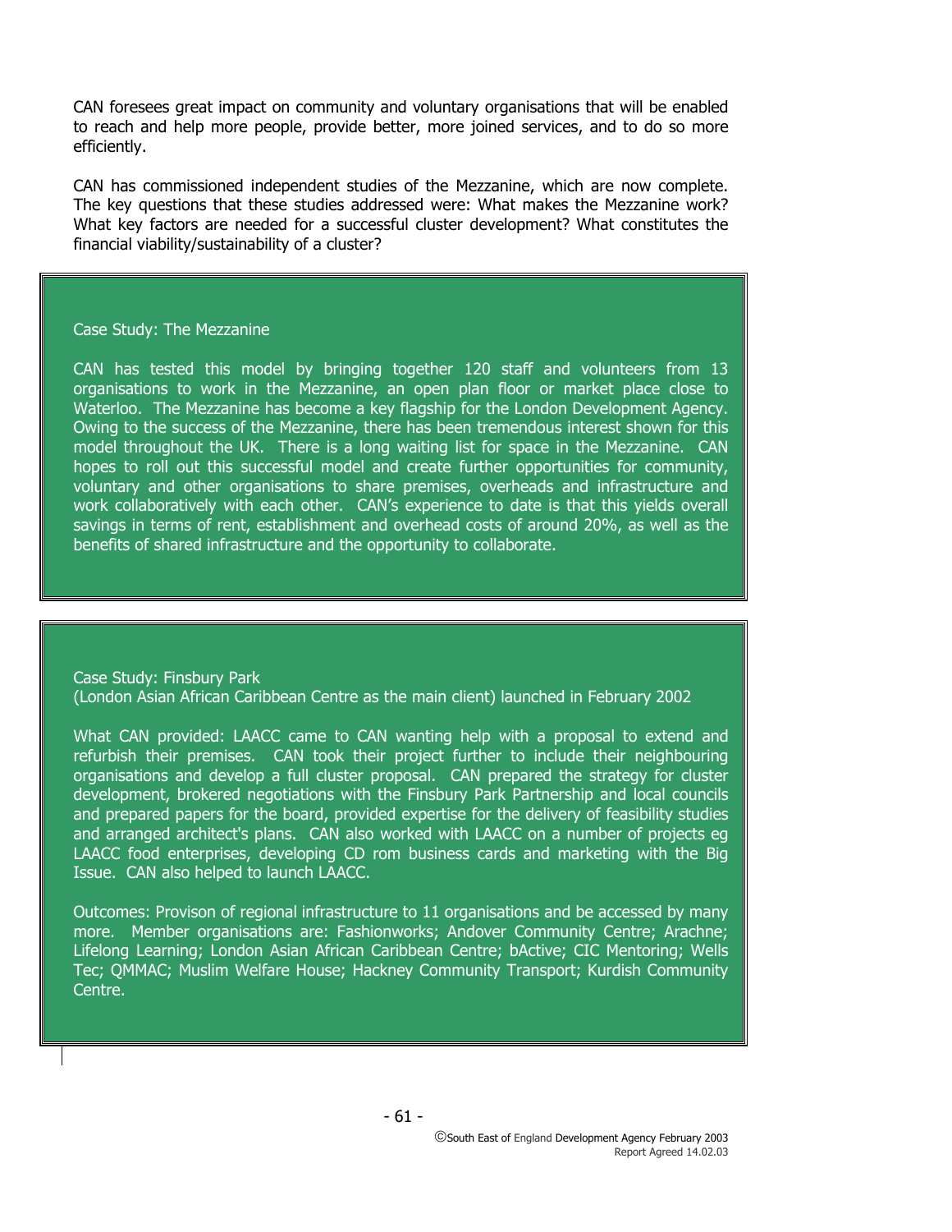CAN foresees great impact on community and voluntary organisations that will be enabled to reach and help more people, provide better, more joined services, and to do so more efficiently.

CAN has commissioned independent studies of the Mezzanine, which are now complete. The key questions that these studies addressed were: What makes the Mezzanine work? What key factors are needed for a successful cluster development? What constitutes the financial viability/sustainability of a cluster?

Case Study: The Mezzanine

CAN has tested this model by bringing together 120 staff and volunteers from 13 organisations to work in the Mezzanine, an open plan floor or market place close to Waterloo. The Mezzanine has become a key flagship for the London Development Agency. Owing to the success of the Mezzanine, there has been tremendous interest shown for this model throughout the UK. There is a long waiting list for space in the Mezzanine. CAN hopes to roll out this successful model and create further opportunities for community, voluntary and other organisations to share premises, overheads and infrastructure and work collaboratively with each other. CAN's experience to date is that this yields overall savings in terms of rent, establishment and overhead costs of around 20%, as well as the benefits of shared infrastructure and the opportunity to collaborate.

Case Study: Finsbury Park
(London Asian African Caribbean Centre as the main client) launched in February 2002

What CAN provided: LAACC came to CAN wanting help with a proposal to extend and refurbish their premises. CAN took their project further to include their neighbouring organisations and develop a full cluster proposal. CAN prepared the strategy for cluster development, brokered negotiations with the Finsbury Park Partnership and local councils and prepared papers for the board, provided expertise for the delivery of feasibility studies and arranged architect's plans. CAN also worked with LAACC on a number of projects eg LAACC food enterprises, developing CD rom business cards and marketing with the Big Issue. CAN also helped to launch LAACC.

Outcomes: Provison of regional infrastructure to 11 organisations and be accessed by many more. Member organisations are: Fashionworks; Andover Community Centre; Arachne; Lifelong Learning; London Asian African Caribbean Centre; bActive; CIC Mentoring; Wells Tec; QMMAC; Muslim Welfare House; Hackney Community Transport; Kurdish Community Centre.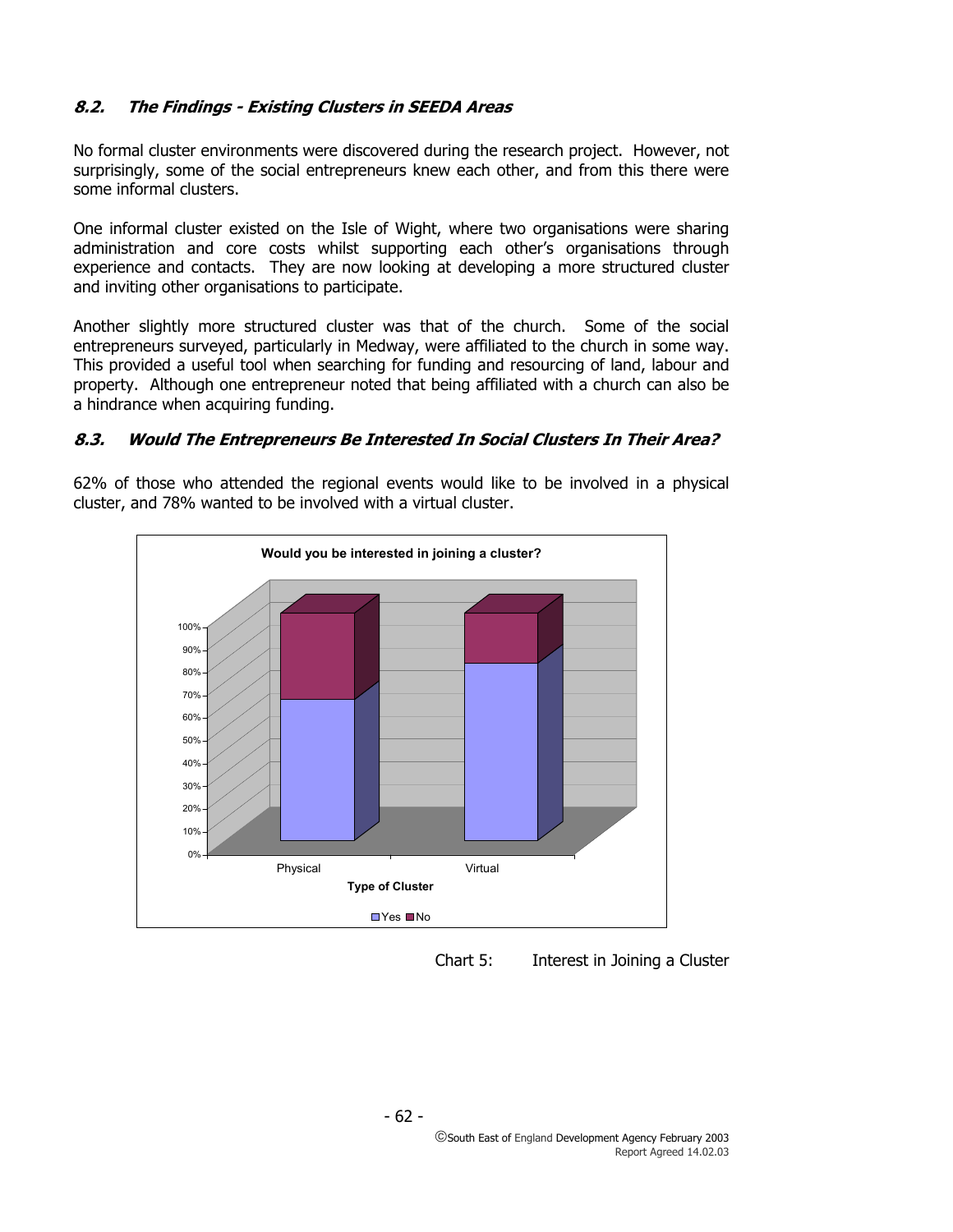### *8.2. The Findings - Existing Clusters in SEEDA Areas*

No formal cluster environments were discovered during the research project. However, not surprisingly, some of the social entrepreneurs knew each other, and from this there were some informal clusters.

One informal cluster existed on the Isle of Wight, where two organisations were sharing administration and core costs whilst supporting each other's organisations through experience and contacts. They are now looking at developing a more structured cluster and inviting other organisations to participate.

Another slightly more structured cluster was that of the church. Some of the social entrepreneurs surveyed, particularly in Medway, were affiliated to the church in some way. This provided a useful tool when searching for funding and resourcing of land, labour and property. Although one entrepreneur noted that being affiliated with a church can also be a hindrance when acquiring funding.

### *8.3. Would The Entrepreneurs Be Interested In Social Clusters In Their Area?*

62% of those who attended the regional events would like to be involved in a physical cluster, and 78% wanted to be involved with a virtual cluster.

Chart 5: Interest in Joining a Cluster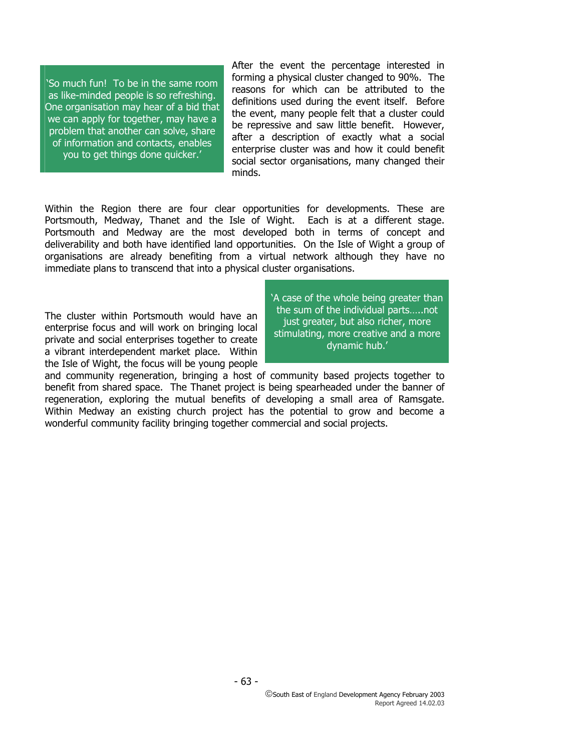> 'So much fun! To be in the same room as like-minded people is so refreshing. One organisation may hear of a bid that we can apply for together, may have a problem that another can solve, share of information and contacts, enables you to get things done quicker.'

After the event the percentage interested in forming a physical cluster changed to 90%. The reasons for which can be attributed to the definitions used during the event itself. Before the event, many people felt that a cluster could be repressive and saw little benefit. However, after a description of exactly what a social enterprise cluster was and how it could benefit social sector organisations, many changed their minds.

Within the Region there are four clear opportunities for developments. These are Portsmouth, Medway, Thanet and the Isle of Wight. Each is at a different stage. Portsmouth and Medway are the most developed both in terms of concept and deliverability and both have identified land opportunities. On the Isle of Wight a group of organisations are already benefiting from a virtual network although they have no immediate plans to transcend that into a physical cluster organisations.

> 'A case of the whole being greater than the sum of the individual parts…..not just greater, but also richer, more stimulating, more creative and a more dynamic hub.'

The cluster within Portsmouth would have an enterprise focus and will work on bringing local private and social enterprises together to create a vibrant interdependent market place. Within the Isle of Wight, the focus will be young people and community regeneration, bringing a host of community based projects together to benefit from shared space. The Thanet project is being spearheaded under the banner of regeneration, exploring the mutual benefits of developing a small area of Ramsgate. Within Medway an existing church project has the potential to grow and become a wonderful community facility bringing together commercial and social projects.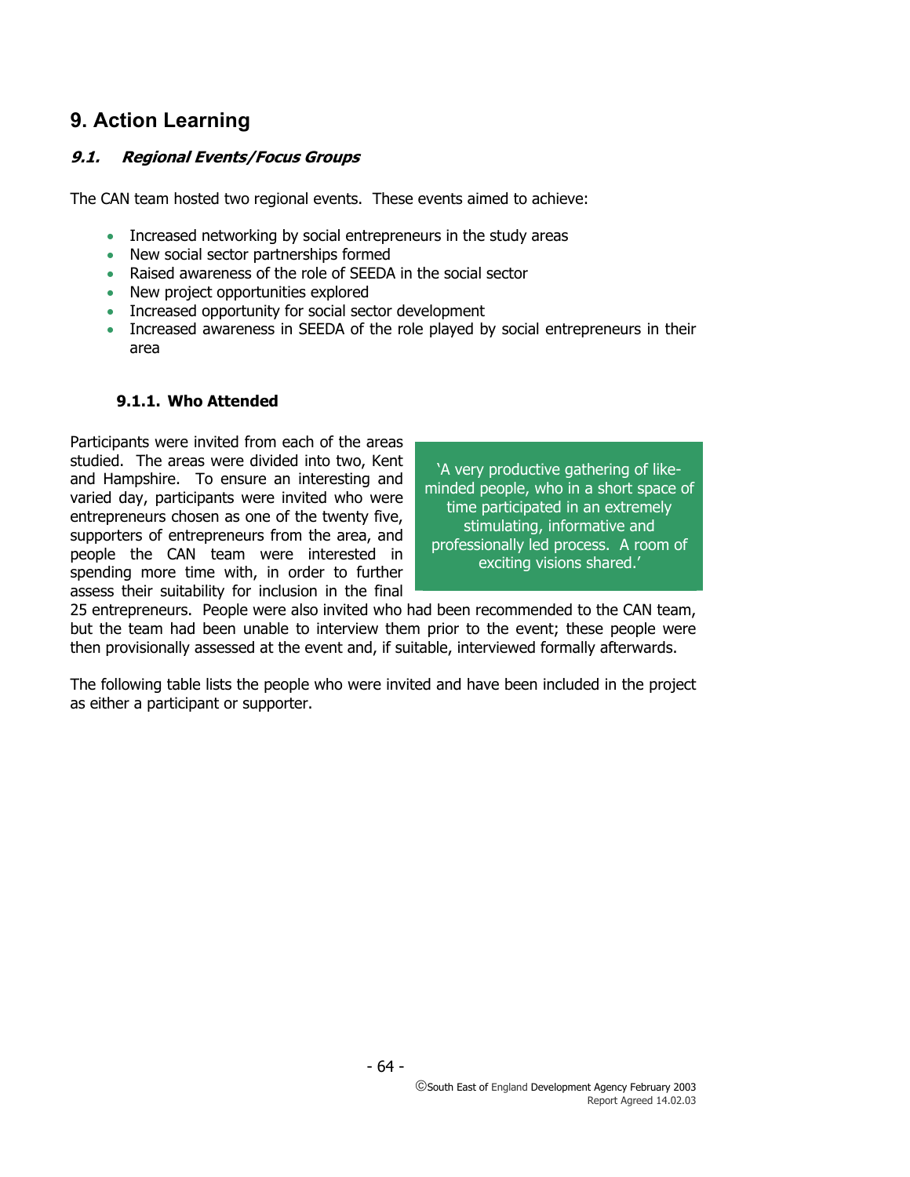# 9. Action Learning

### *9.1. Regional Events/Focus Groups*

The CAN team hosted two regional events. These events aimed to achieve:

- Increased networking by social entrepreneurs in the study areas
- New social sector partnerships formed
- Raised awareness of the role of SEEDA in the social sector
- New project opportunities explored
- Increased opportunity for social sector development
- Increased awareness in SEEDA of the role played by social entrepreneurs in their area

#### 9.1.1. Who Attended

> 'A very productive gathering of like-minded people, who in a short space of time participated in an extremely stimulating, informative and professionally led process. A room of exciting visions shared.'

Participants were invited from each of the areas studied. The areas were divided into two, Kent and Hampshire. To ensure an interesting and varied day, participants were invited who were entrepreneurs chosen as one of the twenty five, supporters of entrepreneurs from the area, and people the CAN team were interested in spending more time with, in order to further assess their suitability for inclusion in the final 25 entrepreneurs. People were also invited who had been recommended to the CAN team, but the team had been unable to interview them prior to the event; these people were then provisionally assessed at the event and, if suitable, interviewed formally afterwards.

The following table lists the people who were invited and have been included in the project as either a participant or supporter.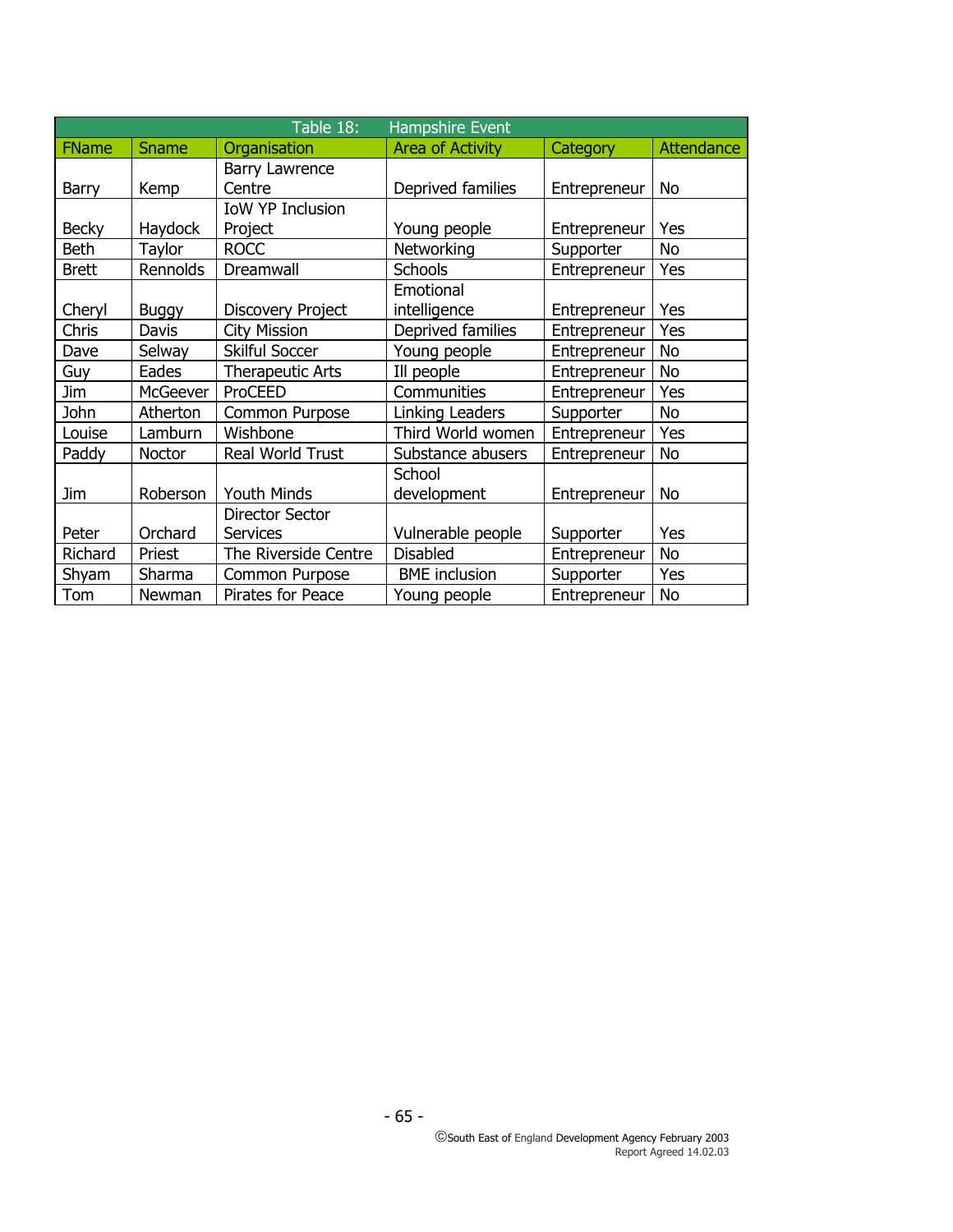| Table 18: Hampshire Event | | | | | |
|---|---|---|---|---|---|
| FName | Sname | Organisation | Area of Activity | Category | Attendance |
| Barry | Kemp | Barry Lawrence Centre | Deprived families | Entrepreneur | No |
| Becky | Haydock | IoW YP Inclusion Project | Young people | Entrepreneur | Yes |
| Beth | Taylor | ROCC | Networking | Supporter | No |
| Brett | Rennolds | Dreamwall | Schools | Entrepreneur | Yes |
| Cheryl | Buggy | Discovery Project | Emotional intelligence | Entrepreneur | Yes |
| Chris | Davis | City Mission | Deprived families | Entrepreneur | Yes |
| Dave | Selway | Skilful Soccer | Young people | Entrepreneur | No |
| Guy | Eades | Therapeutic Arts | Ill people | Entrepreneur | No |
| Jim | McGeever | ProCEED | Communities | Entrepreneur | Yes |
| John | Atherton | Common Purpose | Linking Leaders | Supporter | No |
| Louise | Lamburn | Wishbone | Third World women | Entrepreneur | Yes |
| Paddy | Noctor | Real World Trust | Substance abusers | Entrepreneur | No |
| Jim | Roberson | Youth Minds | School development | Entrepreneur | No |
| Peter | Orchard | Director Sector Services | Vulnerable people | Supporter | Yes |
| Richard | Priest | The Riverside Centre | Disabled | Entrepreneur | No |
| Shyam | Sharma | Common Purpose | BME inclusion | Supporter | Yes |
| Tom | Newman | Pirates for Peace | Young people | Entrepreneur | No |

©South East of England Development Agency February 2003
Report Agreed 14.02.03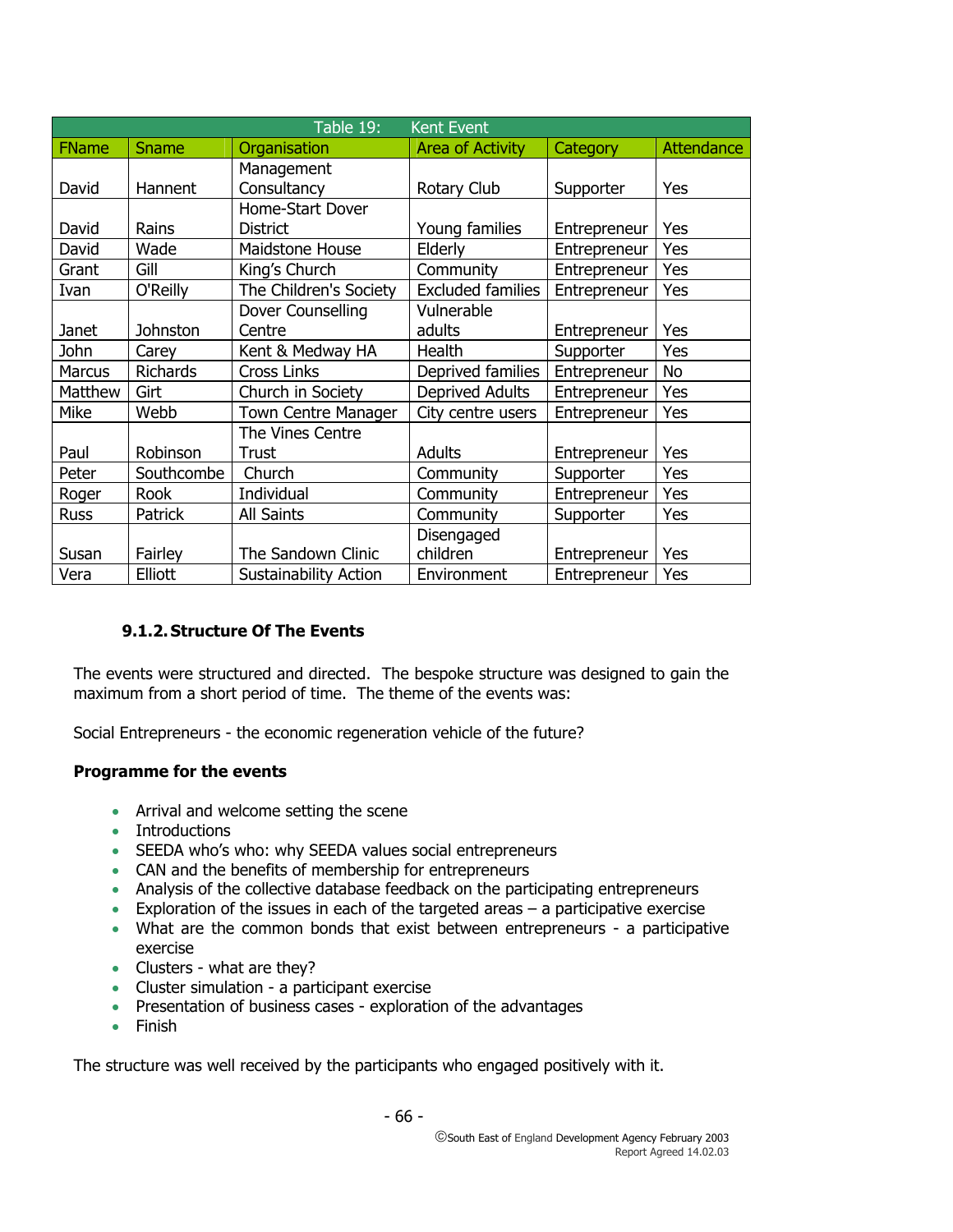| Table 19: Kent Event | | | | | |
|---|---|---|---|---|---|
| FName | Sname | Organisation | Area of Activity | Category | Attendance |
| David | Hannent | Management Consultancy | Rotary Club | Supporter | Yes |
| David | Rains | Home-Start Dover District | Young families | Entrepreneur | Yes |
| David | Wade | Maidstone House | Elderly | Entrepreneur | Yes |
| Grant | Gill | King's Church | Community | Entrepreneur | Yes |
| Ivan | O'Reilly | The Children's Society | Excluded families | Entrepreneur | Yes |
| Janet | Johnston | Dover Counselling Centre | Vulnerable adults | Entrepreneur | Yes |
| John | Carey | Kent & Medway HA | Health | Supporter | Yes |
| Marcus | Richards | Cross Links | Deprived families | Entrepreneur | No |
| Matthew | Girt | Church in Society | Deprived Adults | Entrepreneur | Yes |
| Mike | Webb | Town Centre Manager | City centre users | Entrepreneur | Yes |
| Paul | Robinson | The Vines Centre Trust | Adults | Entrepreneur | Yes |
| Peter | Southcombe | Church | Community | Supporter | Yes |
| Roger | Rook | Individual | Community | Entrepreneur | Yes |
| Russ | Patrick | All Saints | Community | Supporter | Yes |
| Susan | Fairley | The Sandown Clinic | Disengaged children | Entrepreneur | Yes |
| Vera | Elliott | Sustainability Action | Environment | Entrepreneur | Yes |

### 9.1.2. Structure Of The Events

The events were structured and directed. The bespoke structure was designed to gain the maximum from a short period of time. The theme of the events was:

Social Entrepreneurs - the economic regeneration vehicle of the future?

**Programme for the events**

- Arrival and welcome setting the scene
- Introductions
- SEEDA who's who: why SEEDA values social entrepreneurs
- CAN and the benefits of membership for entrepreneurs
- Analysis of the collective database feedback on the participating entrepreneurs
- Exploration of the issues in each of the targeted areas – a participative exercise
- What are the common bonds that exist between entrepreneurs - a participative exercise
- Clusters - what are they?
- Cluster simulation - a participant exercise
- Presentation of business cases - exploration of the advantages
- Finish

The structure was well received by the participants who engaged positively with it.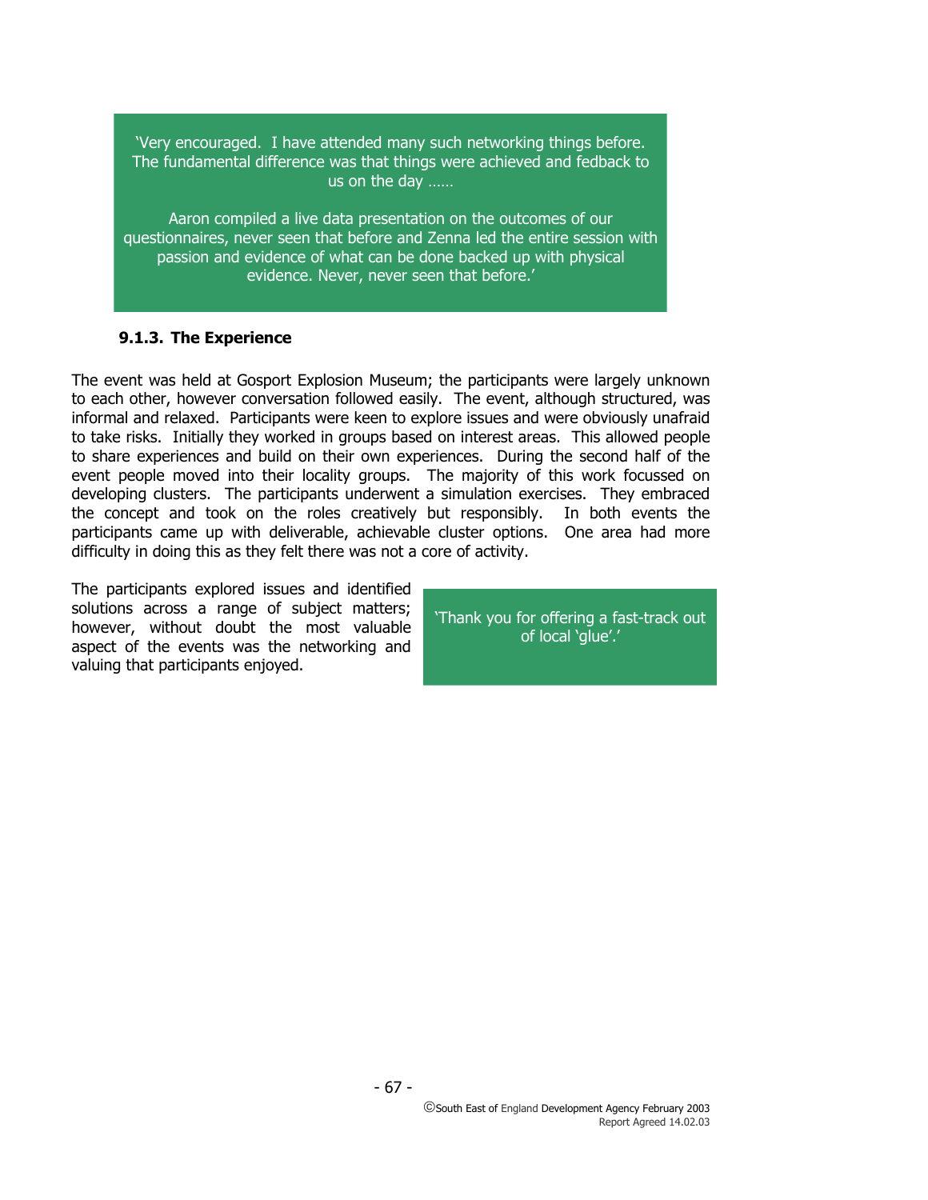> 'Very encouraged. I have attended many such networking things before. The fundamental difference was that things were achieved and fedback to us on the day ……
>
> Aaron compiled a live data presentation on the outcomes of our questionnaires, never seen that before and Zenna led the entire session with passion and evidence of what can be done backed up with physical evidence. Never, never seen that before.'

### 9.1.3. The Experience

The event was held at Gosport Explosion Museum; the participants were largely unknown to each other, however conversation followed easily. The event, although structured, was informal and relaxed. Participants were keen to explore issues and were obviously unafraid to take risks. Initially they worked in groups based on interest areas. This allowed people to share experiences and build on their own experiences. During the second half of the event people moved into their locality groups. The majority of this work focussed on developing clusters. The participants underwent a simulation exercises. They embraced the concept and took on the roles creatively but responsibly. In both events the participants came up with deliverable, achievable cluster options. One area had more difficulty in doing this as they felt there was not a core of activity.

The participants explored issues and identified solutions across a range of subject matters; however, without doubt the most valuable aspect of the events was the networking and valuing that participants enjoyed.

> 'Thank you for offering a fast-track out of local 'glue'.'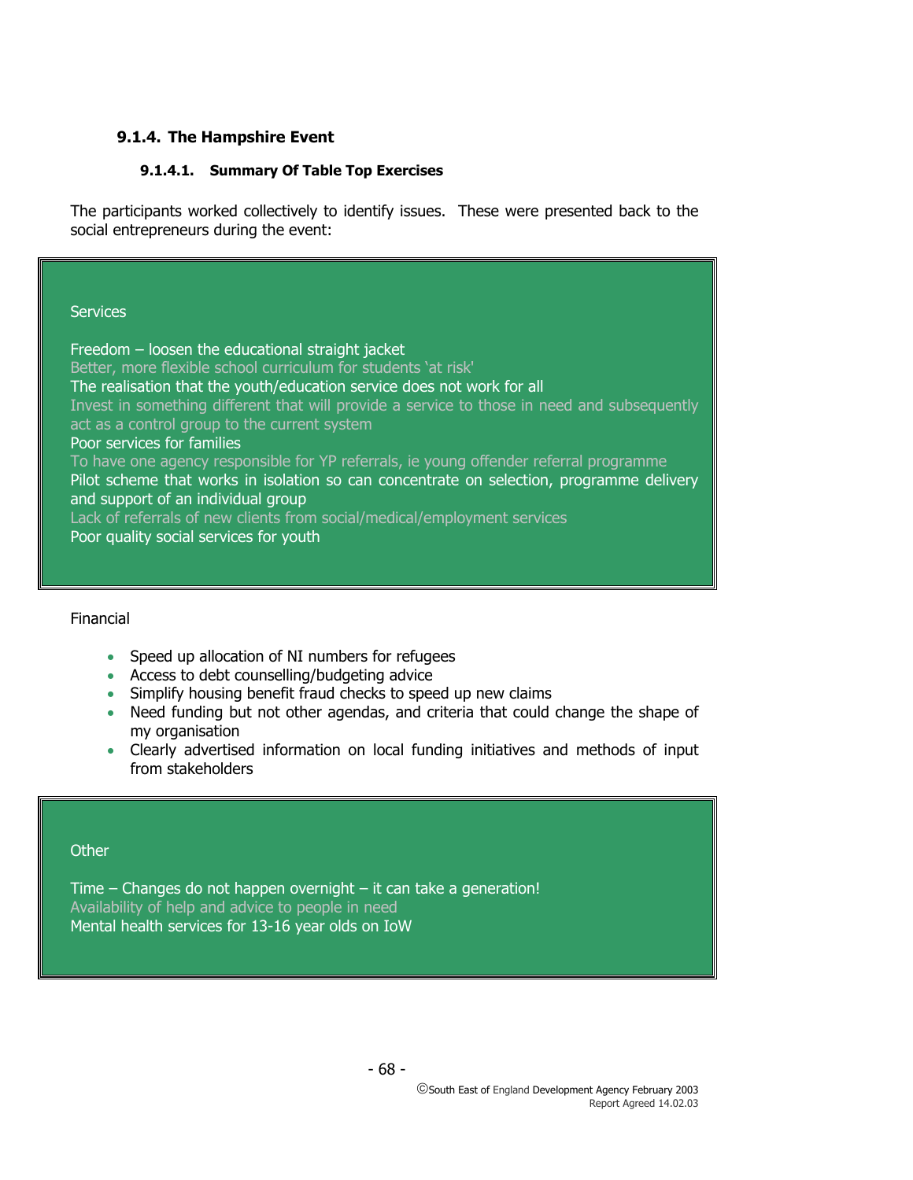### 9.1.4. The Hampshire Event

#### 9.1.4.1. Summary Of Table Top Exercises

The participants worked collectively to identify issues. These were presented back to the social entrepreneurs during the event:

Services

Freedom – loosen the educational straight jacket
Better, more flexible school curriculum for students 'at risk'
The realisation that the youth/education service does not work for all
Invest in something different that will provide a service to those in need and subsequently act as a control group to the current system
Poor services for families
To have one agency responsible for YP referrals, ie young offender referral programme
Pilot scheme that works in isolation so can concentrate on selection, programme delivery and support of an individual group
Lack of referrals of new clients from social/medical/employment services
Poor quality social services for youth

Financial

- Speed up allocation of NI numbers for refugees
- Access to debt counselling/budgeting advice
- Simplify housing benefit fraud checks to speed up new claims
- Need funding but not other agendas, and criteria that could change the shape of my organisation
- Clearly advertised information on local funding initiatives and methods of input from stakeholders

Other

Time – Changes do not happen overnight – it can take a generation!
Availability of help and advice to people in need
Mental health services for 13-16 year olds on IoW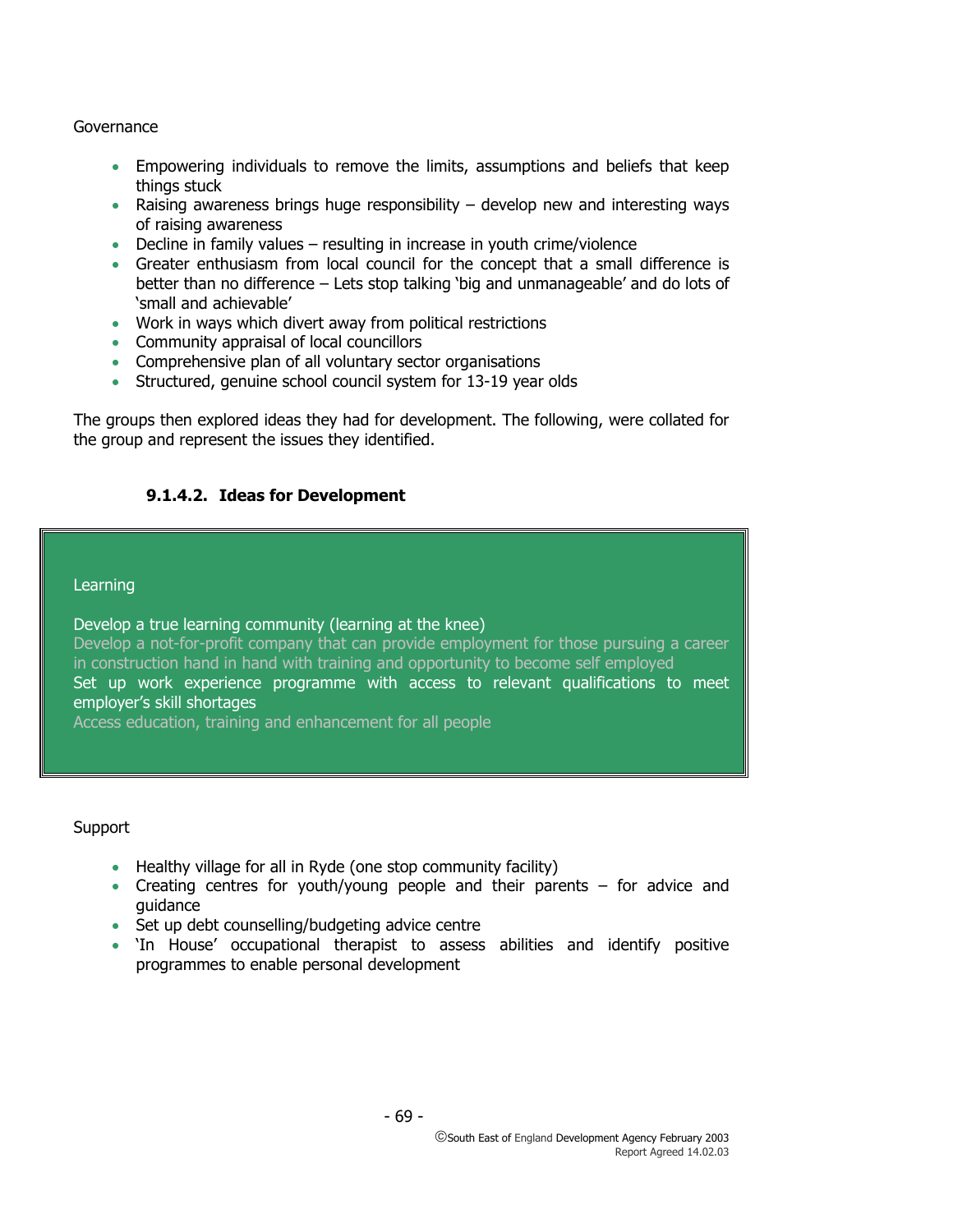Governance

- Empowering individuals to remove the limits, assumptions and beliefs that keep things stuck
- Raising awareness brings huge responsibility – develop new and interesting ways of raising awareness
- Decline in family values – resulting in increase in youth crime/violence
- Greater enthusiasm from local council for the concept that a small difference is better than no difference – Lets stop talking 'big and unmanageable' and do lots of 'small and achievable'
- Work in ways which divert away from political restrictions
- Community appraisal of local councillors
- Comprehensive plan of all voluntary sector organisations
- Structured, genuine school council system for 13-19 year olds

The groups then explored ideas they had for development. The following, were collated for the group and represent the issues they identified.

#### 9.1.4.2. Ideas for Development

Learning

Develop a true learning community (learning at the knee)
Develop a not-for-profit company that can provide employment for those pursuing a career in construction hand in hand with training and opportunity to become self employed
Set up work experience programme with access to relevant qualifications to meet employer's skill shortages
Access education, training and enhancement for all people

Support

- Healthy village for all in Ryde (one stop community facility)
- Creating centres for youth/young people and their parents – for advice and guidance
- Set up debt counselling/budgeting advice centre
- 'In House' occupational therapist to assess abilities and identify positive programmes to enable personal development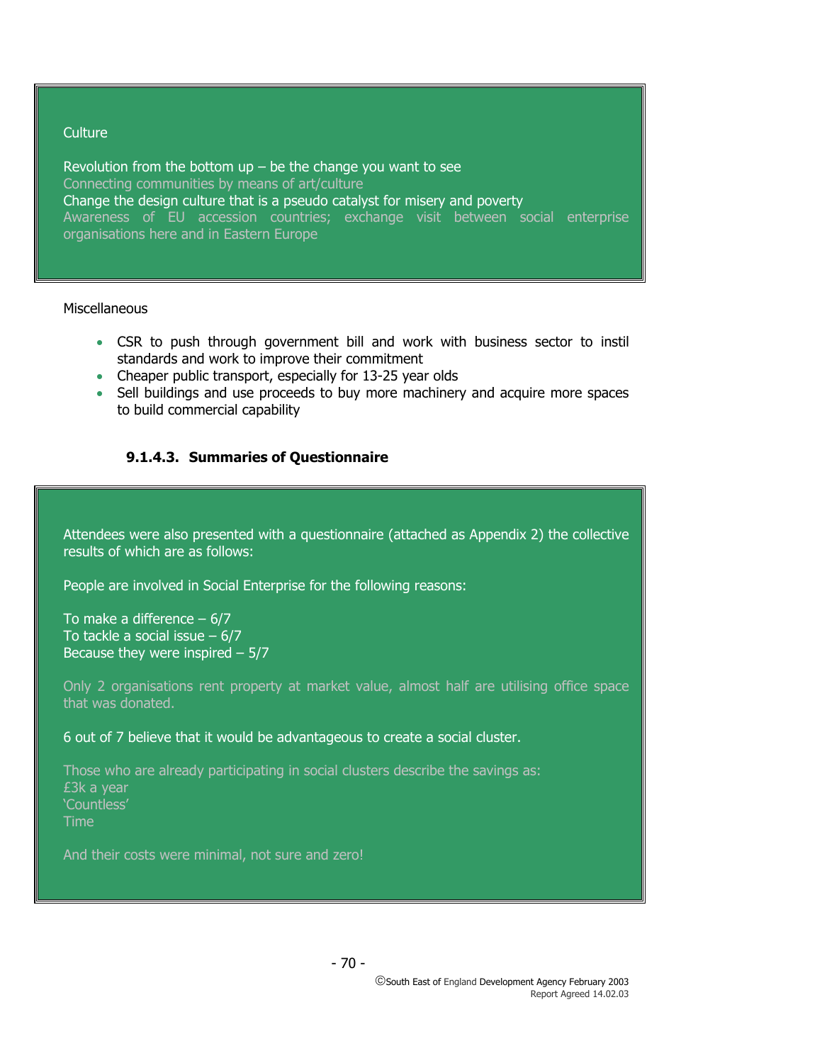Culture

Revolution from the bottom up – be the change you want to see
Connecting communities by means of art/culture
Change the design culture that is a pseudo catalyst for misery and poverty
Awareness of EU accession countries; exchange visit between social enterprise organisations here and in Eastern Europe

Miscellaneous

- CSR to push through government bill and work with business sector to instil standards and work to improve their commitment
- Cheaper public transport, especially for 13-25 year olds
- Sell buildings and use proceeds to buy more machinery and acquire more spaces to build commercial capability

#### 9.1.4.3. Summaries of Questionnaire

Attendees were also presented with a questionnaire (attached as Appendix 2) the collective results of which are as follows:

People are involved in Social Enterprise for the following reasons:

To make a difference – 6/7
To tackle a social issue – 6/7
Because they were inspired – 5/7

Only 2 organisations rent property at market value, almost half are utilising office space that was donated.

6 out of 7 believe that it would be advantageous to create a social cluster.

Those who are already participating in social clusters describe the savings as:
£3k a year
'Countless'
Time

And their costs were minimal, not sure and zero!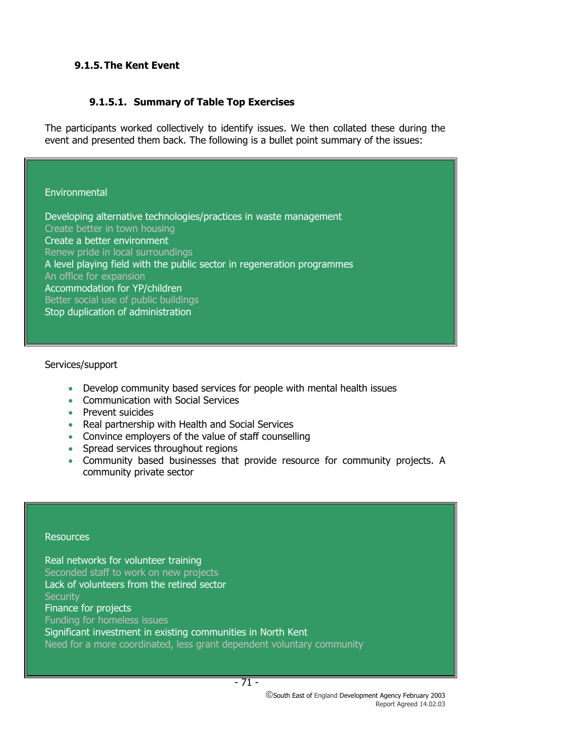#### 9.1.5. The Kent Event

##### 9.1.5.1. Summary of Table Top Exercises

The participants worked collectively to identify issues. We then collated these during the event and presented them back. The following is a bullet point summary of the issues:

Environmental

Developing alternative technologies/practices in waste management
Create better in town housing
Create a better environment
Renew pride in local surroundings
A level playing field with the public sector in regeneration programmes
An office for expansion
Accommodation for YP/children
Better social use of public buildings
Stop duplication of administration

Services/support

- Develop community based services for people with mental health issues
- Communication with Social Services
- Prevent suicides
- Real partnership with Health and Social Services
- Convince employers of the value of staff counselling
- Spread services throughout regions
- Community based businesses that provide resource for community projects. A community private sector

Resources

Real networks for volunteer training
Seconded staff to work on new projects
Lack of volunteers from the retired sector
Security
Finance for projects
Funding for homeless issues
Significant investment in existing communities in North Kent
Need for a more coordinated, less grant dependent voluntary community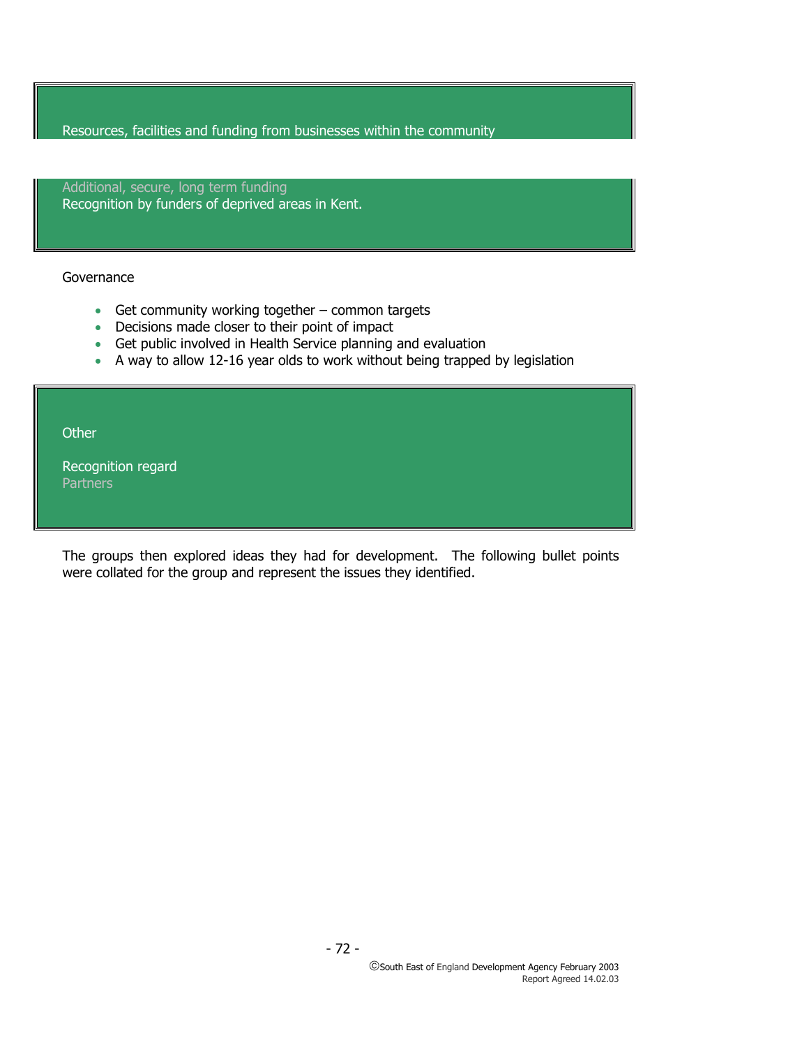Resources, facilities and funding from businesses within the community

Additional, secure, long term funding
Recognition by funders of deprived areas in Kent.

Governance

- Get community working together – common targets
- Decisions made closer to their point of impact
- Get public involved in Health Service planning and evaluation
- A way to allow 12-16 year olds to work without being trapped by legislation

Other

Recognition regard
Partners

The groups then explored ideas they had for development. The following bullet points were collated for the group and represent the issues they identified.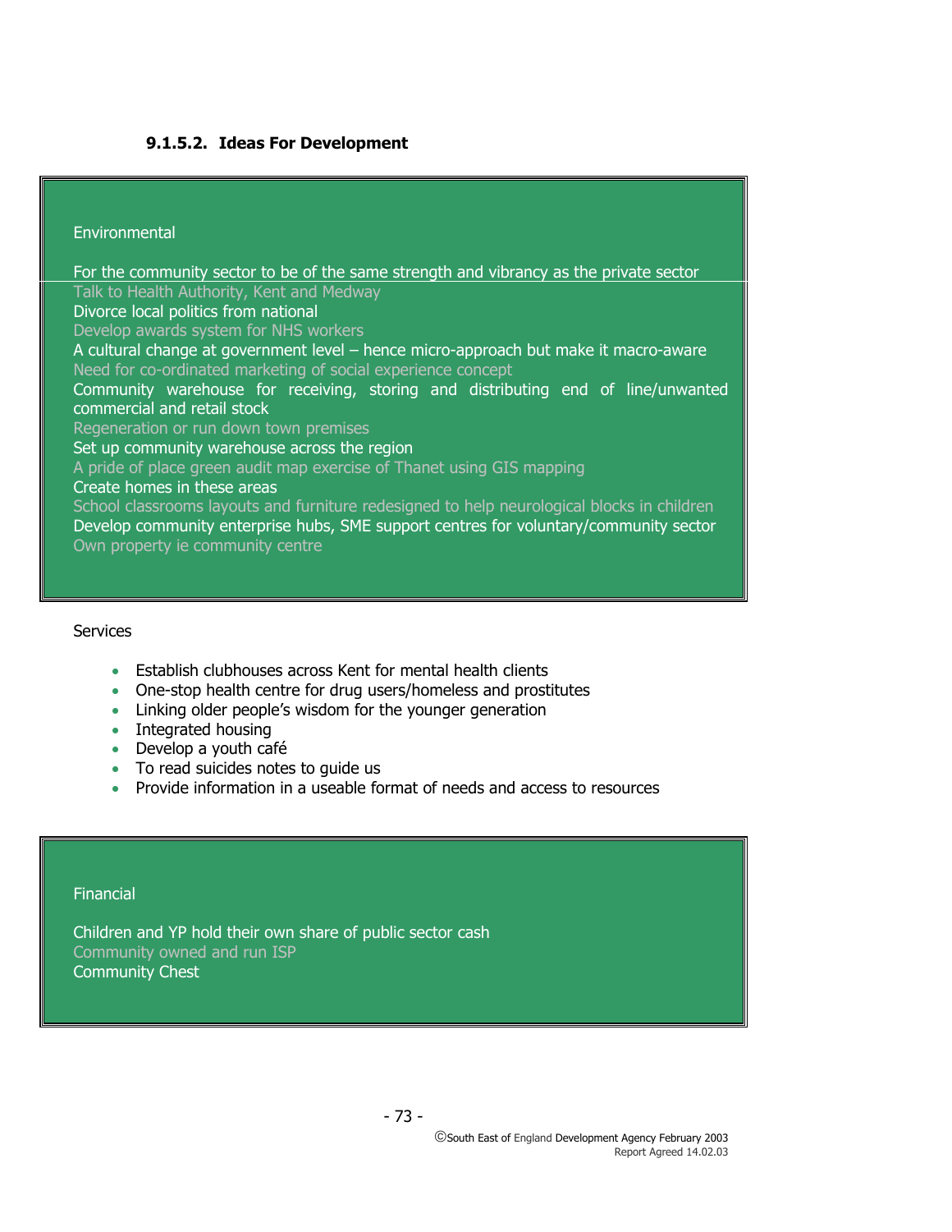#### 9.1.5.2. Ideas For Development

Environmental

For the community sector to be of the same strength and vibrancy as the private sector
Talk to Health Authority, Kent and Medway
Divorce local politics from national
Develop awards system for NHS workers
A cultural change at government level – hence micro-approach but make it macro-aware
Need for co-ordinated marketing of social experience concept
Community warehouse for receiving, storing and distributing end of line/unwanted commercial and retail stock
Regeneration or run down town premises
Set up community warehouse across the region
A pride of place green audit map exercise of Thanet using GIS mapping
Create homes in these areas
School classrooms layouts and furniture redesigned to help neurological blocks in children
Develop community enterprise hubs, SME support centres for voluntary/community sector
Own property ie community centre

Services

- Establish clubhouses across Kent for mental health clients
- One-stop health centre for drug users/homeless and prostitutes
- Linking older people's wisdom for the younger generation
- Integrated housing
- Develop a youth café
- To read suicides notes to guide us
- Provide information in a useable format of needs and access to resources

Financial

Children and YP hold their own share of public sector cash
Community owned and run ISP
Community Chest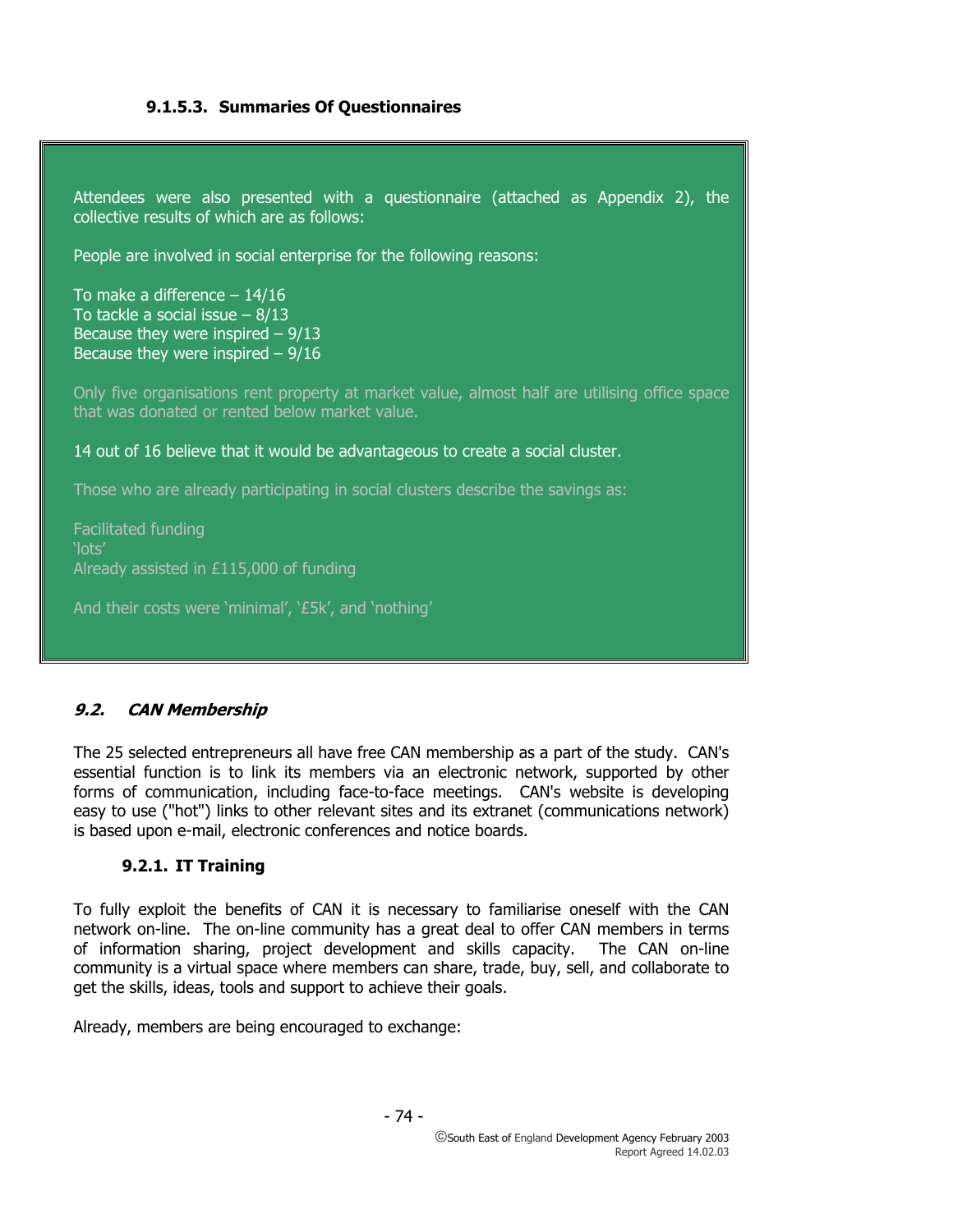#### 9.1.5.3. Summaries Of Questionnaires

Attendees were also presented with a questionnaire (attached as Appendix 2), the collective results of which are as follows:

People are involved in social enterprise for the following reasons:

To make a difference – 14/16
To tackle a social issue – 8/13
Because they were inspired – 9/13
Because they were inspired – 9/16

Only five organisations rent property at market value, almost half are utilising office space that was donated or rented below market value.

14 out of 16 believe that it would be advantageous to create a social cluster.

Those who are already participating in social clusters describe the savings as:

Facilitated funding
'lots'
Already assisted in £115,000 of funding

And their costs were 'minimal', '£5k', and 'nothing'

## *9.2. CAN Membership*

The 25 selected entrepreneurs all have free CAN membership as a part of the study. CAN's essential function is to link its members via an electronic network, supported by other forms of communication, including face-to-face meetings. CAN's website is developing easy to use ("hot") links to other relevant sites and its extranet (communications network) is based upon e-mail, electronic conferences and notice boards.

### 9.2.1. IT Training

To fully exploit the benefits of CAN it is necessary to familiarise oneself with the CAN network on-line. The on-line community has a great deal to offer CAN members in terms of information sharing, project development and skills capacity. The CAN on-line community is a virtual space where members can share, trade, buy, sell, and collaborate to get the skills, ideas, tools and support to achieve their goals.

Already, members are being encouraged to exchange: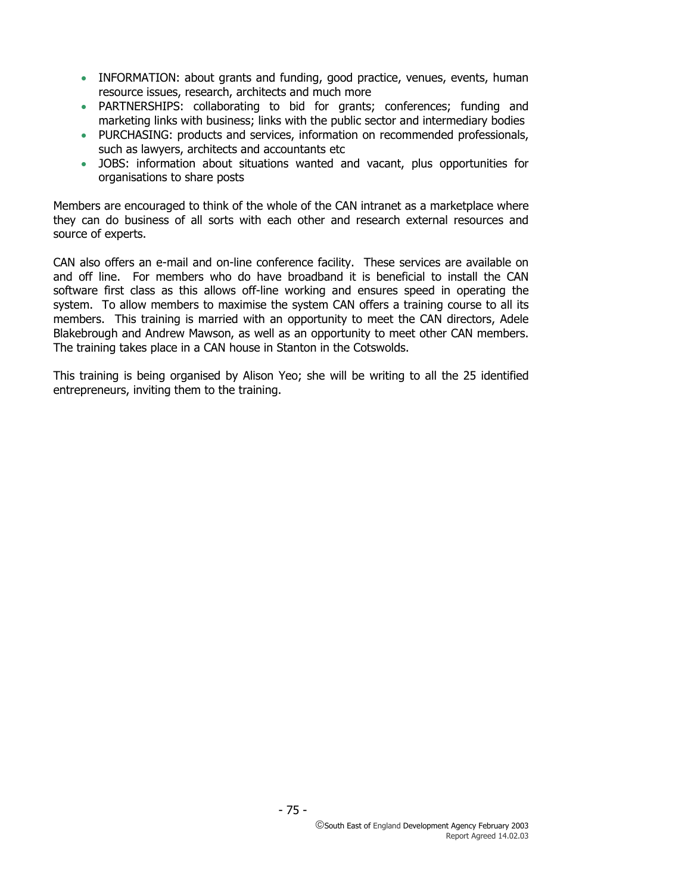- INFORMATION: about grants and funding, good practice, venues, events, human resource issues, research, architects and much more
- PARTNERSHIPS: collaborating to bid for grants; conferences; funding and marketing links with business; links with the public sector and intermediary bodies
- PURCHASING: products and services, information on recommended professionals, such as lawyers, architects and accountants etc
- JOBS: information about situations wanted and vacant, plus opportunities for organisations to share posts

Members are encouraged to think of the whole of the CAN intranet as a marketplace where they can do business of all sorts with each other and research external resources and source of experts.

CAN also offers an e-mail and on-line conference facility. These services are available on and off line. For members who do have broadband it is beneficial to install the CAN software first class as this allows off-line working and ensures speed in operating the system. To allow members to maximise the system CAN offers a training course to all its members. This training is married with an opportunity to meet the CAN directors, Adele Blakebrough and Andrew Mawson, as well as an opportunity to meet other CAN members. The training takes place in a CAN house in Stanton in the Cotswolds.

This training is being organised by Alison Yeo; she will be writing to all the 25 identified entrepreneurs, inviting them to the training.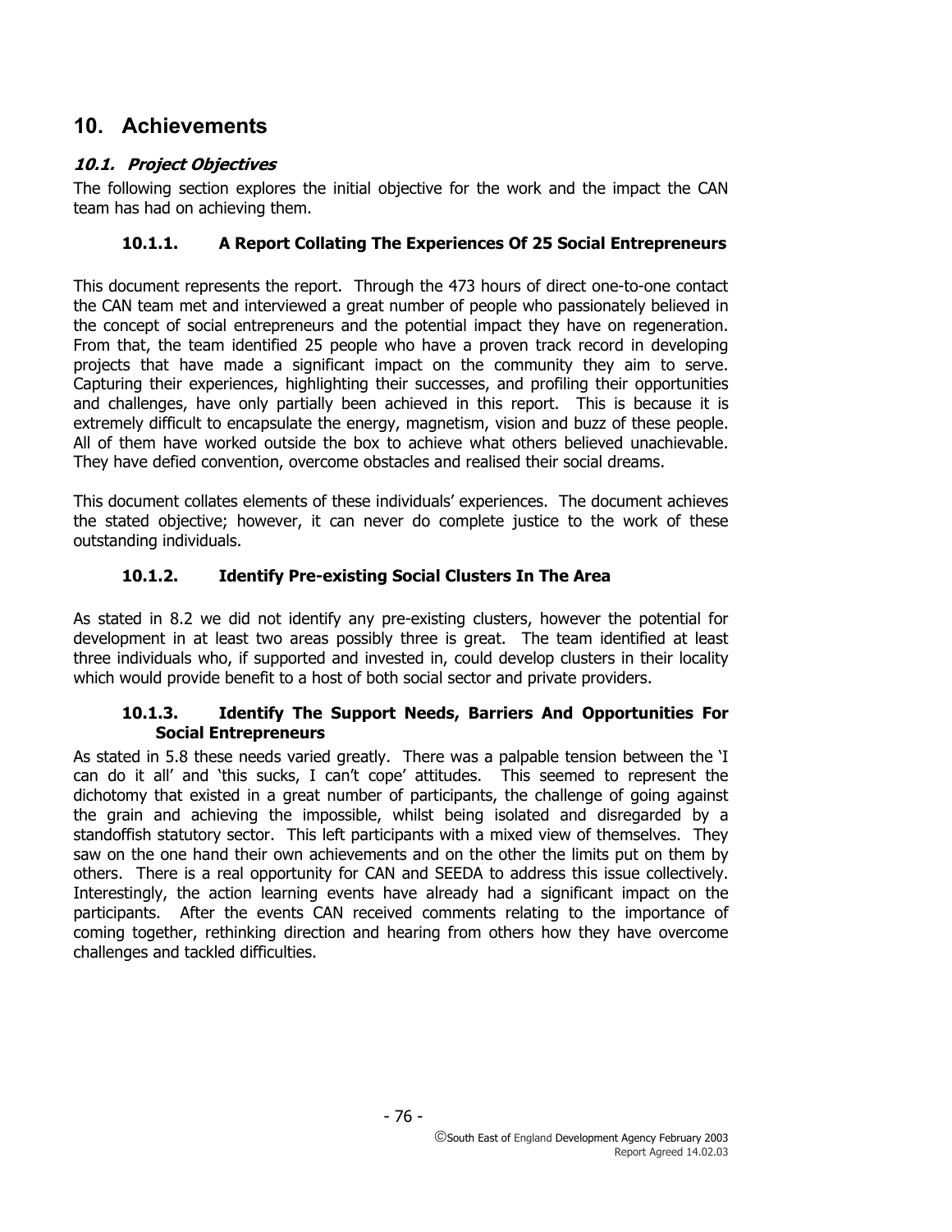# 10. Achievements

## *10.1. Project Objectives*

The following section explores the initial objective for the work and the impact the CAN team has had on achieving them.

### 10.1.1. A Report Collating The Experiences Of 25 Social Entrepreneurs

This document represents the report. Through the 473 hours of direct one-to-one contact the CAN team met and interviewed a great number of people who passionately believed in the concept of social entrepreneurs and the potential impact they have on regeneration. From that, the team identified 25 people who have a proven track record in developing projects that have made a significant impact on the community they aim to serve. Capturing their experiences, highlighting their successes, and profiling their opportunities and challenges, have only partially been achieved in this report. This is because it is extremely difficult to encapsulate the energy, magnetism, vision and buzz of these people. All of them have worked outside the box to achieve what others believed unachievable. They have defied convention, overcome obstacles and realised their social dreams.

This document collates elements of these individuals' experiences. The document achieves the stated objective; however, it can never do complete justice to the work of these outstanding individuals.

### 10.1.2. Identify Pre-existing Social Clusters In The Area

As stated in 8.2 we did not identify any pre-existing clusters, however the potential for development in at least two areas possibly three is great. The team identified at least three individuals who, if supported and invested in, could develop clusters in their locality which would provide benefit to a host of both social sector and private providers.

### 10.1.3. Identify The Support Needs, Barriers And Opportunities For Social Entrepreneurs

As stated in 5.8 these needs varied greatly. There was a palpable tension between the 'I can do it all' and 'this sucks, I can't cope' attitudes. This seemed to represent the dichotomy that existed in a great number of participants, the challenge of going against the grain and achieving the impossible, whilst being isolated and disregarded by a standoffish statutory sector. This left participants with a mixed view of themselves. They saw on the one hand their own achievements and on the other the limits put on them by others. There is a real opportunity for CAN and SEEDA to address this issue collectively. Interestingly, the action learning events have already had a significant impact on the participants. After the events CAN received comments relating to the importance of coming together, rethinking direction and hearing from others how they have overcome challenges and tackled difficulties.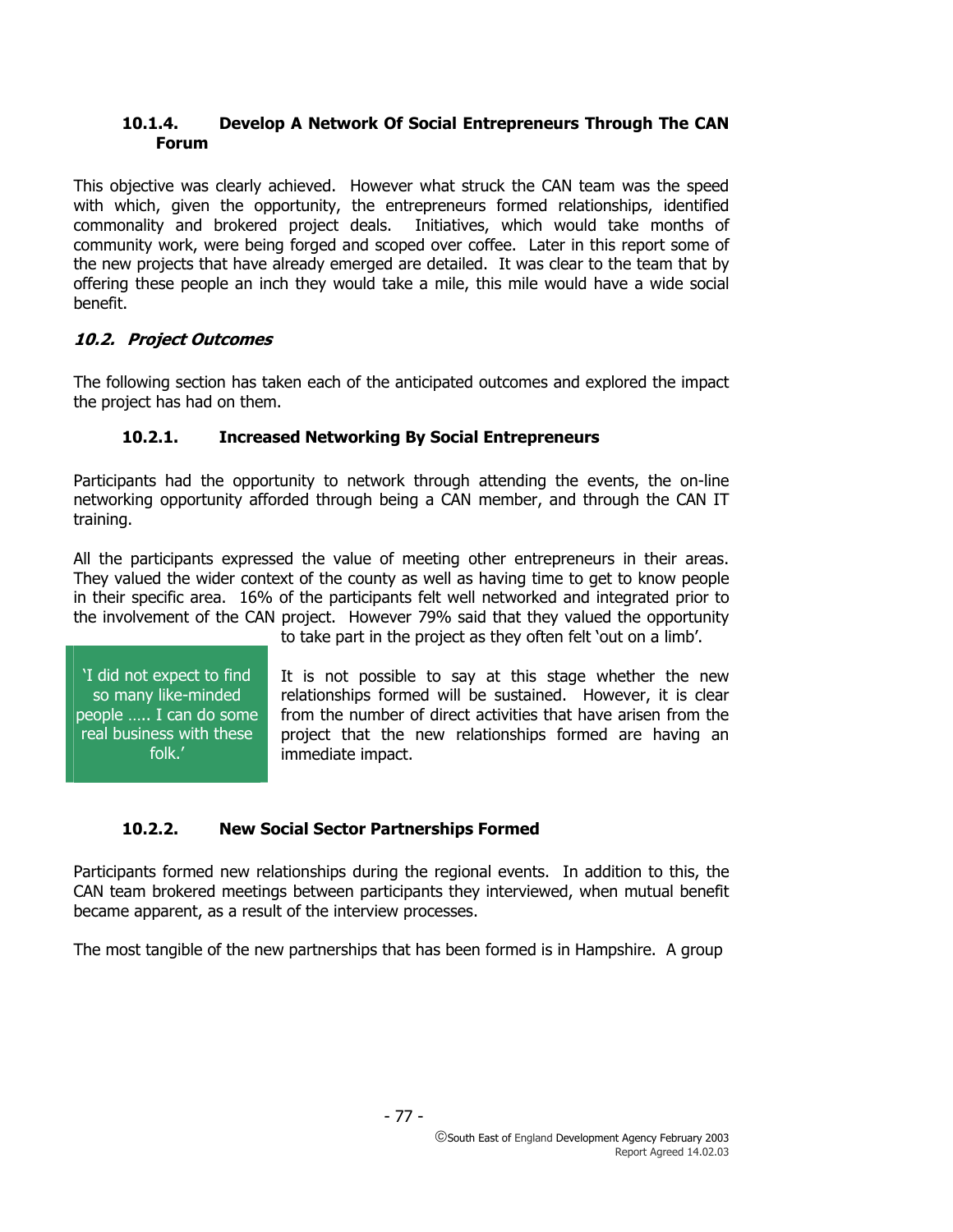#### 10.1.4. Develop A Network Of Social Entrepreneurs Through The CAN Forum

This objective was clearly achieved. However what struck the CAN team was the speed with which, given the opportunity, the entrepreneurs formed relationships, identified commonality and brokered project deals. Initiatives, which would take months of community work, were being forged and scoped over coffee. Later in this report some of the new projects that have already emerged are detailed. It was clear to the team that by offering these people an inch they would take a mile, this mile would have a wide social benefit.

### *10.2. Project Outcomes*

The following section has taken each of the anticipated outcomes and explored the impact the project has had on them.

#### 10.2.1. Increased Networking By Social Entrepreneurs

Participants had the opportunity to network through attending the events, the on-line networking opportunity afforded through being a CAN member, and through the CAN IT training.

All the participants expressed the value of meeting other entrepreneurs in their areas. They valued the wider context of the county as well as having time to get to know people in their specific area. 16% of the participants felt well networked and integrated prior to the involvement of the CAN project. However 79% said that they valued the opportunity to take part in the project as they often felt 'out on a limb'.

> 'I did not expect to find so many like-minded people ….. I can do some real business with these folk.'

It is not possible to say at this stage whether the new relationships formed will be sustained. However, it is clear from the number of direct activities that have arisen from the project that the new relationships formed are having an immediate impact.

#### 10.2.2. New Social Sector Partnerships Formed

Participants formed new relationships during the regional events. In addition to this, the CAN team brokered meetings between participants they interviewed, when mutual benefit became apparent, as a result of the interview processes.

The most tangible of the new partnerships that has been formed is in Hampshire. A group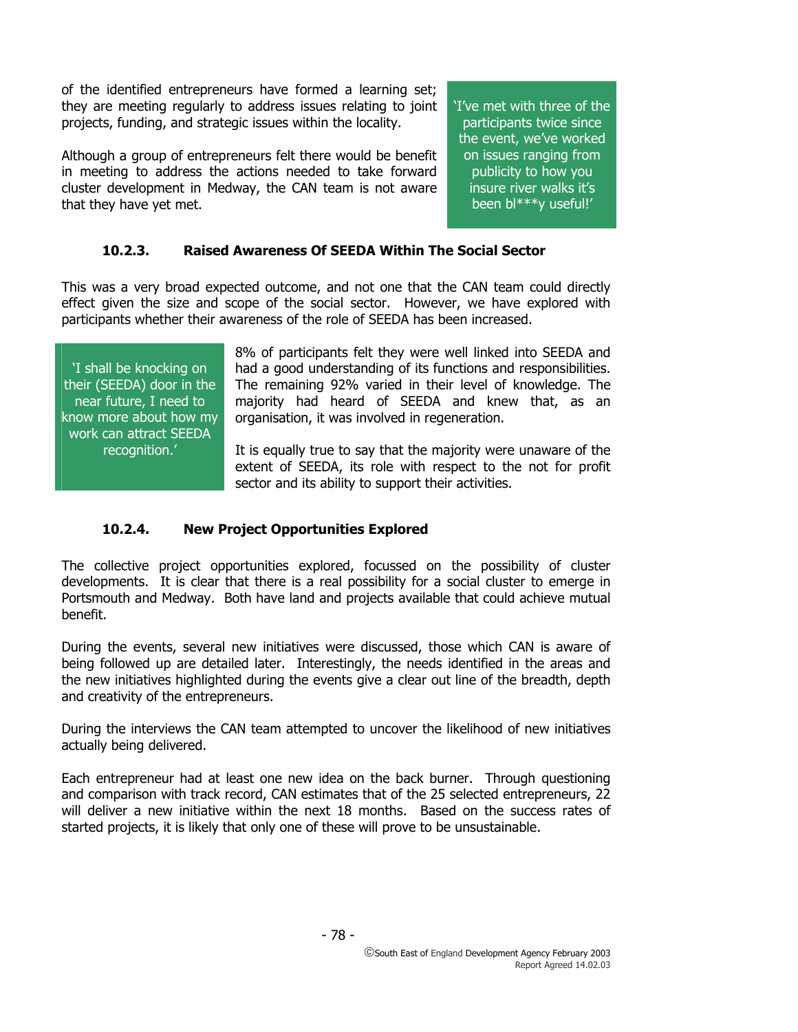of the identified entrepreneurs have formed a learning set; they are meeting regularly to address issues relating to joint projects, funding, and strategic issues within the locality.

Although a group of entrepreneurs felt there would be benefit in meeting to address the actions needed to take forward cluster development in Medway, the CAN team is not aware that they have yet met.

> 'I've met with three of the participants twice since the event, we've worked on issues ranging from publicity to how you insure river walks it's been bl***y useful!'

#### 10.2.3. Raised Awareness Of SEEDA Within The Social Sector

This was a very broad expected outcome, and not one that the CAN team could directly effect given the size and scope of the social sector. However, we have explored with participants whether their awareness of the role of SEEDA has been increased.

> 'I shall be knocking on their (SEEDA) door in the near future, I need to know more about how my work can attract SEEDA recognition.'

8% of participants felt they were well linked into SEEDA and had a good understanding of its functions and responsibilities. The remaining 92% varied in their level of knowledge. The majority had heard of SEEDA and knew that, as an organisation, it was involved in regeneration.

It is equally true to say that the majority were unaware of the extent of SEEDA, its role with respect to the not for profit sector and its ability to support their activities.

#### 10.2.4. New Project Opportunities Explored

The collective project opportunities explored, focussed on the possibility of cluster developments. It is clear that there is a real possibility for a social cluster to emerge in Portsmouth and Medway. Both have land and projects available that could achieve mutual benefit.

During the events, several new initiatives were discussed, those which CAN is aware of being followed up are detailed later. Interestingly, the needs identified in the areas and the new initiatives highlighted during the events give a clear out line of the breadth, depth and creativity of the entrepreneurs.

During the interviews the CAN team attempted to uncover the likelihood of new initiatives actually being delivered.

Each entrepreneur had at least one new idea on the back burner. Through questioning and comparison with track record, CAN estimates that of the 25 selected entrepreneurs, 22 will deliver a new initiative within the next 18 months. Based on the success rates of started projects, it is likely that only one of these will prove to be unsustainable.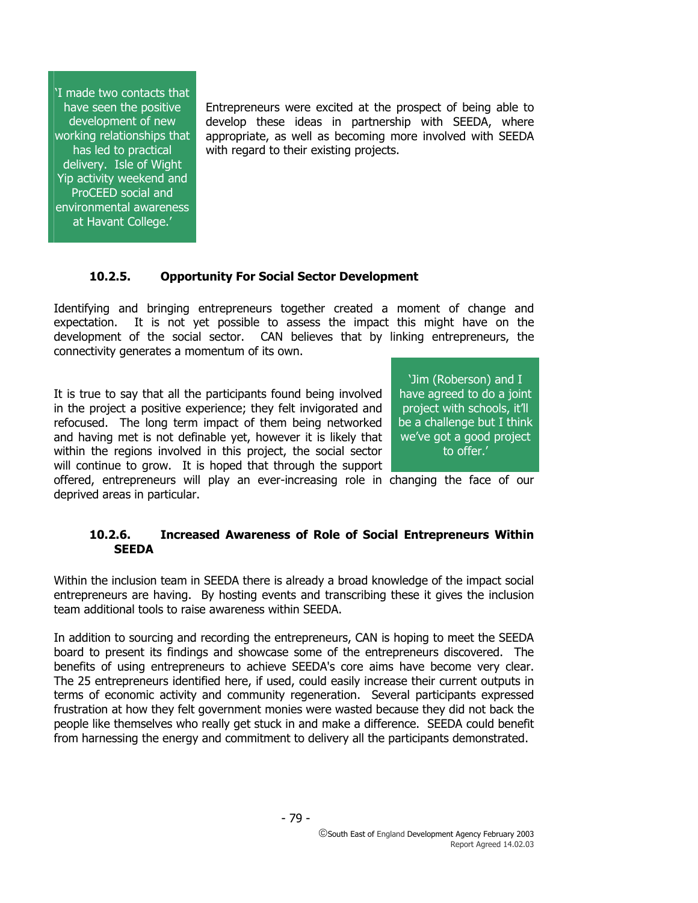> 'I made two contacts that have seen the positive development of new working relationships that has led to practical delivery. Isle of Wight Yip activity weekend and ProCEED social and environmental awareness at Havant College.'

Entrepreneurs were excited at the prospect of being able to develop these ideas in partnership with SEEDA, where appropriate, as well as becoming more involved with SEEDA with regard to their existing projects.

### 10.2.5. Opportunity For Social Sector Development

Identifying and bringing entrepreneurs together created a moment of change and expectation. It is not yet possible to assess the impact this might have on the development of the social sector. CAN believes that by linking entrepreneurs, the connectivity generates a momentum of its own.

> 'Jim (Roberson) and I have agreed to do a joint project with schools, it'll be a challenge but I think we've got a good project to offer.'

It is true to say that all the participants found being involved in the project a positive experience; they felt invigorated and refocused. The long term impact of them being networked and having met is not definable yet, however it is likely that within the regions involved in this project, the social sector will continue to grow. It is hoped that through the support offered, entrepreneurs will play an ever-increasing role in changing the face of our deprived areas in particular.

### 10.2.6. Increased Awareness of Role of Social Entrepreneurs Within SEEDA

Within the inclusion team in SEEDA there is already a broad knowledge of the impact social entrepreneurs are having. By hosting events and transcribing these it gives the inclusion team additional tools to raise awareness within SEEDA.

In addition to sourcing and recording the entrepreneurs, CAN is hoping to meet the SEEDA board to present its findings and showcase some of the entrepreneurs discovered. The benefits of using entrepreneurs to achieve SEEDA's core aims have become very clear. The 25 entrepreneurs identified here, if used, could easily increase their current outputs in terms of economic activity and community regeneration. Several participants expressed frustration at how they felt government monies were wasted because they did not back the people like themselves who really get stuck in and make a difference. SEEDA could benefit from harnessing the energy and commitment to delivery all the participants demonstrated.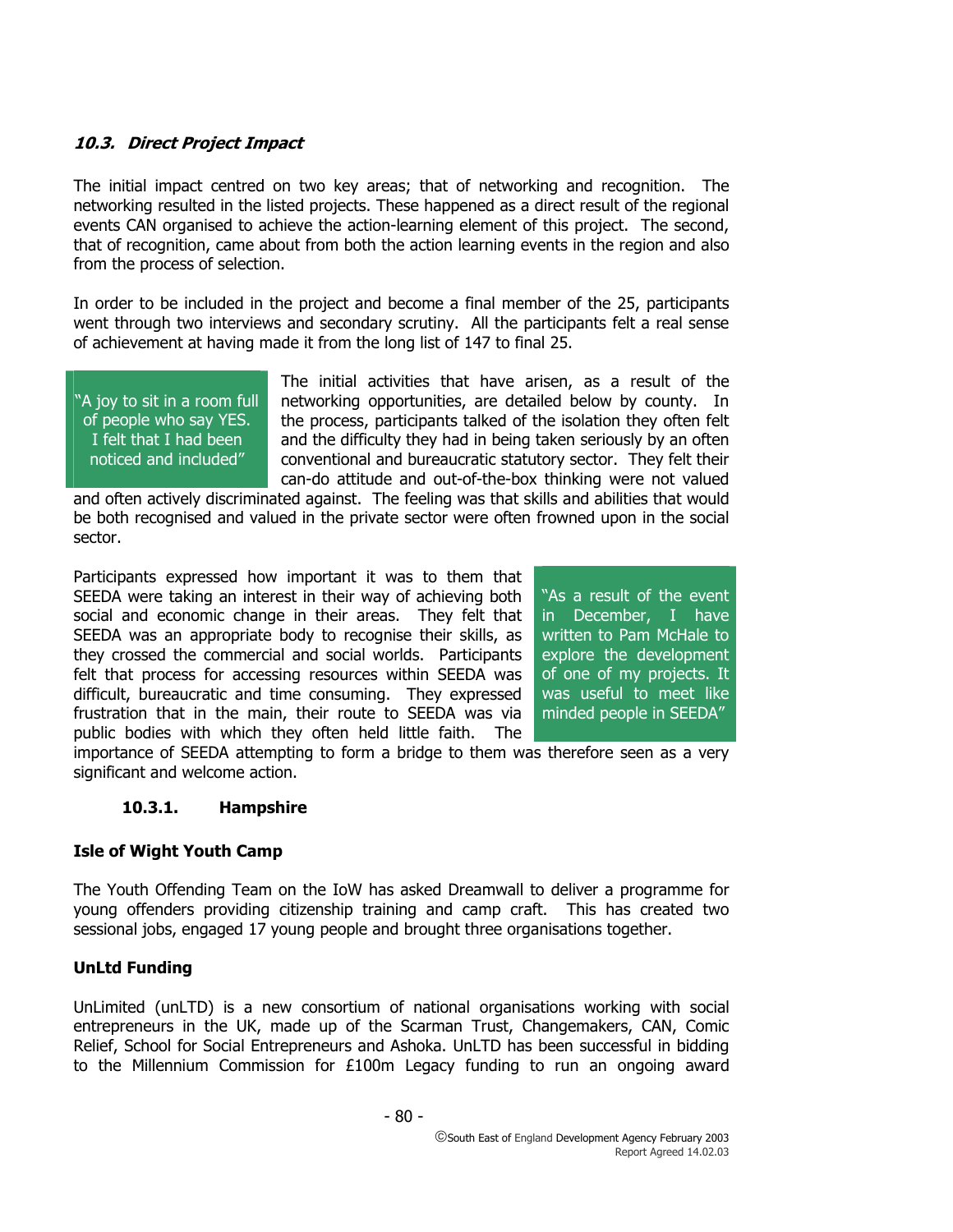### *10.3. Direct Project Impact*

The initial impact centred on two key areas; that of networking and recognition. The networking resulted in the listed projects. These happened as a direct result of the regional events CAN organised to achieve the action-learning element of this project. The second, that of recognition, came about from both the action learning events in the region and also from the process of selection.

In order to be included in the project and become a final member of the 25, participants went through two interviews and secondary scrutiny. All the participants felt a real sense of achievement at having made it from the long list of 147 to final 25.

> "A joy to sit in a room full of people who say YES. I felt that I had been noticed and included"

The initial activities that have arisen, as a result of the networking opportunities, are detailed below by county. In the process, participants talked of the isolation they often felt and the difficulty they had in being taken seriously by an often conventional and bureaucratic statutory sector. They felt their can-do attitude and out-of-the-box thinking were not valued and often actively discriminated against. The feeling was that skills and abilities that would be both recognised and valued in the private sector were often frowned upon in the social sector.

Participants expressed how important it was to them that SEEDA were taking an interest in their way of achieving both social and economic change in their areas. They felt that SEEDA was an appropriate body to recognise their skills, as they crossed the commercial and social worlds. Participants felt that process for accessing resources within SEEDA was difficult, bureaucratic and time consuming. They expressed frustration that in the main, their route to SEEDA was via public bodies with which they often held little faith. The importance of SEEDA attempting to form a bridge to them was therefore seen as a very significant and welcome action.

> "As a result of the event in December, I have written to Pam McHale to explore the development of one of my projects. It was useful to meet like minded people in SEEDA"

#### 10.3.1. Hampshire

**Isle of Wight Youth Camp**

The Youth Offending Team on the IoW has asked Dreamwall to deliver a programme for young offenders providing citizenship training and camp craft. This has created two sessional jobs, engaged 17 young people and brought three organisations together.

**UnLtd Funding**

UnLimited (unLTD) is a new consortium of national organisations working with social entrepreneurs in the UK, made up of the Scarman Trust, Changemakers, CAN, Comic Relief, School for Social Entrepreneurs and Ashoka. UnLTD has been successful in bidding to the Millennium Commission for £100m Legacy funding to run an ongoing award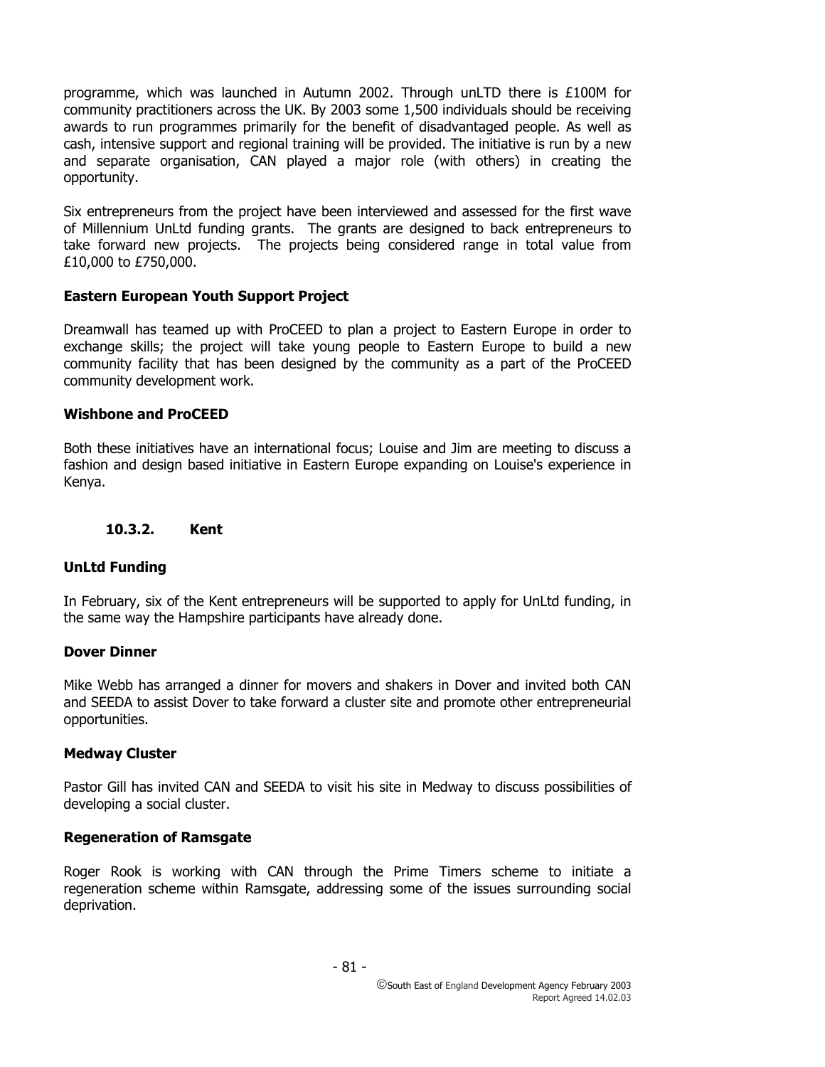programme, which was launched in Autumn 2002. Through unLTD there is £100M for community practitioners across the UK. By 2003 some 1,500 individuals should be receiving awards to run programmes primarily for the benefit of disadvantaged people. As well as cash, intensive support and regional training will be provided. The initiative is run by a new and separate organisation, CAN played a major role (with others) in creating the opportunity.

Six entrepreneurs from the project have been interviewed and assessed for the first wave of Millennium UnLtd funding grants. The grants are designed to back entrepreneurs to take forward new projects. The projects being considered range in total value from £10,000 to £750,000.

**Eastern European Youth Support Project**

Dreamwall has teamed up with ProCEED to plan a project to Eastern Europe in order to exchange skills; the project will take young people to Eastern Europe to build a new community facility that has been designed by the community as a part of the ProCEED community development work.

**Wishbone and ProCEED**

Both these initiatives have an international focus; Louise and Jim are meeting to discuss a fashion and design based initiative in Eastern Europe expanding on Louise's experience in Kenya.

#### 10.3.2. Kent

**UnLtd Funding**

In February, six of the Kent entrepreneurs will be supported to apply for UnLtd funding, in the same way the Hampshire participants have already done.

**Dover Dinner**

Mike Webb has arranged a dinner for movers and shakers in Dover and invited both CAN and SEEDA to assist Dover to take forward a cluster site and promote other entrepreneurial opportunities.

**Medway Cluster**

Pastor Gill has invited CAN and SEEDA to visit his site in Medway to discuss possibilities of developing a social cluster.

**Regeneration of Ramsgate**

Roger Rook is working with CAN through the Prime Timers scheme to initiate a regeneration scheme within Ramsgate, addressing some of the issues surrounding social deprivation.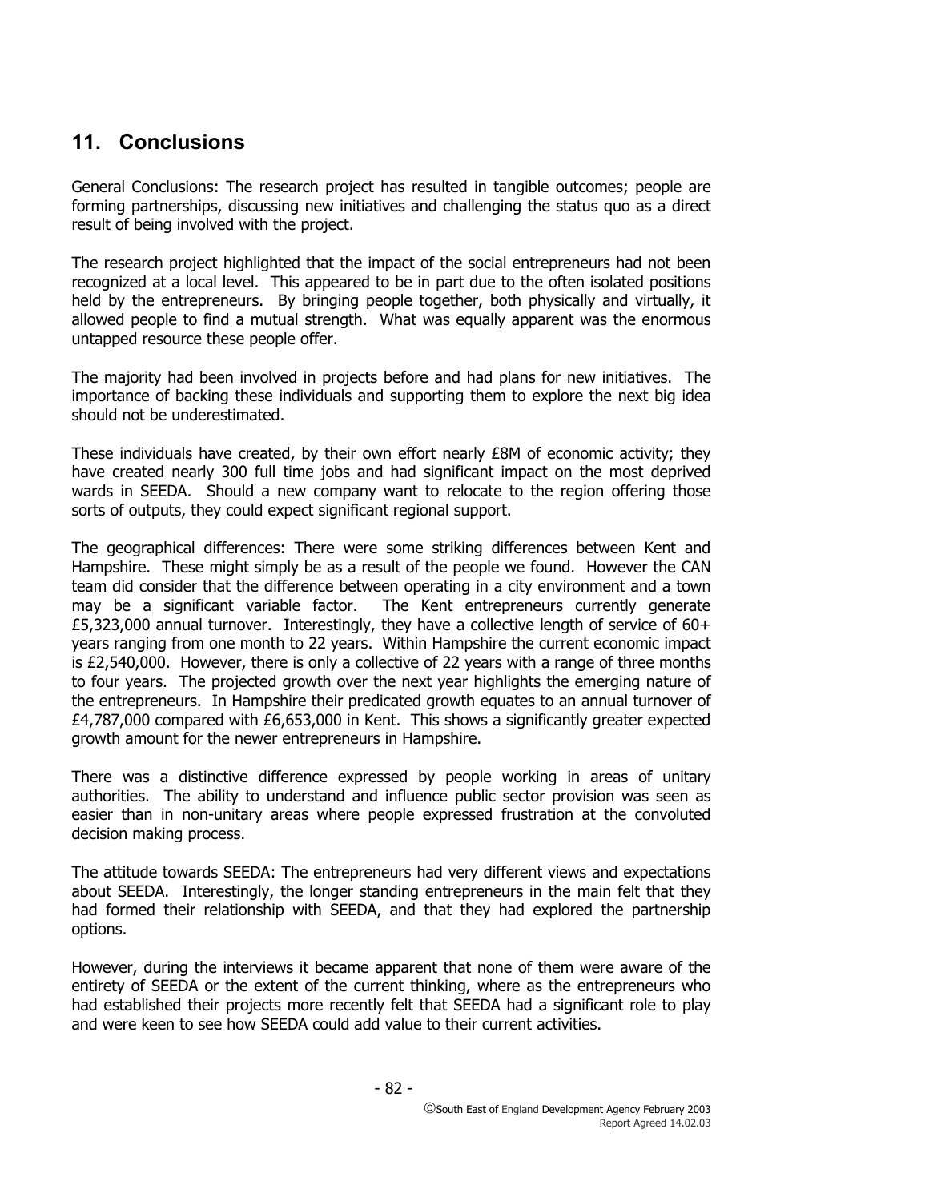## 11. Conclusions

General Conclusions: The research project has resulted in tangible outcomes; people are forming partnerships, discussing new initiatives and challenging the status quo as a direct result of being involved with the project.

The research project highlighted that the impact of the social entrepreneurs had not been recognized at a local level. This appeared to be in part due to the often isolated positions held by the entrepreneurs. By bringing people together, both physically and virtually, it allowed people to find a mutual strength. What was equally apparent was the enormous untapped resource these people offer.

The majority had been involved in projects before and had plans for new initiatives. The importance of backing these individuals and supporting them to explore the next big idea should not be underestimated.

These individuals have created, by their own effort nearly £8M of economic activity; they have created nearly 300 full time jobs and had significant impact on the most deprived wards in SEEDA. Should a new company want to relocate to the region offering those sorts of outputs, they could expect significant regional support.

The geographical differences: There were some striking differences between Kent and Hampshire. These might simply be as a result of the people we found. However the CAN team did consider that the difference between operating in a city environment and a town may be a significant variable factor. The Kent entrepreneurs currently generate £5,323,000 annual turnover. Interestingly, they have a collective length of service of 60+ years ranging from one month to 22 years. Within Hampshire the current economic impact is £2,540,000. However, there is only a collective of 22 years with a range of three months to four years. The projected growth over the next year highlights the emerging nature of the entrepreneurs. In Hampshire their predicated growth equates to an annual turnover of £4,787,000 compared with £6,653,000 in Kent. This shows a significantly greater expected growth amount for the newer entrepreneurs in Hampshire.

There was a distinctive difference expressed by people working in areas of unitary authorities. The ability to understand and influence public sector provision was seen as easier than in non-unitary areas where people expressed frustration at the convoluted decision making process.

The attitude towards SEEDA: The entrepreneurs had very different views and expectations about SEEDA. Interestingly, the longer standing entrepreneurs in the main felt that they had formed their relationship with SEEDA, and that they had explored the partnership options.

However, during the interviews it became apparent that none of them were aware of the entirety of SEEDA or the extent of the current thinking, where as the entrepreneurs who had established their projects more recently felt that SEEDA had a significant role to play and were keen to see how SEEDA could add value to their current activities.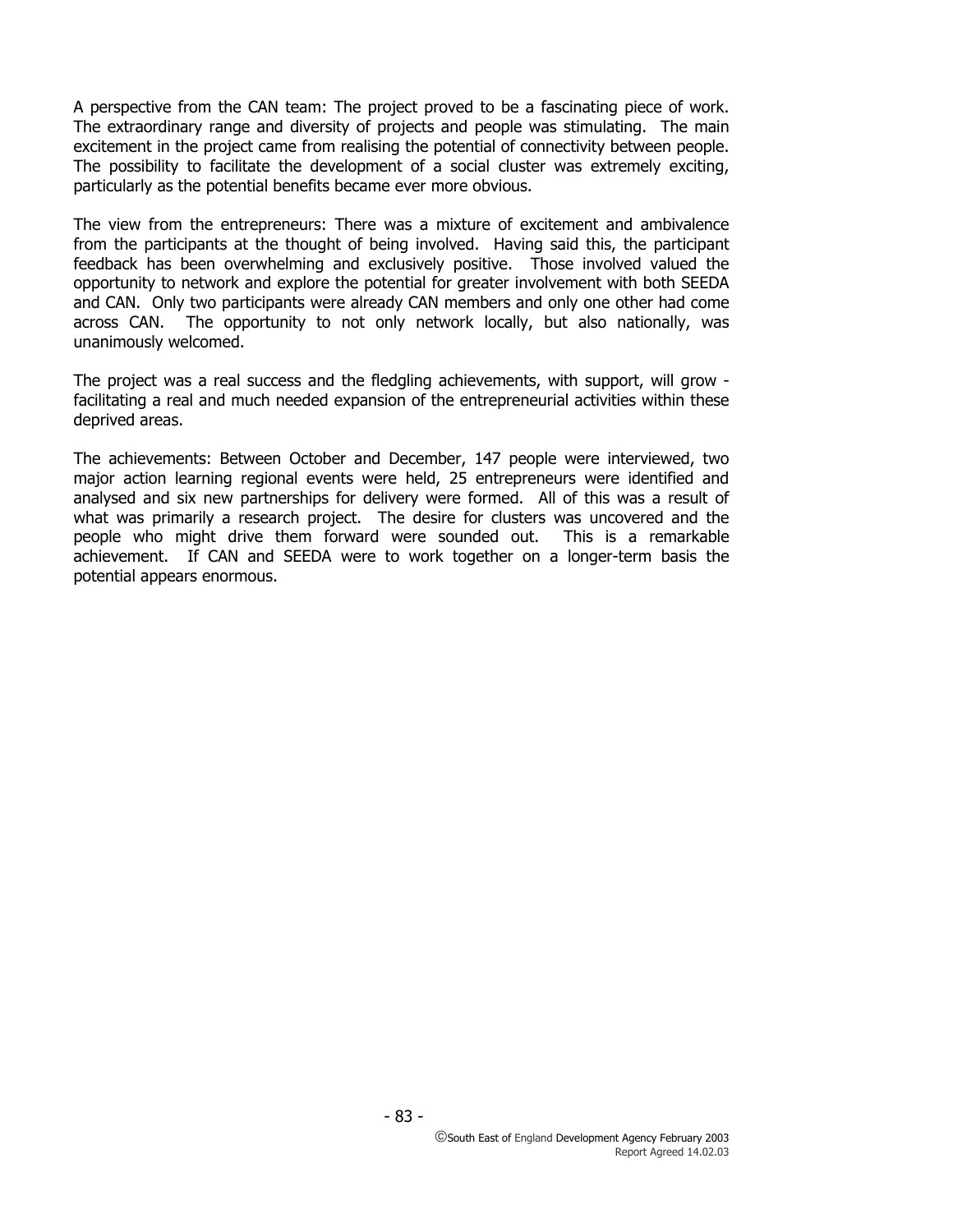A perspective from the CAN team: The project proved to be a fascinating piece of work. The extraordinary range and diversity of projects and people was stimulating. The main excitement in the project came from realising the potential of connectivity between people. The possibility to facilitate the development of a social cluster was extremely exciting, particularly as the potential benefits became ever more obvious.

The view from the entrepreneurs: There was a mixture of excitement and ambivalence from the participants at the thought of being involved. Having said this, the participant feedback has been overwhelming and exclusively positive. Those involved valued the opportunity to network and explore the potential for greater involvement with both SEEDA and CAN. Only two participants were already CAN members and only one other had come across CAN. The opportunity to not only network locally, but also nationally, was unanimously welcomed.

The project was a real success and the fledgling achievements, with support, will grow - facilitating a real and much needed expansion of the entrepreneurial activities within these deprived areas.

The achievements: Between October and December, 147 people were interviewed, two major action learning regional events were held, 25 entrepreneurs were identified and analysed and six new partnerships for delivery were formed. All of this was a result of what was primarily a research project. The desire for clusters was uncovered and the people who might drive them forward were sounded out. This is a remarkable achievement. If CAN and SEEDA were to work together on a longer-term basis the potential appears enormous.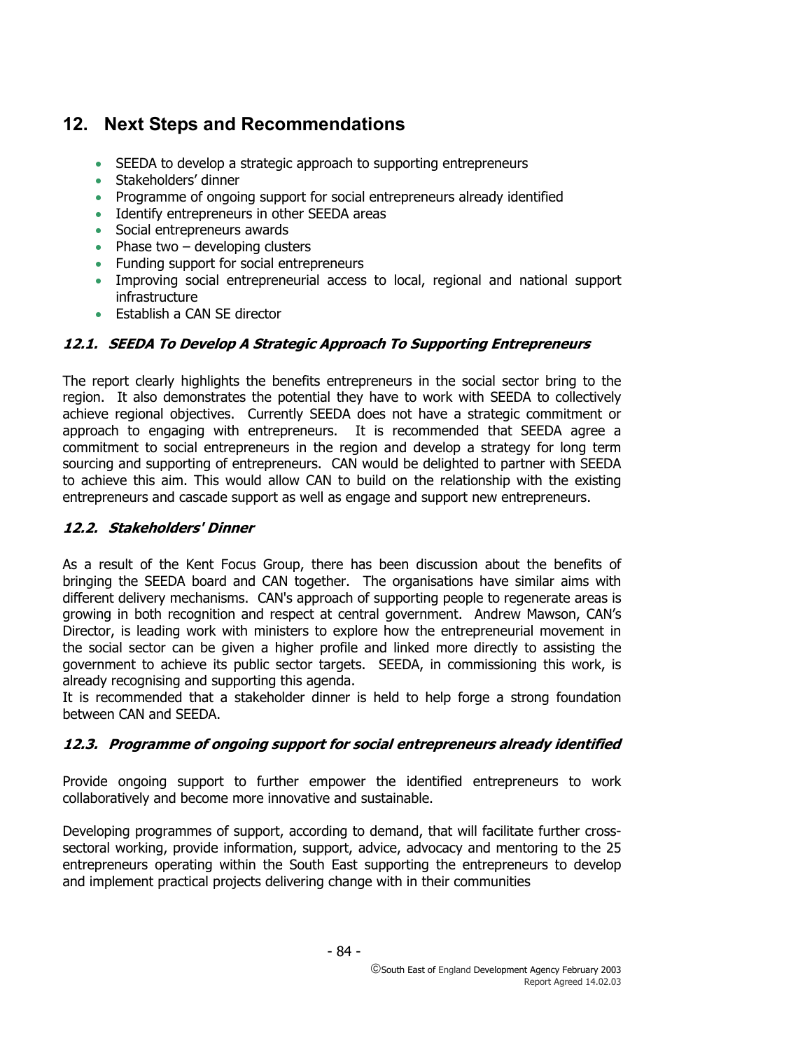## 12. Next Steps and Recommendations

- SEEDA to develop a strategic approach to supporting entrepreneurs
- Stakeholders' dinner
- Programme of ongoing support for social entrepreneurs already identified
- Identify entrepreneurs in other SEEDA areas
- Social entrepreneurs awards
- Phase two – developing clusters
- Funding support for social entrepreneurs
- Improving social entrepreneurial access to local, regional and national support infrastructure
- Establish a CAN SE director

### *12.1. SEEDA To Develop A Strategic Approach To Supporting Entrepreneurs*

The report clearly highlights the benefits entrepreneurs in the social sector bring to the region. It also demonstrates the potential they have to work with SEEDA to collectively achieve regional objectives. Currently SEEDA does not have a strategic commitment or approach to engaging with entrepreneurs. It is recommended that SEEDA agree a commitment to social entrepreneurs in the region and develop a strategy for long term sourcing and supporting of entrepreneurs. CAN would be delighted to partner with SEEDA to achieve this aim. This would allow CAN to build on the relationship with the existing entrepreneurs and cascade support as well as engage and support new entrepreneurs.

### *12.2. Stakeholders' Dinner*

As a result of the Kent Focus Group, there has been discussion about the benefits of bringing the SEEDA board and CAN together. The organisations have similar aims with different delivery mechanisms. CAN's approach of supporting people to regenerate areas is growing in both recognition and respect at central government. Andrew Mawson, CAN's Director, is leading work with ministers to explore how the entrepreneurial movement in the social sector can be given a higher profile and linked more directly to assisting the government to achieve its public sector targets. SEEDA, in commissioning this work, is already recognising and supporting this agenda.
It is recommended that a stakeholder dinner is held to help forge a strong foundation between CAN and SEEDA.

### *12.3. Programme of ongoing support for social entrepreneurs already identified*

Provide ongoing support to further empower the identified entrepreneurs to work collaboratively and become more innovative and sustainable.

Developing programmes of support, according to demand, that will facilitate further cross-sectoral working, provide information, support, advice, advocacy and mentoring to the 25 entrepreneurs operating within the South East supporting the entrepreneurs to develop and implement practical projects delivering change with in their communities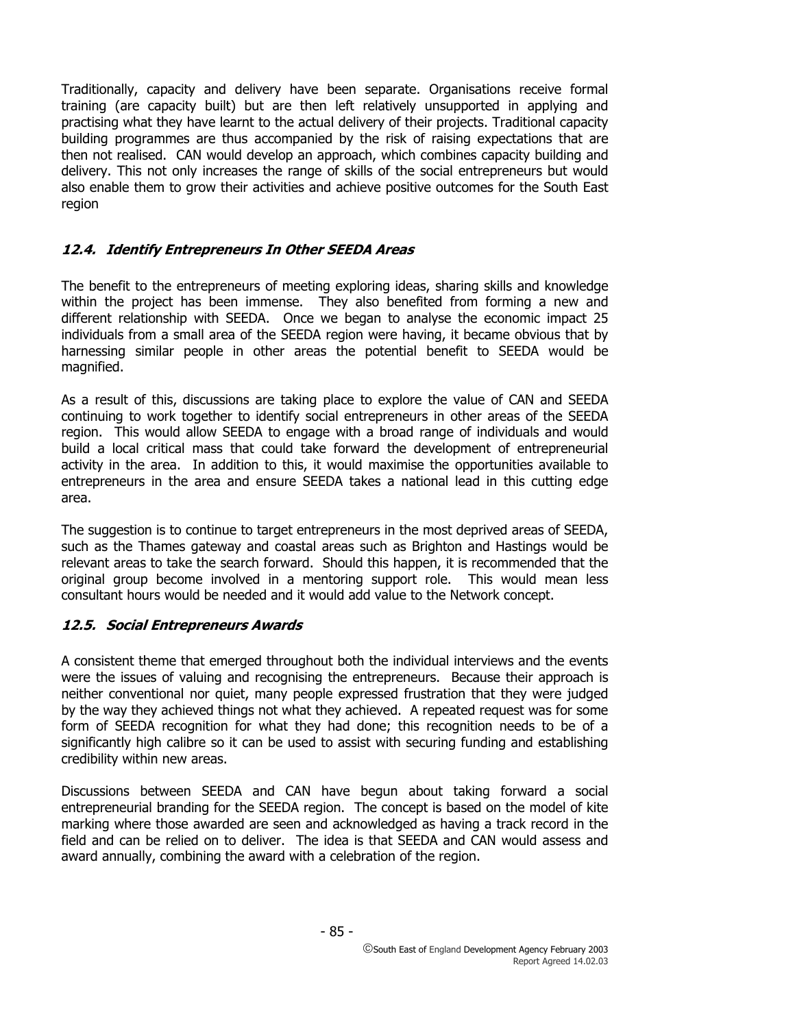Traditionally, capacity and delivery have been separate. Organisations receive formal training (are capacity built) but are then left relatively unsupported in applying and practising what they have learnt to the actual delivery of their projects. Traditional capacity building programmes are thus accompanied by the risk of raising expectations that are then not realised. CAN would develop an approach, which combines capacity building and delivery. This not only increases the range of skills of the social entrepreneurs but would also enable them to grow their activities and achieve positive outcomes for the South East region

### *12.4. Identify Entrepreneurs In Other SEEDA Areas*

The benefit to the entrepreneurs of meeting exploring ideas, sharing skills and knowledge within the project has been immense. They also benefited from forming a new and different relationship with SEEDA. Once we began to analyse the economic impact 25 individuals from a small area of the SEEDA region were having, it became obvious that by harnessing similar people in other areas the potential benefit to SEEDA would be magnified.

As a result of this, discussions are taking place to explore the value of CAN and SEEDA continuing to work together to identify social entrepreneurs in other areas of the SEEDA region. This would allow SEEDA to engage with a broad range of individuals and would build a local critical mass that could take forward the development of entrepreneurial activity in the area. In addition to this, it would maximise the opportunities available to entrepreneurs in the area and ensure SEEDA takes a national lead in this cutting edge area.

The suggestion is to continue to target entrepreneurs in the most deprived areas of SEEDA, such as the Thames gateway and coastal areas such as Brighton and Hastings would be relevant areas to take the search forward. Should this happen, it is recommended that the original group become involved in a mentoring support role. This would mean less consultant hours would be needed and it would add value to the Network concept.

### *12.5. Social Entrepreneurs Awards*

A consistent theme that emerged throughout both the individual interviews and the events were the issues of valuing and recognising the entrepreneurs. Because their approach is neither conventional nor quiet, many people expressed frustration that they were judged by the way they achieved things not what they achieved. A repeated request was for some form of SEEDA recognition for what they had done; this recognition needs to be of a significantly high calibre so it can be used to assist with securing funding and establishing credibility within new areas.

Discussions between SEEDA and CAN have begun about taking forward a social entrepreneurial branding for the SEEDA region. The concept is based on the model of kite marking where those awarded are seen and acknowledged as having a track record in the field and can be relied on to deliver. The idea is that SEEDA and CAN would assess and award annually, combining the award with a celebration of the region.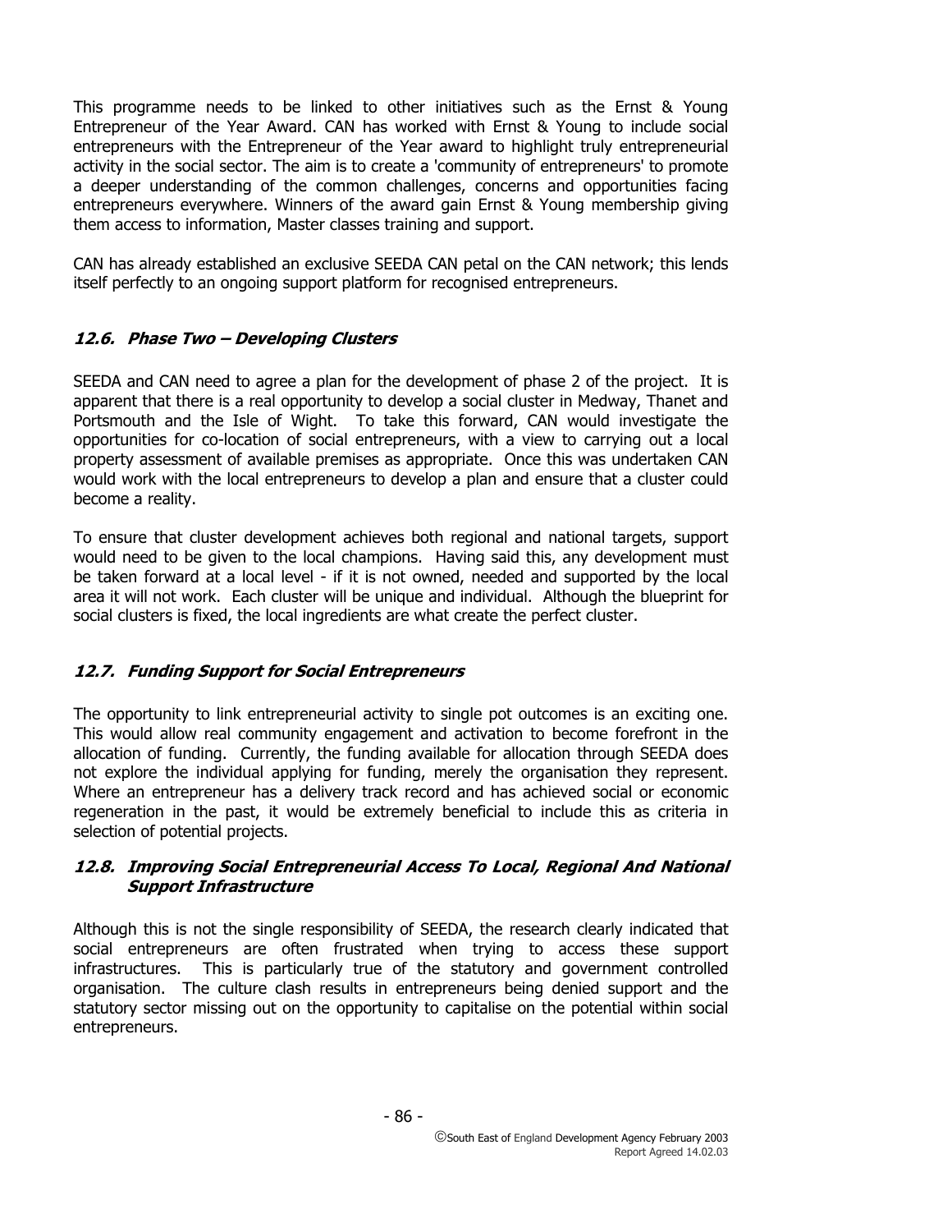This programme needs to be linked to other initiatives such as the Ernst & Young Entrepreneur of the Year Award. CAN has worked with Ernst & Young to include social entrepreneurs with the Entrepreneur of the Year award to highlight truly entrepreneurial activity in the social sector. The aim is to create a 'community of entrepreneurs' to promote a deeper understanding of the common challenges, concerns and opportunities facing entrepreneurs everywhere. Winners of the award gain Ernst & Young membership giving them access to information, Master classes training and support.

CAN has already established an exclusive SEEDA CAN petal on the CAN network; this lends itself perfectly to an ongoing support platform for recognised entrepreneurs.

### *12.6. Phase Two – Developing Clusters*

SEEDA and CAN need to agree a plan for the development of phase 2 of the project. It is apparent that there is a real opportunity to develop a social cluster in Medway, Thanet and Portsmouth and the Isle of Wight. To take this forward, CAN would investigate the opportunities for co-location of social entrepreneurs, with a view to carrying out a local property assessment of available premises as appropriate. Once this was undertaken CAN would work with the local entrepreneurs to develop a plan and ensure that a cluster could become a reality.

To ensure that cluster development achieves both regional and national targets, support would need to be given to the local champions. Having said this, any development must be taken forward at a local level - if it is not owned, needed and supported by the local area it will not work. Each cluster will be unique and individual. Although the blueprint for social clusters is fixed, the local ingredients are what create the perfect cluster.

### *12.7. Funding Support for Social Entrepreneurs*

The opportunity to link entrepreneurial activity to single pot outcomes is an exciting one. This would allow real community engagement and activation to become forefront in the allocation of funding. Currently, the funding available for allocation through SEEDA does not explore the individual applying for funding, merely the organisation they represent. Where an entrepreneur has a delivery track record and has achieved social or economic regeneration in the past, it would be extremely beneficial to include this as criteria in selection of potential projects.

### *12.8. Improving Social Entrepreneurial Access To Local, Regional And National Support Infrastructure*

Although this is not the single responsibility of SEEDA, the research clearly indicated that social entrepreneurs are often frustrated when trying to access these support infrastructures. This is particularly true of the statutory and government controlled organisation. The culture clash results in entrepreneurs being denied support and the statutory sector missing out on the opportunity to capitalise on the potential within social entrepreneurs.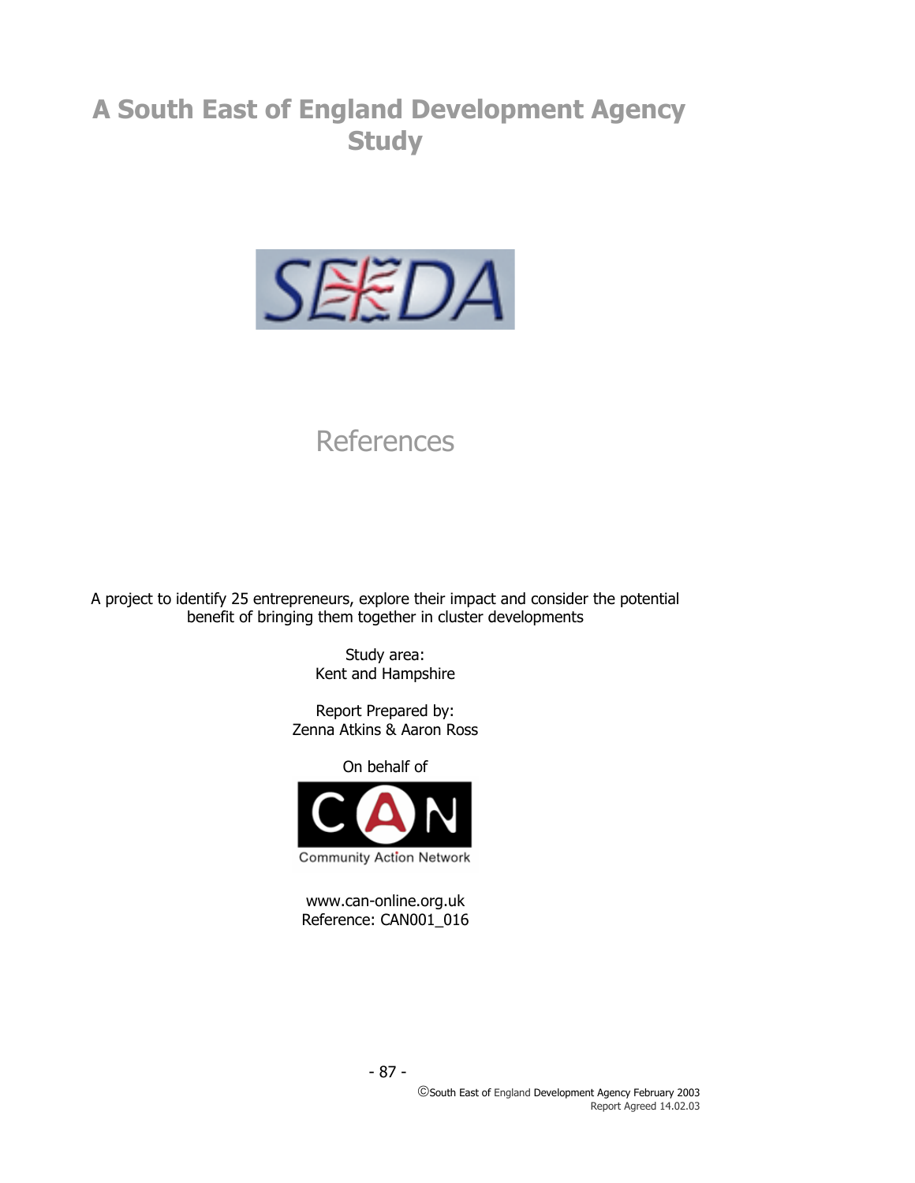# A South East of England Development Agency Study

## References

A project to identify 25 entrepreneurs, explore their impact and consider the potential benefit of bringing them together in cluster developments

Study area:
Kent and Hampshire

Report Prepared by:
Zenna Atkins & Aaron Ross

On behalf of

Community Action Network

www.can-online.org.uk
Reference: CAN001_016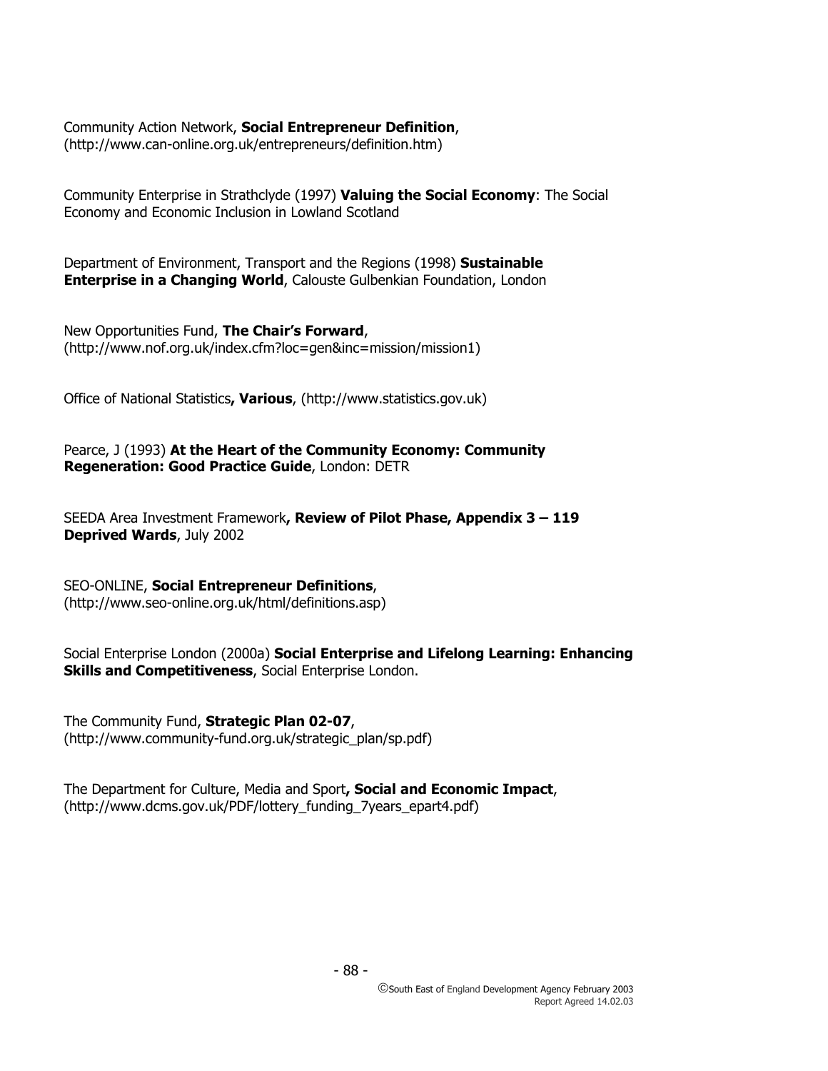Community Action Network, **Social Entrepreneur Definition**, (http://www.can-online.org.uk/entrepreneurs/definition.htm)

Community Enterprise in Strathclyde (1997) **Valuing the Social Economy**: The Social Economy and Economic Inclusion in Lowland Scotland

Department of Environment, Transport and the Regions (1998) **Sustainable Enterprise in a Changing World**, Calouste Gulbenkian Foundation, London

New Opportunities Fund, **The Chair's Forward**, (http://www.nof.org.uk/index.cfm?loc=gen&inc=mission/mission1)

Office of National Statistics**, Various**, (http://www.statistics.gov.uk)

Pearce, J (1993) **At the Heart of the Community Economy: Community Regeneration: Good Practice Guide**, London: DETR

SEEDA Area Investment Framework**, Review of Pilot Phase, Appendix 3 – 119 Deprived Wards**, July 2002

SEO-ONLINE, **Social Entrepreneur Definitions**, (http://www.seo-online.org.uk/html/definitions.asp)

Social Enterprise London (2000a) **Social Enterprise and Lifelong Learning: Enhancing Skills and Competitiveness**, Social Enterprise London.

The Community Fund, **Strategic Plan 02-07**, (http://www.community-fund.org.uk/strategic_plan/sp.pdf)

The Department for Culture, Media and Sport**, Social and Economic Impact**, (http://www.dcms.gov.uk/PDF/lottery_funding_7years_epart4.pdf)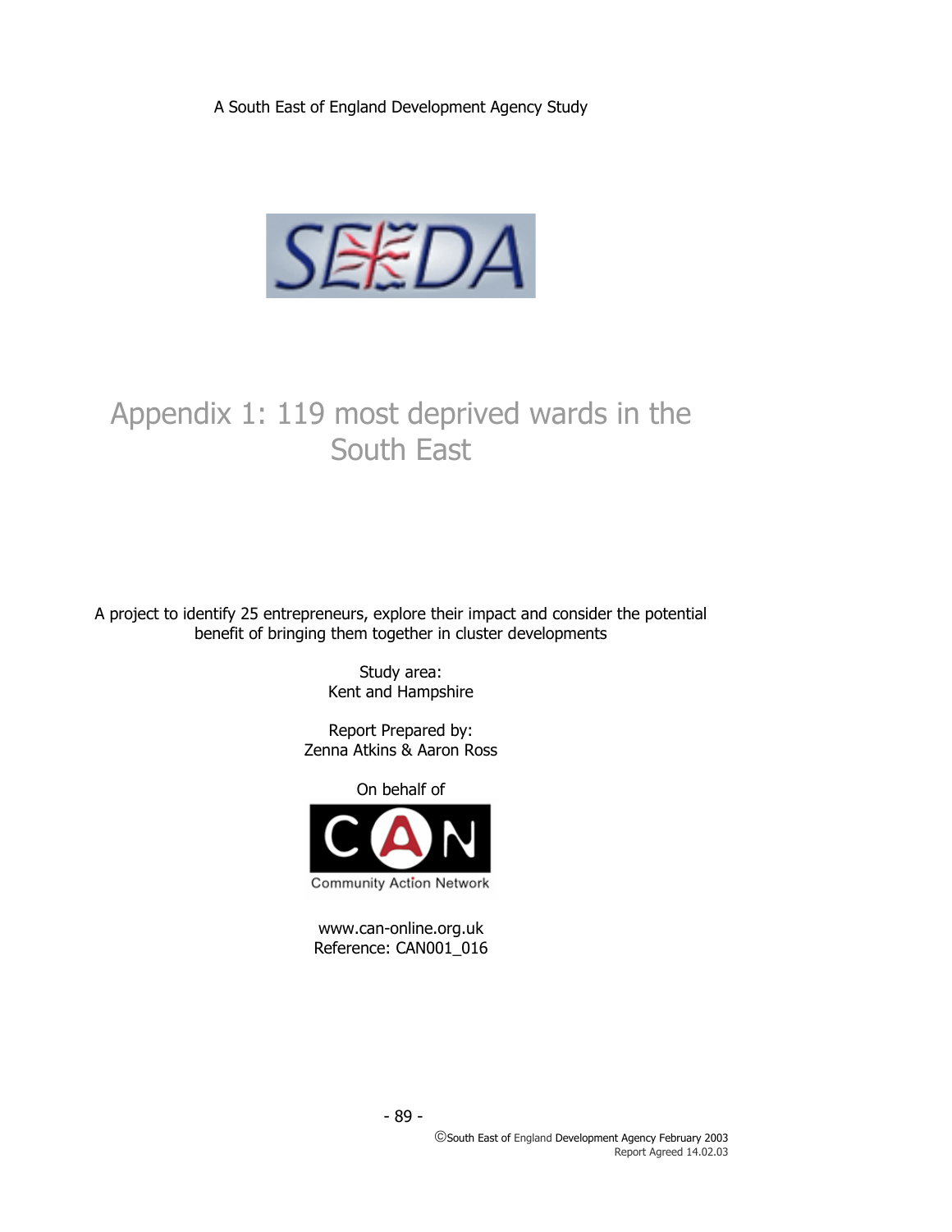A South East of England Development Agency Study

# Appendix 1: 119 most deprived wards in the South East

A project to identify 25 entrepreneurs, explore their impact and consider the potential benefit of bringing them together in cluster developments

Study area:
Kent and Hampshire

Report Prepared by:
Zenna Atkins & Aaron Ross

On behalf of

www.can-online.org.uk
Reference: CAN001_016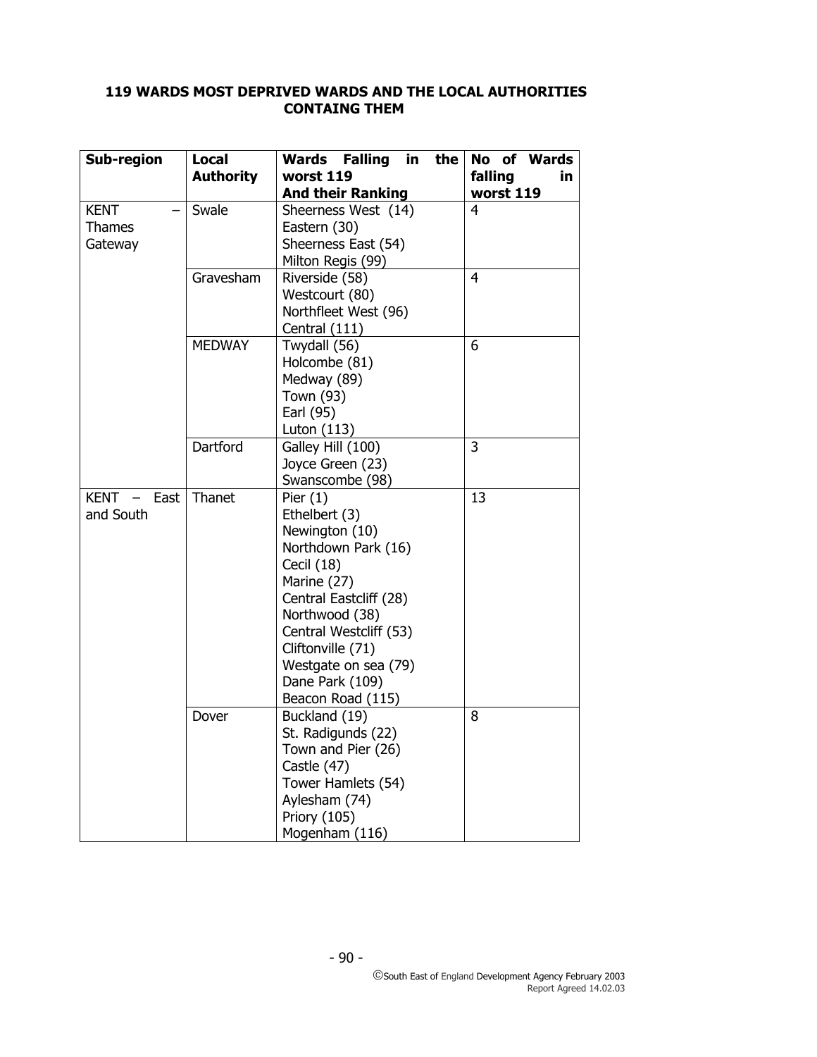**119 WARDS MOST DEPRIVED WARDS AND THE LOCAL AUTHORITIES CONTAING THEM**

| Sub-region | Local Authority | Wards Falling in the worst 119 And their Ranking | No of Wards falling in worst 119 |
|---|---|---|---|
| KENT – Thames Gateway | Swale | Sheerness West (14)<br>Eastern (30)<br>Sheerness East (54)<br>Milton Regis (99) | 4 |
| | Gravesham | Riverside (58)<br>Westcourt (80)<br>Northfleet West (96)<br>Central (111) | 4 |
| | MEDWAY | Twydall (56)<br>Holcombe (81)<br>Medway (89)<br>Town (93)<br>Earl (95)<br>Luton (113) | 6 |
| | Dartford | Galley Hill (100)<br>Joyce Green (23)<br>Swanscombe (98) | 3 |
| KENT – East and South | Thanet | Pier (1)<br>Ethelbert (3)<br>Newington (10)<br>Northdown Park (16)<br>Cecil (18)<br>Marine (27)<br>Central Eastcliff (28)<br>Northwood (38)<br>Central Westcliff (53)<br>Cliftonville (71)<br>Westgate on sea (79)<br>Dane Park (109)<br>Beacon Road (115) | 13 |
| | Dover | Buckland (19)<br>St. Radigunds (22)<br>Town and Pier (26)<br>Castle (47)<br>Tower Hamlets (54)<br>Aylesham (74)<br>Priory (105)<br>Mogenham (116) | 8 |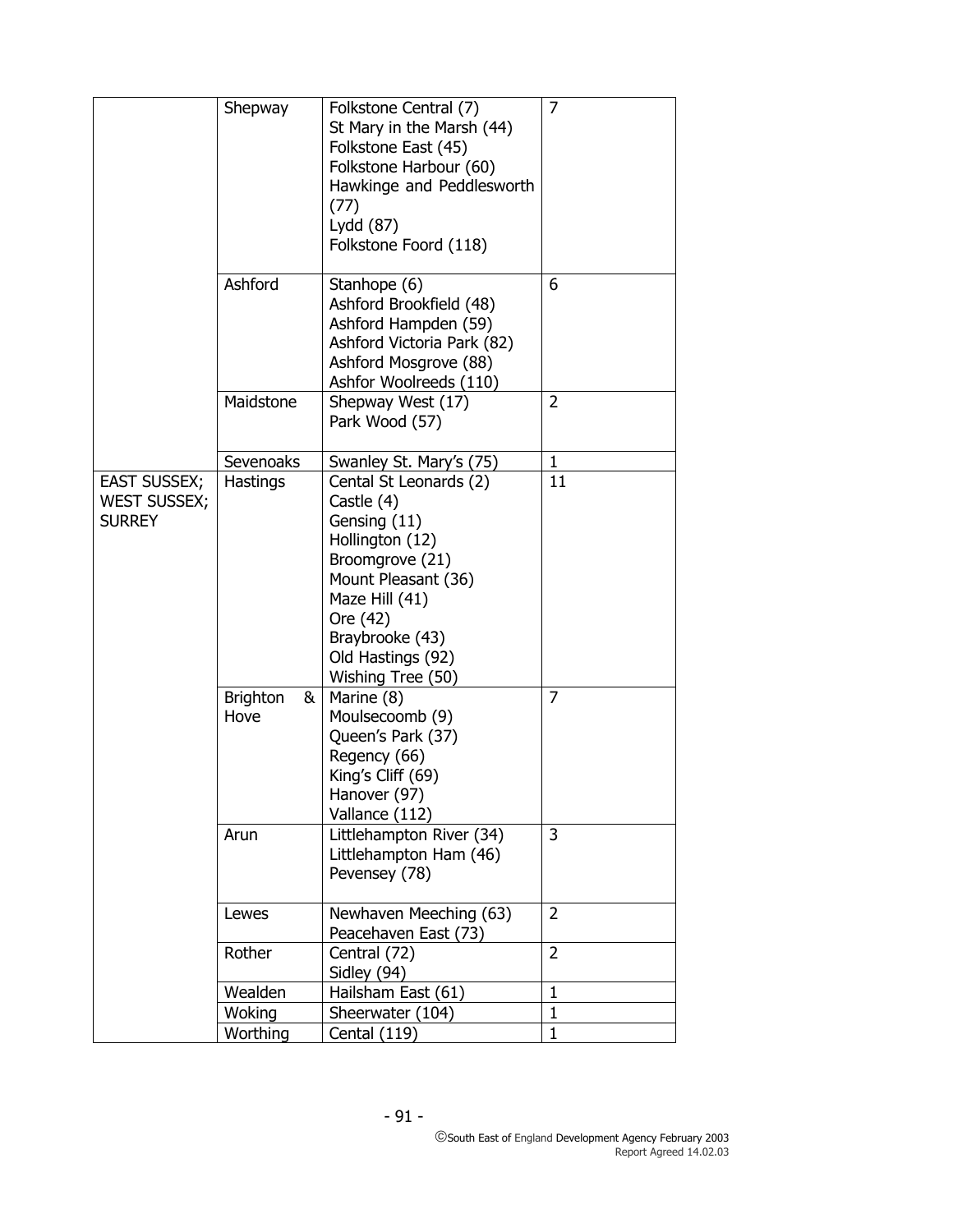| | | | |
|---|---|---|---|
| | Shepway | Folkstone Central (7)<br>St Mary in the Marsh (44)<br>Folkstone East (45)<br>Folkstone Harbour (60)<br>Hawkinge and Peddlesworth (77)<br>Lydd (87)<br>Folkstone Foord (118) | 7 |
| | Ashford | Stanhope (6)<br>Ashford Brookfield (48)<br>Ashford Hampden (59)<br>Ashford Victoria Park (82)<br>Ashford Mosgrove (88)<br>Ashfor Woolreeds (110) | 6 |
| | Maidstone | Shepway West (17)<br>Park Wood (57) | 2 |
| | Sevenoaks | Swanley St. Mary's (75) | 1 |
| EAST SUSSEX; WEST SUSSEX; SURREY | Hastings | Cental St Leonards (2)<br>Castle (4)<br>Gensing (11)<br>Hollington (12)<br>Broomgrove (21)<br>Mount Pleasant (36)<br>Maze Hill (41)<br>Ore (42)<br>Braybrooke (43)<br>Old Hastings (92)<br>Wishing Tree (50) | 11 |
| | Brighton & Hove | Marine (8)<br>Moulsecoomb (9)<br>Queen's Park (37)<br>Regency (66)<br>King's Cliff (69)<br>Hanover (97)<br>Vallance (112) | 7 |
| | Arun | Littlehampton River (34)<br>Littlehampton Ham (46)<br>Pevensey (78) | 3 |
| | Lewes | Newhaven Meeching (63)<br>Peacehaven East (73) | 2 |
| | Rother | Central (72)<br>Sidley (94) | 2 |
| | Wealden | Hailsham East (61) | 1 |
| | Woking | Sheerwater (104) | 1 |
| | Worthing | Cental (119) | 1 |

©South East of England Development Agency February 2003
Report Agreed 14.02.03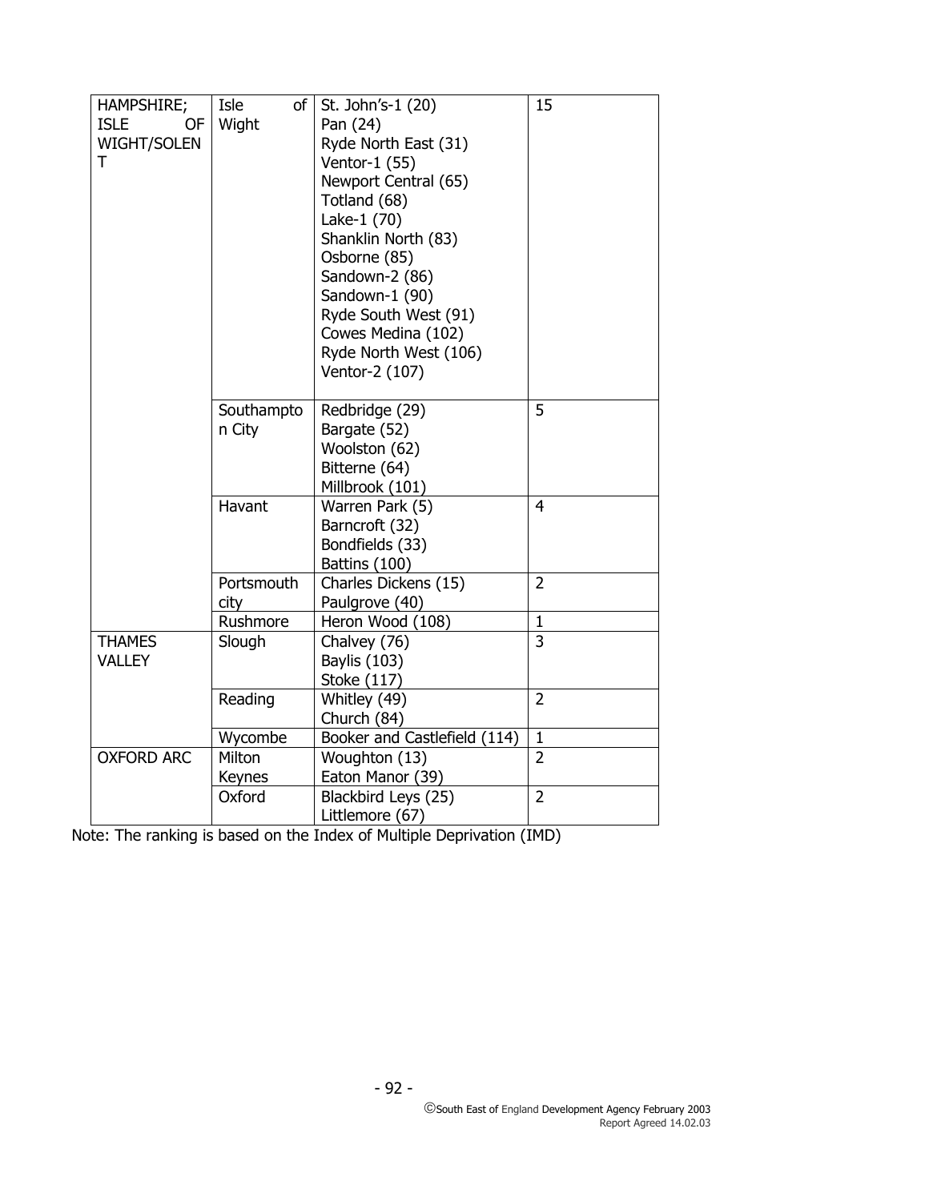| | | | |
|---|---|---|---|
| HAMPSHIRE; ISLE OF WIGHT/SOLENT | Isle of Wight | St. John's-1 (20)<br>Pan (24)<br>Ryde North East (31)<br>Ventor-1 (55)<br>Newport Central (65)<br>Totland (68)<br>Lake-1 (70)<br>Shanklin North (83)<br>Osborne (85)<br>Sandown-2 (86)<br>Sandown-1 (90)<br>Ryde South West (91)<br>Cowes Medina (102)<br>Ryde North West (106)<br>Ventor-2 (107) | 15 |
| | Southampton City | Redbridge (29)<br>Bargate (52)<br>Woolston (62)<br>Bitterne (64)<br>Millbrook (101) | 5 |
| | Havant | Warren Park (5)<br>Barncroft (32)<br>Bondfields (33)<br>Battins (100) | 4 |
| | Portsmouth city | Charles Dickens (15)<br>Paulgrove (40) | 2 |
| | Rushmore | Heron Wood (108) | 1 |
| THAMES VALLEY | Slough | Chalvey (76)<br>Baylis (103)<br>Stoke (117) | 3 |
| | Reading | Whitley (49)<br>Church (84) | 2 |
| | Wycombe | Booker and Castlefield (114) | 1 |
| OXFORD ARC | Milton Keynes | Woughton (13)<br>Eaton Manor (39) | 2 |
| | Oxford | Blackbird Leys (25)<br>Littlemore (67) | 2 |

Note: The ranking is based on the Index of Multiple Deprivation (IMD)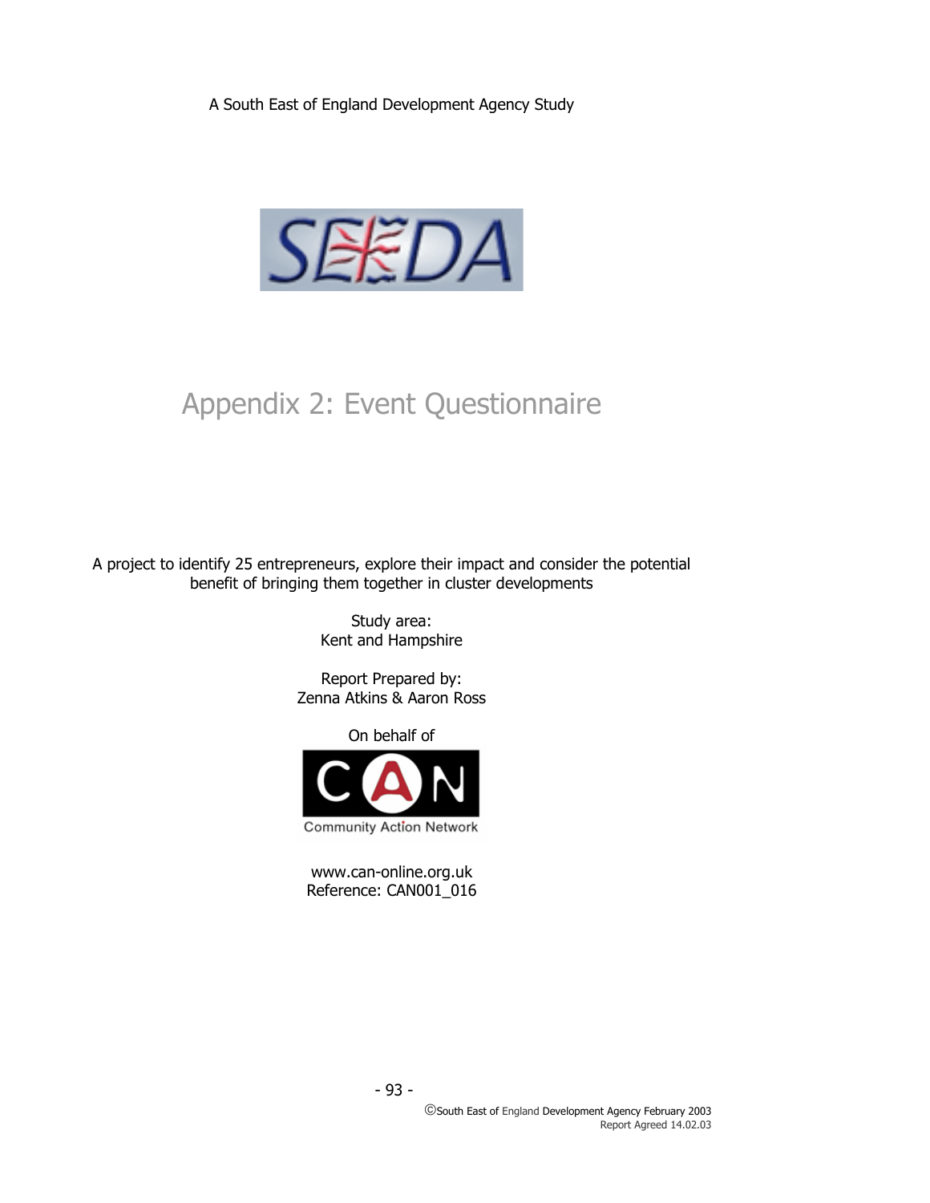A South East of England Development Agency Study

# Appendix 2: Event Questionnaire

A project to identify 25 entrepreneurs, explore their impact and consider the potential benefit of bringing them together in cluster developments

Study area:
Kent and Hampshire

Report Prepared by:
Zenna Atkins & Aaron Ross

On behalf of

Community Action Network

www.can-online.org.uk
Reference: CAN001_016

©South East of England Development Agency February 2003
Report Agreed 14.02.03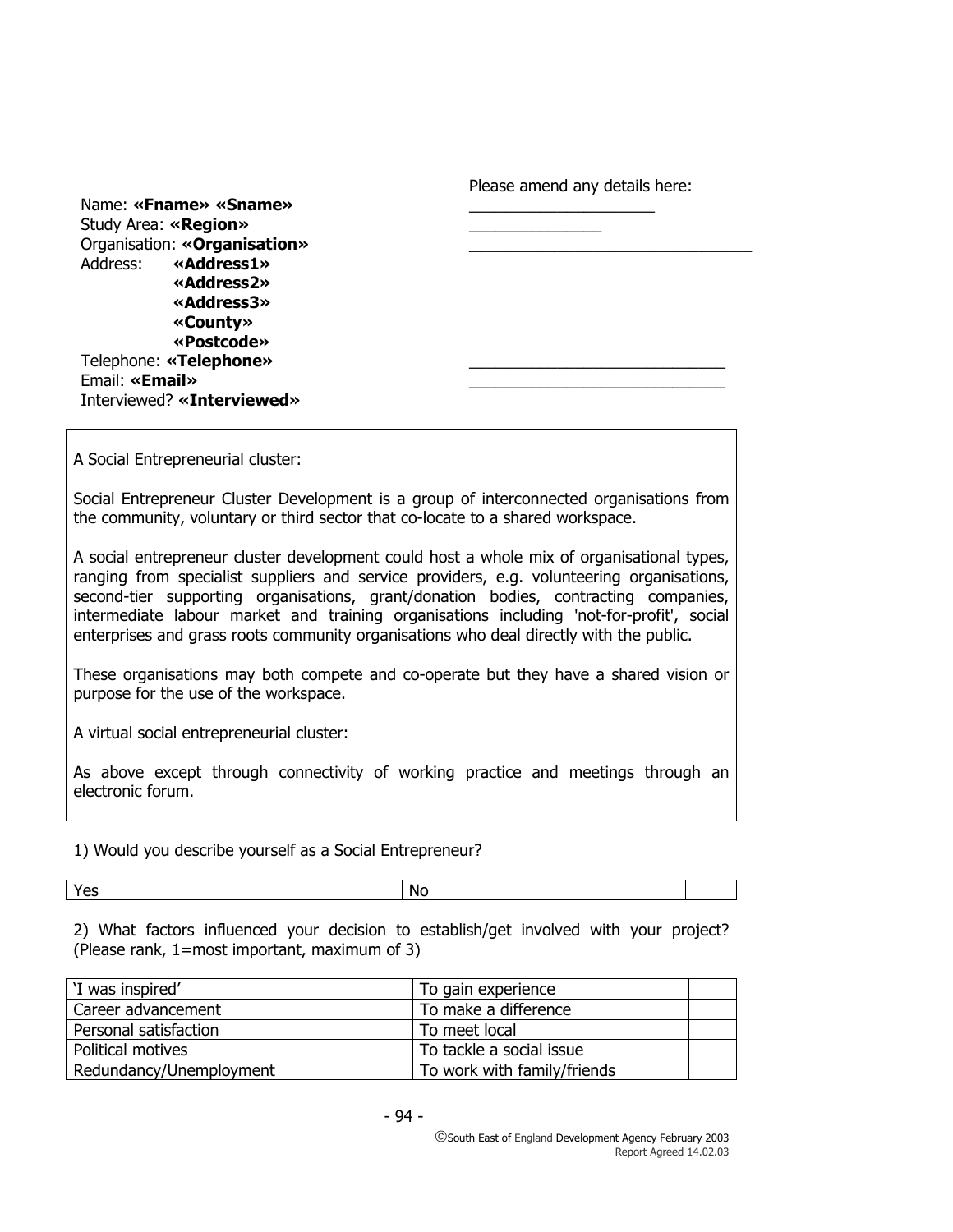Please amend any details here:

Name: **«Fname» «Sname»** ____________________

Study Area: **«Region»** ______________

Organisation: **«Organisation»** ______________________________

Address: **«Address1»**
**«Address2»**
**«Address3»**
**«County»**
**«Postcode»**

Telephone: **«Telephone»** ___________________________

Email: **«Email»** ___________________________

Interviewed? **«Interviewed»**

A Social Entrepreneurial cluster:

Social Entrepreneur Cluster Development is a group of interconnected organisations from the community, voluntary or third sector that co-locate to a shared workspace.

A social entrepreneur cluster development could host a whole mix of organisational types, ranging from specialist suppliers and service providers, e.g. volunteering organisations, second-tier supporting organisations, grant/donation bodies, contracting companies, intermediate labour market and training organisations including 'not-for-profit', social enterprises and grass roots community organisations who deal directly with the public.

These organisations may both compete and co-operate but they have a shared vision or purpose for the use of the workspace.

A virtual social entrepreneurial cluster:

As above except through connectivity of working practice and meetings through an electronic forum.

1) Would you describe yourself as a Social Entrepreneur?

| Yes | | No | |
|---|---|---|---|

2) What factors influenced your decision to establish/get involved with your project? (Please rank, 1=most important, maximum of 3)

| 'I was inspired' | | To gain experience | |
|---|---|---|---|
| Career advancement | | To make a difference | |
| Personal satisfaction | | To meet local | |
| Political motives | | To tackle a social issue | |
| Redundancy/Unemployment | | To work with family/friends | |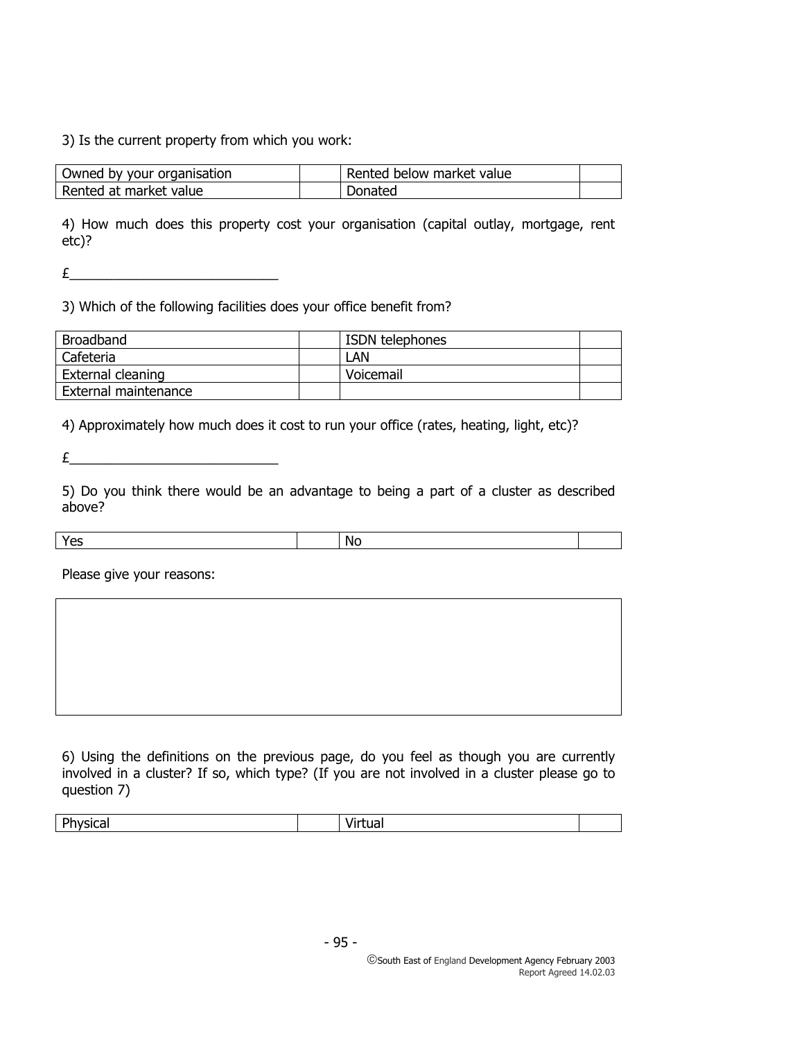3) Is the current property from which you work:

| Owned by your organisation | | Rented below market value | |
|---|---|---|---|
| Rented at market value | | Donated | |

4) How much does this property cost your organisation (capital outlay, mortgage, rent etc)?

£____________________________

3) Which of the following facilities does your office benefit from?

| Broadband | | ISDN telephones | |
|---|---|---|---|
| Cafeteria | | LAN | |
| External cleaning | | Voicemail | |
| External maintenance | | | |

4) Approximately how much does it cost to run your office (rates, heating, light, etc)?

£____________________________

5) Do you think there would be an advantage to being a part of a cluster as described above?

| Yes | | No | |
|---|---|---|---|

Please give your reasons:

| |
|---|
| |

6) Using the definitions on the previous page, do you feel as though you are currently involved in a cluster? If so, which type? (If you are not involved in a cluster please go to question 7)

| Physical | | Virtual | |
|---|---|---|---|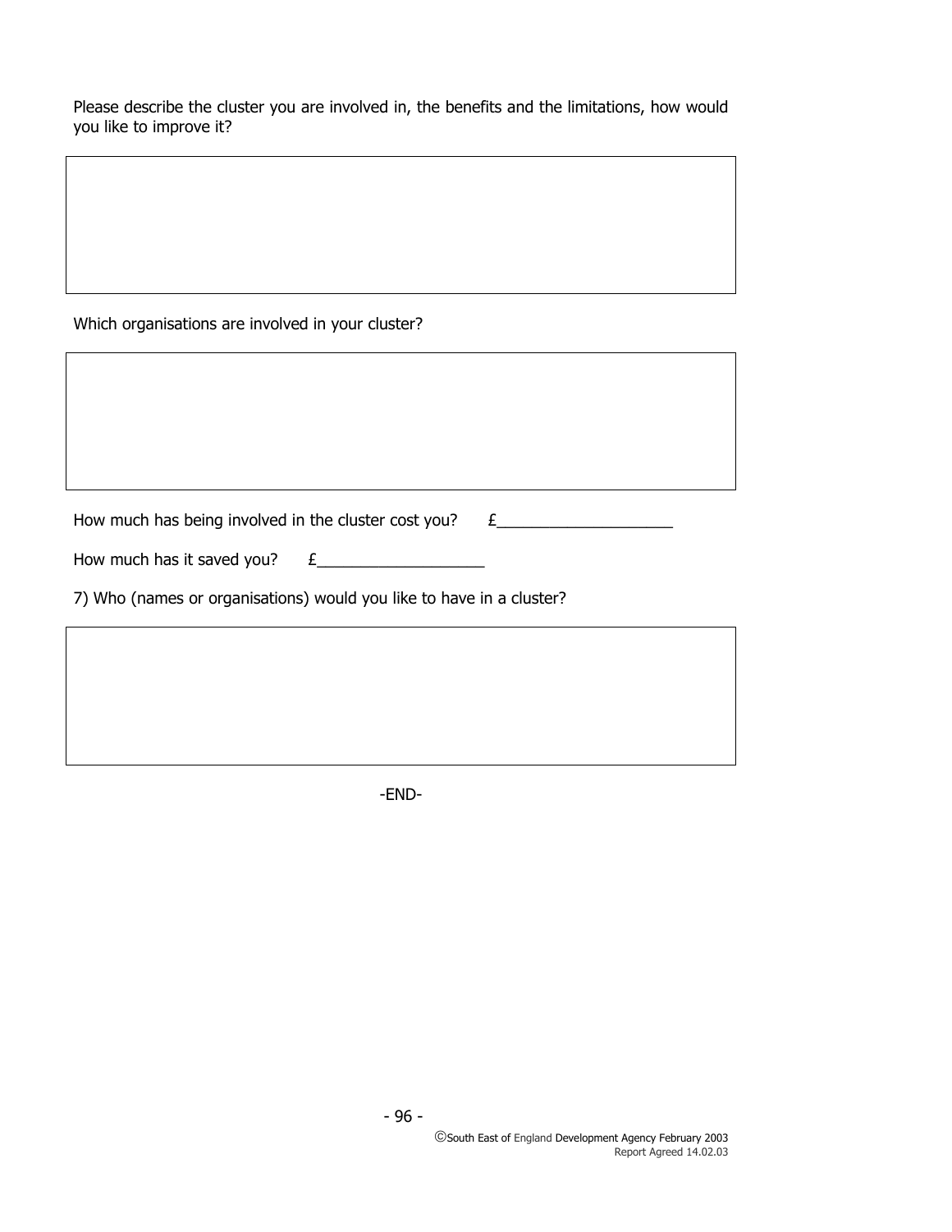Please describe the cluster you are involved in, the benefits and the limitations, how would you like to improve it?

Which organisations are involved in your cluster?

How much has being involved in the cluster cost you? £____________________

How much has it saved you? £___________________

7) Who (names or organisations) would you like to have in a cluster?

-END-